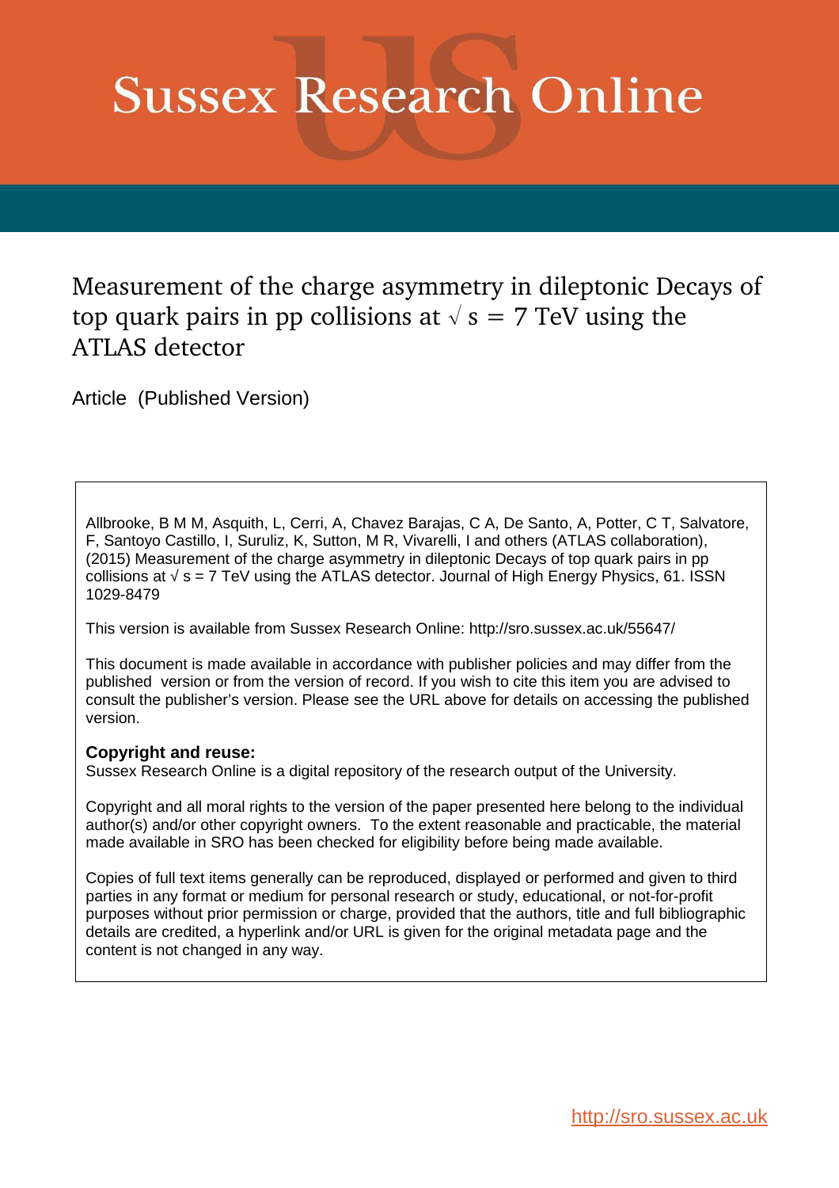# Sussex Research Online

## Measurement of the charge asymmetry in dileptonic Decays of top quark pairs in pp collisions at $\sqrt{s} = 7$ TeV using the ATLAS detector

Article (Published Version)

Allbrooke, B M M, Asquith, L, Cerri, A, Chavez Barajas, C A, De Santo, A, Potter, C T, Salvatore, F, Santoyo Castillo, I, Suruliz, K, Sutton, M R, Vivarelli, I and others (ATLAS collaboration), (2015) Measurement of the charge asymmetry in dileptonic Decays of top quark pairs in pp collisions at $\sqrt{s} = 7$ TeV using the ATLAS detector. Journal of High Energy Physics, 61. ISSN 1029-8479

This version is available from Sussex Research Online: http://sro.sussex.ac.uk/55647/

This document is made available in accordance with publisher policies and may differ from the published version or from the version of record. If you wish to cite this item you are advised to consult the publisher's version. Please see the URL above for details on accessing the published version.

**Copyright and reuse:**
Sussex Research Online is a digital repository of the research output of the University.

Copyright and all moral rights to the version of the paper presented here belong to the individual author(s) and/or other copyright owners. To the extent reasonable and practicable, the material made available in SRO has been checked for eligibility before being made available.

Copies of full text items generally can be reproduced, displayed or performed and given to third parties in any format or medium for personal research or study, educational, or not-for-profit purposes without prior permission or charge, provided that the authors, title and full bibliographic details are credited, a hyperlink and/or URL is given for the original metadata page and the content is not changed in any way.

http://sro.sussex.ac.uk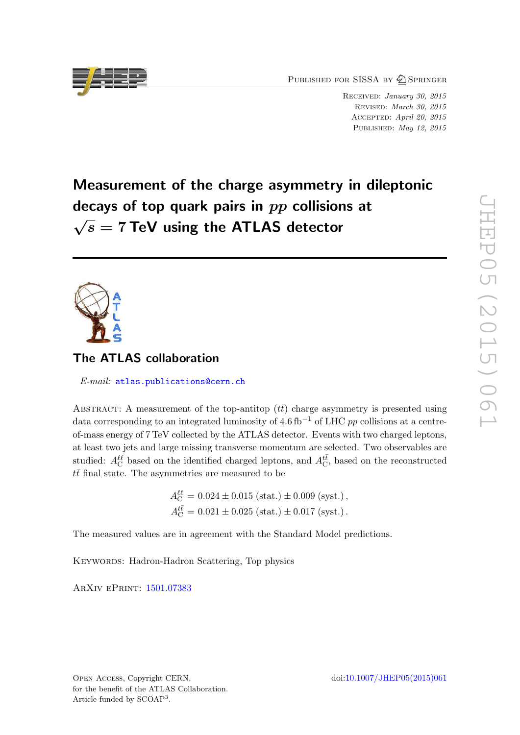# Measurement of the charge asymmetry in dileptonic decays of top quark pairs in $pp$ collisions at $\sqrt{s} = 7$ TeV using the ATLAS detector

## The ATLAS collaboration

*E-mail:* atlas.publications@cern.ch

Abstract: A measurement of the top-antitop ($t\bar{t}$) charge asymmetry is presented using data corresponding to an integrated luminosity of 4.6 fb$^{-1}$ of LHC $pp$ collisions at a centre-of-mass energy of 7 TeV collected by the ATLAS detector. Events with two charged leptons, at least two jets and large missing transverse momentum are selected. Two observables are studied: $A_{\mathrm{C}}^{\ell\ell}$ based on the identified charged leptons, and $A_{\mathrm{C}}^{t\bar{t}}$, based on the reconstructed $t\bar{t}$ final state. The asymmetries are measured to be

$$A_{\mathrm{C}}^{\ell\ell} = 0.024 \pm 0.015 \text{ (stat.)} \pm 0.009 \text{ (syst.)},$$
$$A_{\mathrm{C}}^{t\bar{t}} = 0.021 \pm 0.025 \text{ (stat.)} \pm 0.017 \text{ (syst.)}.$$

The measured values are in agreement with the Standard Model predictions.

Keywords: Hadron-Hadron Scattering, Top physics

ArXiv ePrint: 1501.07383

Open Access, Copyright CERN,
for the benefit of the ATLAS Collaboration.
Article funded by SCOAP[3].

doi:10.1007/JHEP05(2015)061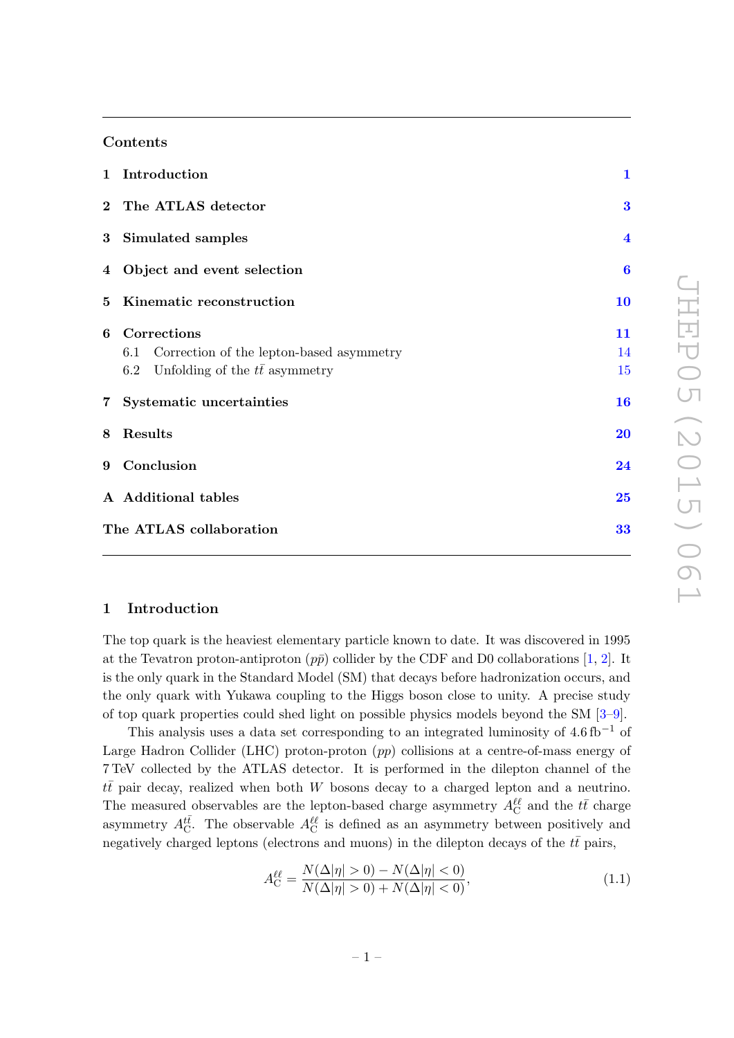## Contents

| | | |
|---|---|---|
| **1** | **Introduction** | **1** |
| **2** | **The ATLAS detector** | **3** |
| **3** | **Simulated samples** | **4** |
| **4** | **Object and event selection** | **6** |
| **5** | **Kinematic reconstruction** | **10** |
| **6** | **Corrections** | **11** |
| | 6.1 Correction of the lepton-based asymmetry | 14 |
| | 6.2 Unfolding of the $t\bar{t}$ asymmetry | 15 |
| **7** | **Systematic uncertainties** | **16** |
| **8** | **Results** | **20** |
| **9** | **Conclusion** | **24** |
| **A** | **Additional tables** | **25** |
| | **The ATLAS collaboration** | **33** |

# 1 Introduction

The top quark is the heaviest elementary particle known to date. It was discovered in 1995 at the Tevatron proton-antiproton ($p\bar{p}$) collider by the CDF and D0 collaborations [1, 2]. It is the only quark in the Standard Model (SM) that decays before hadronization occurs, and the only quark with Yukawa coupling to the Higgs boson close to unity. A precise study of top quark properties could shed light on possible physics models beyond the SM [3–9].

This analysis uses a data set corresponding to an integrated luminosity of 4.6 fb$^{-1}$ of Large Hadron Collider (LHC) proton-proton ($pp$) collisions at a centre-of-mass energy of 7 TeV collected by the ATLAS detector. It is performed in the dilepton channel of the $t\bar{t}$ pair decay, realized when both $W$ bosons decay to a charged lepton and a neutrino. The measured observables are the lepton-based charge asymmetry $A_{\mathrm{C}}^{\ell\ell}$ and the $t\bar{t}$ charge asymmetry $A_{\mathrm{C}}^{t\bar{t}}$. The observable $A_{\mathrm{C}}^{\ell\ell}$ is defined as an asymmetry between positively and negatively charged leptons (electrons and muons) in the dilepton decays of the $t\bar{t}$ pairs,

$$A_{\mathrm{C}}^{\ell\ell} = \frac{N(\Delta|\eta| > 0) - N(\Delta|\eta| < 0)}{N(\Delta|\eta| > 0) + N(\Delta|\eta| < 0)}, \tag{1.1}$$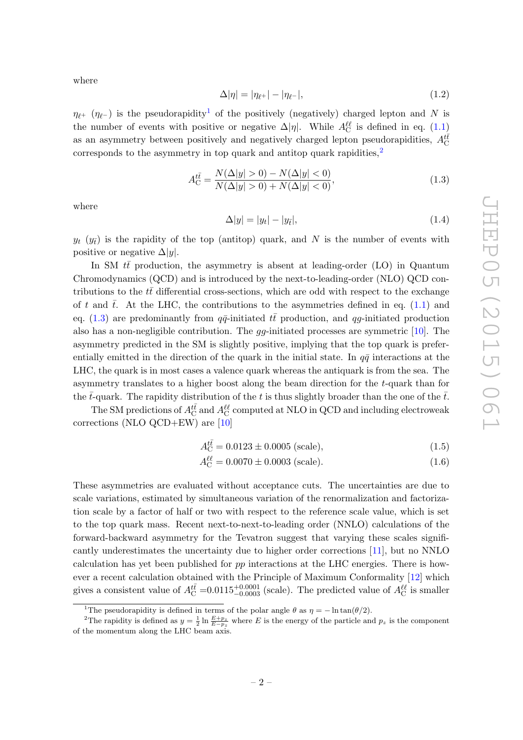where

$$\Delta|\eta| = |\eta_{\ell^+}| - |\eta_{\ell^-}|, \tag{1.2}$$

$\eta_{\ell^+}$ ($\eta_{\ell^-}$) is the pseudorapidity[1] of the positively (negatively) charged lepton and $N$ is the number of events with positive or negative $\Delta|\eta|$. While $A_{\rm C}^{\ell\ell}$ is defined in eq. (1.1) as an asymmetry between positively and negatively charged lepton pseudorapidities, $A_{\rm C}^{t\bar{t}}$ corresponds to the asymmetry in top quark and antitop quark rapidities,[2]

$$A_{\rm C}^{t\bar{t}} = \frac{N(\Delta|y| > 0) - N(\Delta|y| < 0)}{N(\Delta|y| > 0) + N(\Delta|y| < 0)}, \tag{1.3}$$

where

$$\Delta|y| = |y_t| - |y_{\bar{t}}|, \tag{1.4}$$

$y_t$ ($y_{\bar{t}}$) is the rapidity of the top (antitop) quark, and $N$ is the number of events with positive or negative $\Delta|y|$.

In SM $t\bar{t}$ production, the asymmetry is absent at leading-order (LO) in Quantum Chromodynamics (QCD) and is introduced by the next-to-leading-order (NLO) QCD contributions to the $t\bar{t}$ differential cross-sections, which are odd with respect to the exchange of $t$ and $\bar{t}$. At the LHC, the contributions to the asymmetries defined in eq. (1.1) and eq. (1.3) are predominantly from $q\bar{q}$-initiated $t\bar{t}$ production, and $qg$-initiated production also has a non-negligible contribution. The $gg$-initiated processes are symmetric [10]. The asymmetry predicted in the SM is slightly positive, implying that the top quark is preferentially emitted in the direction of the quark in the initial state. In $q\bar{q}$ interactions at the LHC, the quark is in most cases a valence quark whereas the antiquark is from the sea. The asymmetry translates to a higher boost along the beam direction for the $t$-quark than for the $\bar{t}$-quark. The rapidity distribution of the $t$ is thus slightly broader than the one of the $\bar{t}$.

The SM predictions of $A_{\rm C}^{t\bar{t}}$ and $A_{\rm C}^{\ell\ell}$ computed at NLO in QCD and including electroweak corrections (NLO QCD+EW) are [10]

$$A_{\rm C}^{t\bar{t}} = 0.0123 \pm 0.0005 \text{ (scale)}, \tag{1.5}$$

$$A_{\rm C}^{\ell\ell} = 0.0070 \pm 0.0003 \text{ (scale)}. \tag{1.6}$$

These asymmetries are evaluated without acceptance cuts. The uncertainties are due to scale variations, estimated by simultaneous variation of the renormalization and factorization scale by a factor of half or two with respect to the reference scale value, which is set to the top quark mass. Recent next-to-next-to-leading order (NNLO) calculations of the forward-backward asymmetry for the Tevatron suggest that varying these scales significantly underestimates the uncertainty due to higher order corrections [11], but no NNLO calculation has yet been published for $pp$ interactions at the LHC energies. There is however a recent calculation obtained with the Principle of Maximum Conformality [12] which gives a consistent value of $A_{\rm C}^{t\bar{t}} = 0.0115^{+0.0001}_{-0.0003}$ (scale). The predicted value of $A_{\rm C}^{\ell\ell}$ is smaller

---

[1] The pseudorapidity is defined in terms of the polar angle $\theta$ as $\eta = -\ln\tan(\theta/2)$.

[2] The rapidity is defined as $y = \frac{1}{2}\ln\frac{E+p_z}{E-p_z}$ where $E$ is the energy of the particle and $p_z$ is the component of the momentum along the LHC beam axis.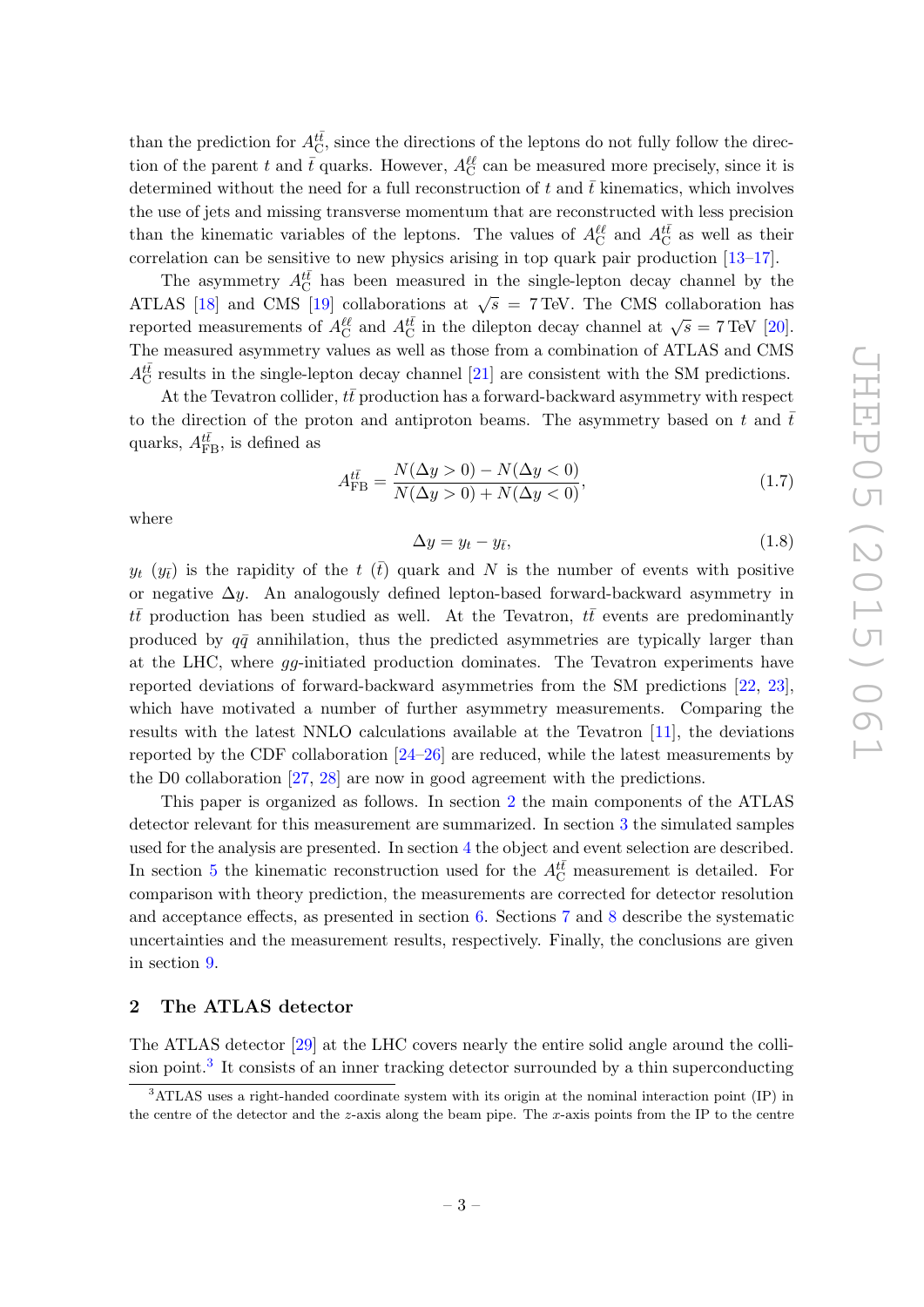than the prediction for $A_{\mathrm{C}}^{t\bar{t}}$, since the directions of the leptons do not fully follow the direction of the parent $t$ and $\bar{t}$ quarks. However, $A_{\mathrm{C}}^{\ell\ell}$ can be measured more precisely, since it is determined without the need for a full reconstruction of $t$ and $\bar{t}$ kinematics, which involves the use of jets and missing transverse momentum that are reconstructed with less precision than the kinematic variables of the leptons. The values of $A_{\mathrm{C}}^{\ell\ell}$ and $A_{\mathrm{C}}^{t\bar{t}}$ as well as their correlation can be sensitive to new physics arising in top quark pair production [13–17].

The asymmetry $A_{\mathrm{C}}^{t\bar{t}}$ has been measured in the single-lepton decay channel by the ATLAS [18] and CMS [19] collaborations at $\sqrt{s} = 7\,\mathrm{TeV}$. The CMS collaboration has reported measurements of $A_{\mathrm{C}}^{\ell\ell}$ and $A_{\mathrm{C}}^{t\bar{t}}$ in the dilepton decay channel at $\sqrt{s} = 7\,\mathrm{TeV}$ [20]. The measured asymmetry values as well as those from a combination of ATLAS and CMS $A_{\mathrm{C}}^{t\bar{t}}$ results in the single-lepton decay channel [21] are consistent with the SM predictions.

At the Tevatron collider, $t\bar{t}$ production has a forward-backward asymmetry with respect to the direction of the proton and antiproton beams. The asymmetry based on $t$ and $\bar{t}$ quarks, $A_{\mathrm{FB}}^{t\bar{t}}$, is defined as

$$A_{\mathrm{FB}}^{t\bar{t}} = \frac{N(\Delta y > 0) - N(\Delta y < 0)}{N(\Delta y > 0) + N(\Delta y < 0)}, \tag{1.7}$$

where

$$\Delta y = y_t - y_{\bar{t}}, \tag{1.8}$$

$y_t$ ($y_{\bar{t}}$) is the rapidity of the $t$ ($\bar{t}$) quark and $N$ is the number of events with positive or negative $\Delta y$. An analogously defined lepton-based forward-backward asymmetry in $t\bar{t}$ production has been studied as well. At the Tevatron, $t\bar{t}$ events are predominantly produced by $q\bar{q}$ annihilation, thus the predicted asymmetries are typically larger than at the LHC, where $gg$-initiated production dominates. The Tevatron experiments have reported deviations of forward-backward asymmetries from the SM predictions [22, 23], which have motivated a number of further asymmetry measurements. Comparing the results with the latest NNLO calculations available at the Tevatron [11], the deviations reported by the CDF collaboration [24–26] are reduced, while the latest measurements by the D0 collaboration [27, 28] are now in good agreement with the predictions.

This paper is organized as follows. In section 2 the main components of the ATLAS detector relevant for this measurement are summarized. In section 3 the simulated samples used for the analysis are presented. In section 4 the object and event selection are described. In section 5 the kinematic reconstruction used for the $A_{\mathrm{C}}^{t\bar{t}}$ measurement is detailed. For comparison with theory prediction, the measurements are corrected for detector resolution and acceptance effects, as presented in section 6. Sections 7 and 8 describe the systematic uncertainties and the measurement results, respectively. Finally, the conclusions are given in section 9.

## 2 The ATLAS detector

The ATLAS detector [29] at the LHC covers nearly the entire solid angle around the collision point.[3] It consists of an inner tracking detector surrounded by a thin superconducting

[3] ATLAS uses a right-handed coordinate system with its origin at the nominal interaction point (IP) in the centre of the detector and the $z$-axis along the beam pipe. The $x$-axis points from the IP to the centre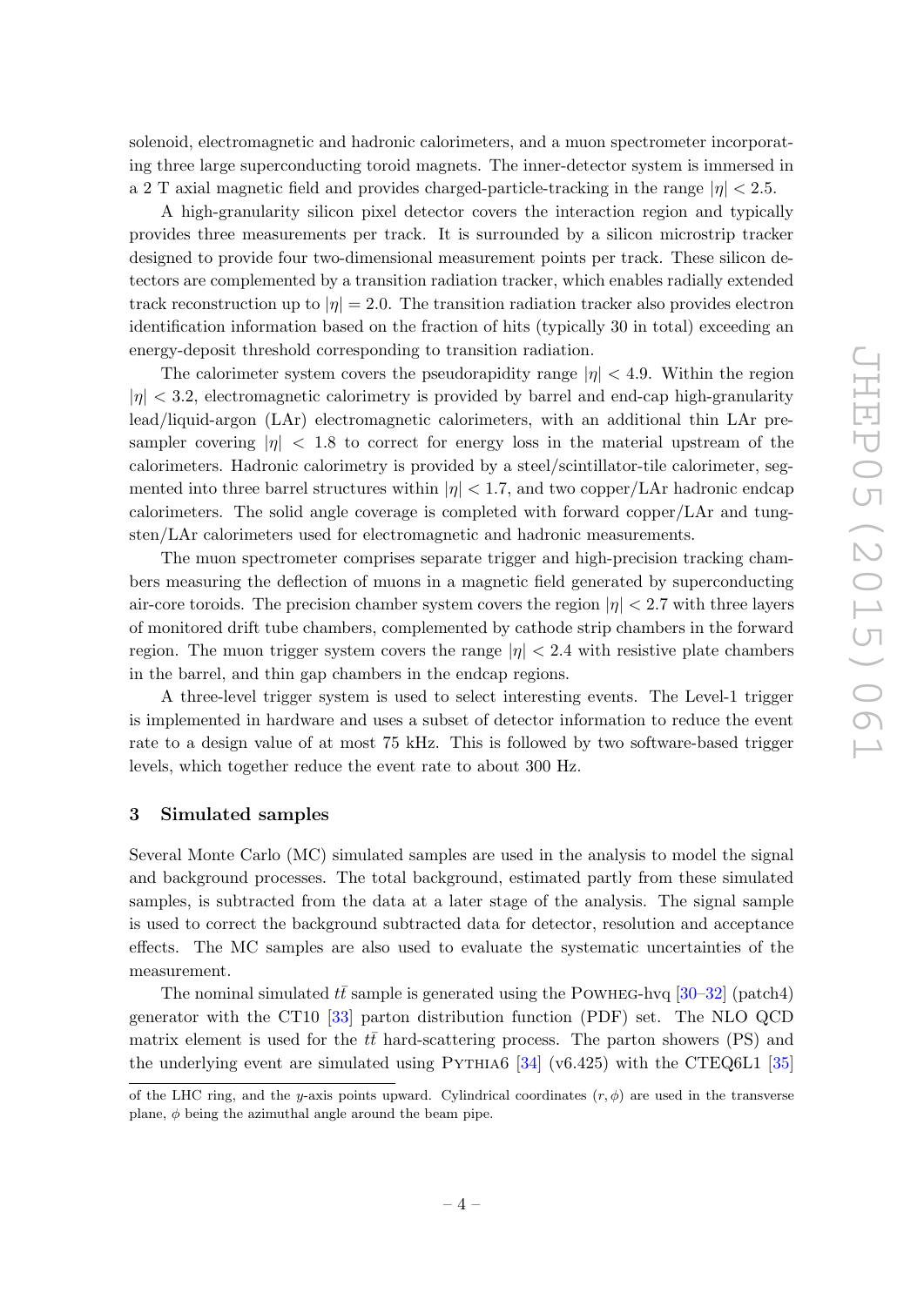solenoid, electromagnetic and hadronic calorimeters, and a muon spectrometer incorporating three large superconducting toroid magnets. The inner-detector system is immersed in a 2 T axial magnetic field and provides charged-particle-tracking in the range $|\eta| < 2.5$.

A high-granularity silicon pixel detector covers the interaction region and typically provides three measurements per track. It is surrounded by a silicon microstrip tracker designed to provide four two-dimensional measurement points per track. These silicon detectors are complemented by a transition radiation tracker, which enables radially extended track reconstruction up to $|\eta| = 2.0$. The transition radiation tracker also provides electron identification information based on the fraction of hits (typically 30 in total) exceeding an energy-deposit threshold corresponding to transition radiation.

The calorimeter system covers the pseudorapidity range $|\eta| < 4.9$. Within the region $|\eta| < 3.2$, electromagnetic calorimetry is provided by barrel and end-cap high-granularity lead/liquid-argon (LAr) electromagnetic calorimeters, with an additional thin LAr presampler covering $|\eta| < 1.8$ to correct for energy loss in the material upstream of the calorimeters. Hadronic calorimetry is provided by a steel/scintillator-tile calorimeter, segmented into three barrel structures within $|\eta| < 1.7$, and two copper/LAr hadronic endcap calorimeters. The solid angle coverage is completed with forward copper/LAr and tungsten/LAr calorimeters used for electromagnetic and hadronic measurements.

The muon spectrometer comprises separate trigger and high-precision tracking chambers measuring the deflection of muons in a magnetic field generated by superconducting air-core toroids. The precision chamber system covers the region $|\eta| < 2.7$ with three layers of monitored drift tube chambers, complemented by cathode strip chambers in the forward region. The muon trigger system covers the range $|\eta| < 2.4$ with resistive plate chambers in the barrel, and thin gap chambers in the endcap regions.

A three-level trigger system is used to select interesting events. The Level-1 trigger is implemented in hardware and uses a subset of detector information to reduce the event rate to a design value of at most 75 kHz. This is followed by two software-based trigger levels, which together reduce the event rate to about 300 Hz.

## 3 Simulated samples

Several Monte Carlo (MC) simulated samples are used in the analysis to model the signal and background processes. The total background, estimated partly from these simulated samples, is subtracted from the data at a later stage of the analysis. The signal sample is used to correct the background subtracted data for detector, resolution and acceptance effects. The MC samples are also used to evaluate the systematic uncertainties of the measurement.

The nominal simulated $t\bar{t}$ sample is generated using the POWHEG-hvq [30–32] (patch4) generator with the CT10 [33] parton distribution function (PDF) set. The NLO QCD matrix element is used for the $t\bar{t}$ hard-scattering process. The parton showers (PS) and the underlying event are simulated using PYTHIA6 [34] (v6.425) with the CTEQ6L1 [35]

of the LHC ring, and the $y$-axis points upward. Cylindrical coordinates $(r, \phi)$ are used in the transverse plane, $\phi$ being the azimuthal angle around the beam pipe.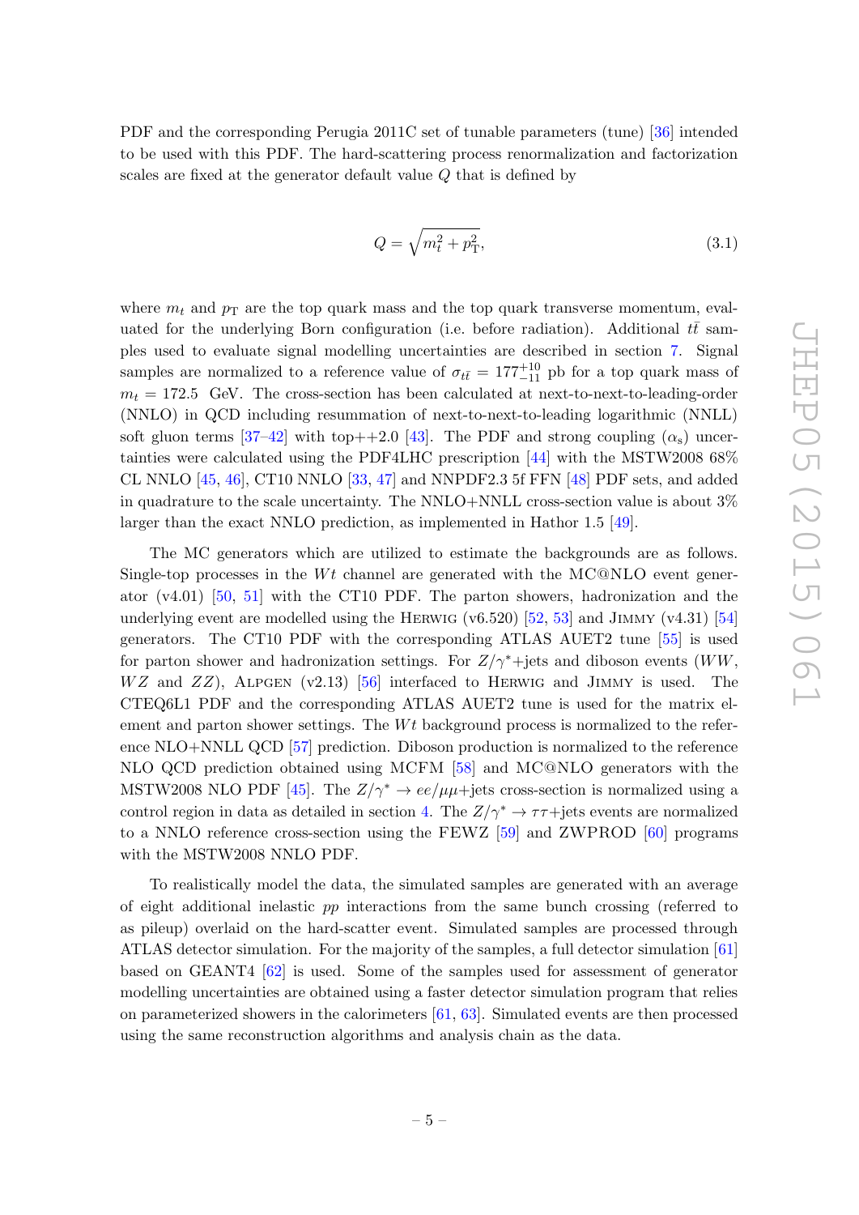PDF and the corresponding Perugia 2011C set of tunable parameters (tune) [36] intended to be used with this PDF. The hard-scattering process renormalization and factorization scales are fixed at the generator default value $Q$ that is defined by

$$Q = \sqrt{m_t^2 + p_{\mathrm{T}}^2}, \tag{3.1}$$

where $m_t$ and $p_{\mathrm{T}}$ are the top quark mass and the top quark transverse momentum, evaluated for the underlying Born configuration (i.e. before radiation). Additional $t\bar{t}$ samples used to evaluate signal modelling uncertainties are described in section 7. Signal samples are normalized to a reference value of $\sigma_{t\bar{t}} = 177^{+10}_{-11}$ pb for a top quark mass of $m_t = 172.5$ GeV. The cross-section has been calculated at next-to-next-to-leading-order (NNLO) in QCD including resummation of next-to-next-to-leading logarithmic (NNLL) soft gluon terms [37–42] with top++2.0 [43]. The PDF and strong coupling ($\alpha_{\mathrm{s}}$) uncertainties were calculated using the PDF4LHC prescription [44] with the MSTW2008 68% CL NNLO [45, 46], CT10 NNLO [33, 47] and NNPDF2.3 5f FFN [48] PDF sets, and added in quadrature to the scale uncertainty. The NNLO+NNLL cross-section value is about 3% larger than the exact NNLO prediction, as implemented in Hathor 1.5 [49].

The MC generators which are utilized to estimate the backgrounds are as follows. Single-top processes in the $Wt$ channel are generated with the MC@NLO event generator (v4.01) [50, 51] with the CT10 PDF. The parton showers, hadronization and the underlying event are modelled using the Herwig (v6.520) [52, 53] and Jimmy (v4.31) [54] generators. The CT10 PDF with the corresponding ATLAS AUET2 tune [55] is used for parton shower and hadronization settings. For $Z/\gamma^*$+jets and diboson events ($WW$, $WZ$ and $ZZ$), Alpgen (v2.13) [56] interfaced to Herwig and Jimmy is used. The CTEQ6L1 PDF and the corresponding ATLAS AUET2 tune is used for the matrix element and parton shower settings. The $Wt$ background process is normalized to the reference NLO+NNLL QCD [57] prediction. Diboson production is normalized to the reference NLO QCD prediction obtained using MCFM [58] and MC@NLO generators with the MSTW2008 NLO PDF [45]. The $Z/\gamma^* \to ee/\mu\mu$+jets cross-section is normalized using a control region in data as detailed in section 4. The $Z/\gamma^* \to \tau\tau$+jets events are normalized to a NNLO reference cross-section using the FEWZ [59] and ZWPROD [60] programs with the MSTW2008 NNLO PDF.

To realistically model the data, the simulated samples are generated with an average of eight additional inelastic $pp$ interactions from the same bunch crossing (referred to as pileup) overlaid on the hard-scatter event. Simulated samples are processed through ATLAS detector simulation. For the majority of the samples, a full detector simulation [61] based on GEANT4 [62] is used. Some of the samples used for assessment of generator modelling uncertainties are obtained using a faster detector simulation program that relies on parameterized showers in the calorimeters [61, 63]. Simulated events are then processed using the same reconstruction algorithms and analysis chain as the data.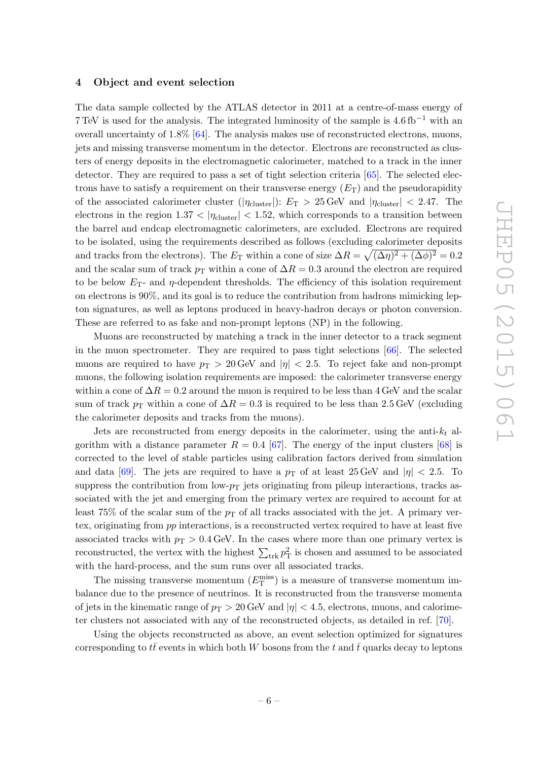## 4 Object and event selection

The data sample collected by the ATLAS detector in 2011 at a centre-of-mass energy of 7 TeV is used for the analysis. The integrated luminosity of the sample is $4.6\,\text{fb}^{-1}$ with an overall uncertainty of 1.8% [64]. The analysis makes use of reconstructed electrons, muons, jets and missing transverse momentum in the detector. Electrons are reconstructed as clusters of energy deposits in the electromagnetic calorimeter, matched to a track in the inner detector. They are required to pass a set of tight selection criteria [65]. The selected electrons have to satisfy a requirement on their transverse energy ($E_{\text{T}}$) and the pseudorapidity of the associated calorimeter cluster ($|\eta_{\text{cluster}}|$): $E_{\text{T}} > 25\,\text{GeV}$ and $|\eta_{\text{cluster}}| < 2.47$. The electrons in the region $1.37 < |\eta_{\text{cluster}}| < 1.52$, which corresponds to a transition between the barrel and endcap electromagnetic calorimeters, are excluded. Electrons are required to be isolated, using the requirements described as follows (excluding calorimeter deposits and tracks from the electrons). The $E_{\text{T}}$ within a cone of size $\Delta R = \sqrt{(\Delta\eta)^2 + (\Delta\phi)^2} = 0.2$ and the scalar sum of track $p_{\text{T}}$ within a cone of $\Delta R = 0.3$ around the electron are required to be below $E_{\text{T}}$- and $\eta$-dependent thresholds. The efficiency of this isolation requirement on electrons is 90%, and its goal is to reduce the contribution from hadrons mimicking lepton signatures, as well as leptons produced in heavy-hadron decays or photon conversion. These are referred to as fake and non-prompt leptons (NP) in the following.

Muons are reconstructed by matching a track in the inner detector to a track segment in the muon spectrometer. They are required to pass tight selections [66]. The selected muons are required to have $p_{\text{T}} > 20\,\text{GeV}$ and $|\eta| < 2.5$. To reject fake and non-prompt muons, the following isolation requirements are imposed: the calorimeter transverse energy within a cone of $\Delta R = 0.2$ around the muon is required to be less than 4 GeV and the scalar sum of track $p_{\text{T}}$ within a cone of $\Delta R = 0.3$ is required to be less than 2.5 GeV (excluding the calorimeter deposits and tracks from the muons).

Jets are reconstructed from energy deposits in the calorimeter, using the anti-$k_t$ algorithm with a distance parameter $R = 0.4$ [67]. The energy of the input clusters [68] is corrected to the level of stable particles using calibration factors derived from simulation and data [69]. The jets are required to have a $p_{\text{T}}$ of at least 25 GeV and $|\eta| < 2.5$. To suppress the contribution from low-$p_{\text{T}}$ jets originating from pileup interactions, tracks associated with the jet and emerging from the primary vertex are required to account for at least 75% of the scalar sum of the $p_{\text{T}}$ of all tracks associated with the jet. A primary vertex, originating from $pp$ interactions, is a reconstructed vertex required to have at least five associated tracks with $p_{\text{T}} > 0.4\,\text{GeV}$. In the cases where more than one primary vertex is reconstructed, the vertex with the highest $\sum_{\text{trk}} p_{\text{T}}^2$ is chosen and assumed to be associated with the hard-process, and the sum runs over all associated tracks.

The missing transverse momentum ($E_{\text{T}}^{\text{miss}}$) is a measure of transverse momentum imbalance due to the presence of neutrinos. It is reconstructed from the transverse momenta of jets in the kinematic range of $p_{\text{T}} > 20\,\text{GeV}$ and $|\eta| < 4.5$, electrons, muons, and calorimeter clusters not associated with any of the reconstructed objects, as detailed in ref. [70].

Using the objects reconstructed as above, an event selection optimized for signatures corresponding to $t\bar{t}$ events in which both $W$ bosons from the $t$ and $\bar{t}$ quarks decay to leptons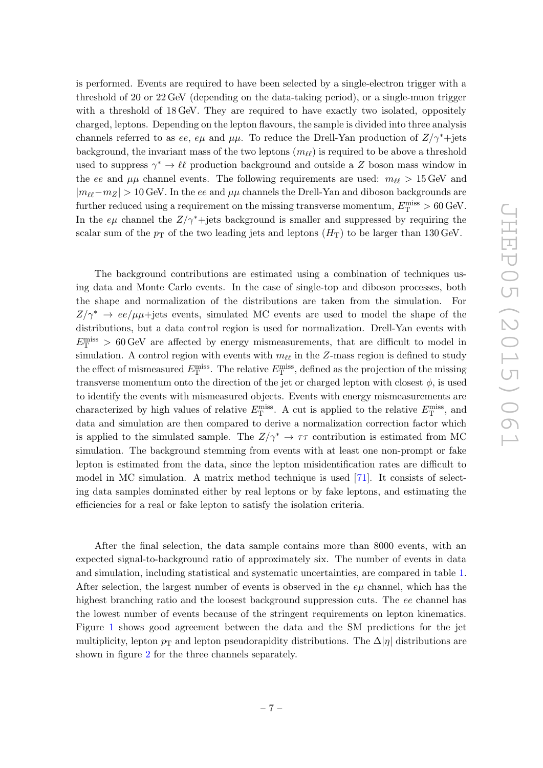is performed. Events are required to have been selected by a single-electron trigger with a threshold of 20 or 22 GeV (depending on the data-taking period), or a single-muon trigger with a threshold of 18 GeV. They are required to have exactly two isolated, oppositely charged, leptons. Depending on the lepton flavours, the sample is divided into three analysis channels referred to as $ee$, $e\mu$ and $\mu\mu$. To reduce the Drell-Yan production of $Z/\gamma^*$+jets background, the invariant mass of the two leptons ($m_{\ell\ell}$) is required to be above a threshold used to suppress $\gamma^* \to \ell\ell$ production background and outside a $Z$ boson mass window in the $ee$ and $\mu\mu$ channel events. The following requirements are used: $m_{\ell\ell} > 15$ GeV and $|m_{\ell\ell} - m_Z| > 10$ GeV. In the $ee$ and $\mu\mu$ channels the Drell-Yan and diboson backgrounds are further reduced using a requirement on the missing transverse momentum, $E_{\mathrm{T}}^{\mathrm{miss}} > 60$ GeV. In the $e\mu$ channel the $Z/\gamma^*$+jets background is smaller and suppressed by requiring the scalar sum of the $p_{\mathrm{T}}$ of the two leading jets and leptons ($H_{\mathrm{T}}$) to be larger than 130 GeV.

The background contributions are estimated using a combination of techniques using data and Monte Carlo events. In the case of single-top and diboson processes, both the shape and normalization of the distributions are taken from the simulation. For $Z/\gamma^* \to ee/\mu\mu$+jets events, simulated MC events are used to model the shape of the distributions, but a data control region is used for normalization. Drell-Yan events with $E_{\mathrm{T}}^{\mathrm{miss}} > 60$ GeV are affected by energy mismeasurements, that are difficult to model in simulation. A control region with events with $m_{\ell\ell}$ in the $Z$-mass region is defined to study the effect of mismeasured $E_{\mathrm{T}}^{\mathrm{miss}}$. The relative $E_{\mathrm{T}}^{\mathrm{miss}}$, defined as the projection of the missing transverse momentum onto the direction of the jet or charged lepton with closest $\phi$, is used to identify the events with mismeasured objects. Events with energy mismeasurements are characterized by high values of relative $E_{\mathrm{T}}^{\mathrm{miss}}$. A cut is applied to the relative $E_{\mathrm{T}}^{\mathrm{miss}}$, and data and simulation are then compared to derive a normalization correction factor which is applied to the simulated sample. The $Z/\gamma^* \to \tau\tau$ contribution is estimated from MC simulation. The background stemming from events with at least one non-prompt or fake lepton is estimated from the data, since the lepton misidentification rates are difficult to model in MC simulation. A matrix method technique is used [71]. It consists of selecting data samples dominated either by real leptons or by fake leptons, and estimating the efficiencies for a real or fake lepton to satisfy the isolation criteria.

After the final selection, the data sample contains more than 8000 events, with an expected signal-to-background ratio of approximately six. The number of events in data and simulation, including statistical and systematic uncertainties, are compared in table 1. After selection, the largest number of events is observed in the $e\mu$ channel, which has the highest branching ratio and the loosest background suppression cuts. The $ee$ channel has the lowest number of events because of the stringent requirements on lepton kinematics. Figure 1 shows good agreement between the data and the SM predictions for the jet multiplicity, lepton $p_{\mathrm{T}}$ and lepton pseudorapidity distributions. The $\Delta|\eta|$ distributions are shown in figure 2 for the three channels separately.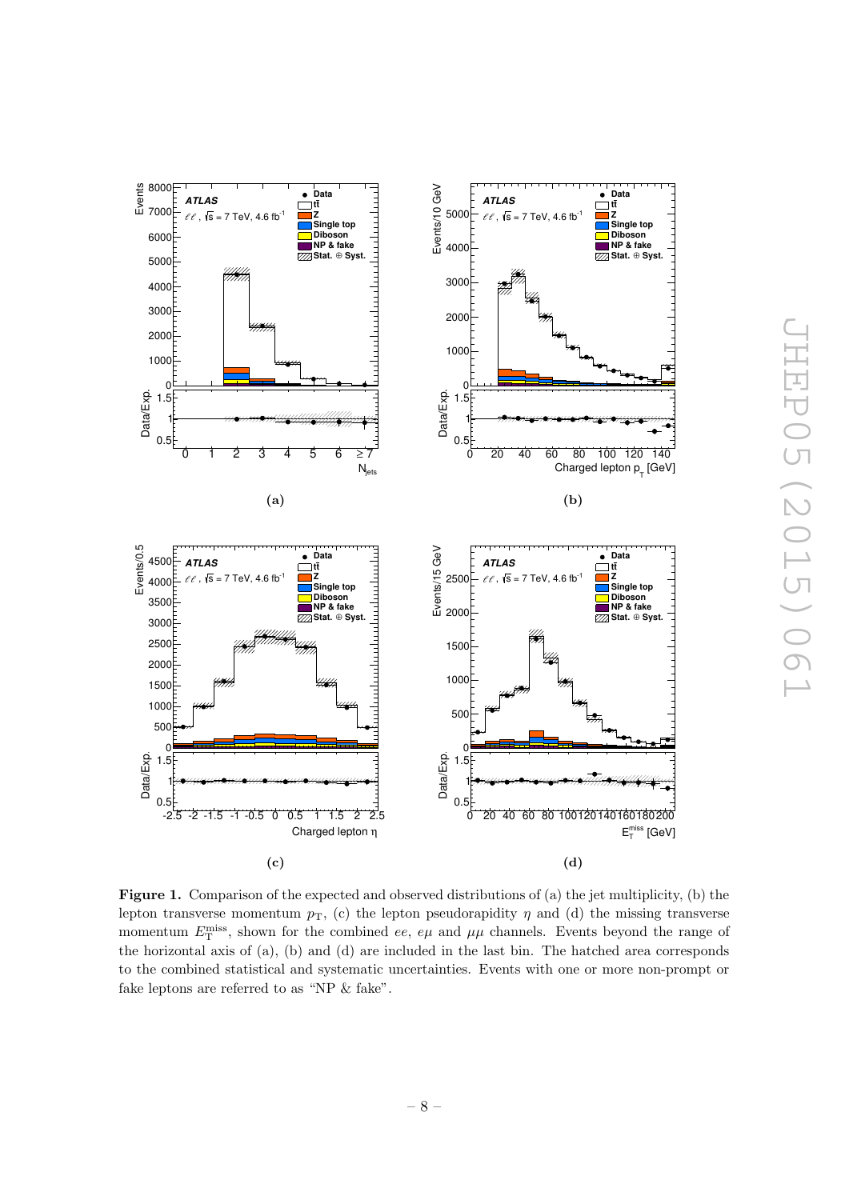**Figure 1.** Comparison of the expected and observed distributions of (a) the jet multiplicity, (b) the lepton transverse momentum $p_{\mathrm{T}}$, (c) the lepton pseudorapidity $\eta$ and (d) the missing transverse momentum $E_{\mathrm{T}}^{\mathrm{miss}}$, shown for the combined $ee$, $e\mu$ and $\mu\mu$ channels. Events beyond the range of the horizontal axis of (a), (b) and (d) are included in the last bin. The hatched area corresponds to the combined statistical and systematic uncertainties. Events with one or more non-prompt or fake leptons are referred to as "NP & fake".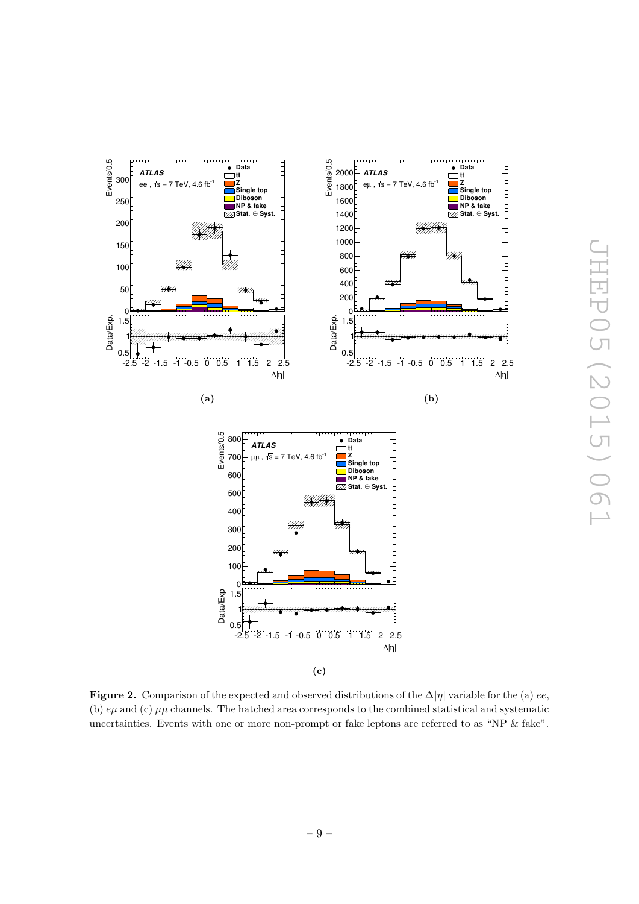**Figure 2.** Comparison of the expected and observed distributions of the $\Delta|\eta|$ variable for the (a) $ee$, (b) $e\mu$ and (c) $\mu\mu$ channels. The hatched area corresponds to the combined statistical and systematic uncertainties. Events with one or more non-prompt or fake leptons are referred to as "NP & fake".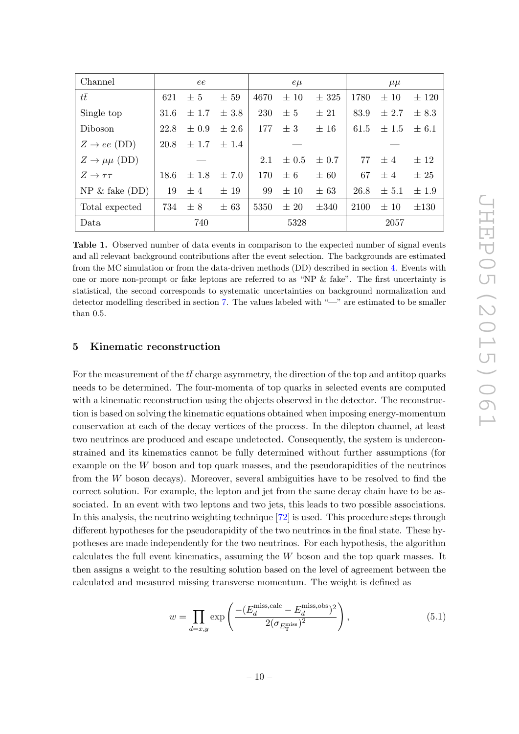| Channel | $ee$ | | | $e\mu$ | | | $\mu\mu$ | | |
|---|---|---|---|---|---|---|---|---|---|
| $t\bar{t}$ | 621 | $\pm$ 5 | $\pm$ 59 | 4670 | $\pm$ 10 | $\pm$ 325 | 1780 | $\pm$ 10 | $\pm$ 120 |
| Single top | 31.6 | $\pm$ 1.7 | $\pm$ 3.8 | 230 | $\pm$ 5 | $\pm$ 21 | 83.9 | $\pm$ 2.7 | $\pm$ 8.3 |
| Diboson | 22.8 | $\pm$ 0.9 | $\pm$ 2.6 | 177 | $\pm$ 3 | $\pm$ 16 | 61.5 | $\pm$ 1.5 | $\pm$ 6.1 |
| $Z \to ee$ (DD) | 20.8 | $\pm$ 1.7 | $\pm$ 1.4 | | — | | | — | |
| $Z \to \mu\mu$ (DD) | | — | | 2.1 | $\pm$ 0.5 | $\pm$ 0.7 | 77 | $\pm$ 4 | $\pm$ 12 |
| $Z \to \tau\tau$ | 18.6 | $\pm$ 1.8 | $\pm$ 7.0 | 170 | $\pm$ 6 | $\pm$ 60 | 67 | $\pm$ 4 | $\pm$ 25 |
| NP & fake (DD) | 19 | $\pm$ 4 | $\pm$ 19 | 99 | $\pm$ 10 | $\pm$ 63 | 26.8 | $\pm$ 5.1 | $\pm$ 1.9 |
| Total expected | 734 | $\pm$ 8 | $\pm$ 63 | 5350 | $\pm$ 20 | $\pm$340 | 2100 | $\pm$ 10 | $\pm$130 |
| Data | | 740 | | | 5328 | | | 2057 | |

**Table 1.** Observed number of data events in comparison to the expected number of signal events and all relevant background contributions after the event selection. The backgrounds are estimated from the MC simulation or from the data-driven methods (DD) described in section 4. Events with one or more non-prompt or fake leptons are referred to as "NP & fake". The first uncertainty is statistical, the second corresponds to systematic uncertainties on background normalization and detector modelling described in section 7. The values labeled with "—" are estimated to be smaller than 0.5.

## 5 Kinematic reconstruction

For the measurement of the $t\bar{t}$ charge asymmetry, the direction of the top and antitop quarks needs to be determined. The four-momenta of top quarks in selected events are computed with a kinematic reconstruction using the objects observed in the detector. The reconstruction is based on solving the kinematic equations obtained when imposing energy-momentum conservation at each of the decay vertices of the process. In the dilepton channel, at least two neutrinos are produced and escape undetected. Consequently, the system is underconstrained and its kinematics cannot be fully determined without further assumptions (for example on the $W$ boson and top quark masses, and the pseudorapidities of the neutrinos from the $W$ boson decays). Moreover, several ambiguities have to be resolved to find the correct solution. For example, the lepton and jet from the same decay chain have to be associated. In an event with two leptons and two jets, this leads to two possible associations. In this analysis, the neutrino weighting technique [72] is used. This procedure steps through different hypotheses for the pseudorapidity of the two neutrinos in the final state. These hypotheses are made independently for the two neutrinos. For each hypothesis, the algorithm calculates the full event kinematics, assuming the $W$ boson and the top quark masses. It then assigns a weight to the resulting solution based on the level of agreement between the calculated and measured missing transverse momentum. The weight is defined as

$$w = \prod_{d=x,y} \exp\left( \frac{-(E_d^{\text{miss,calc}} - E_d^{\text{miss,obs}})^2}{2(\sigma_{E_{\mathrm{T}}^{\text{miss}}})^2} \right), \tag{5.1}$$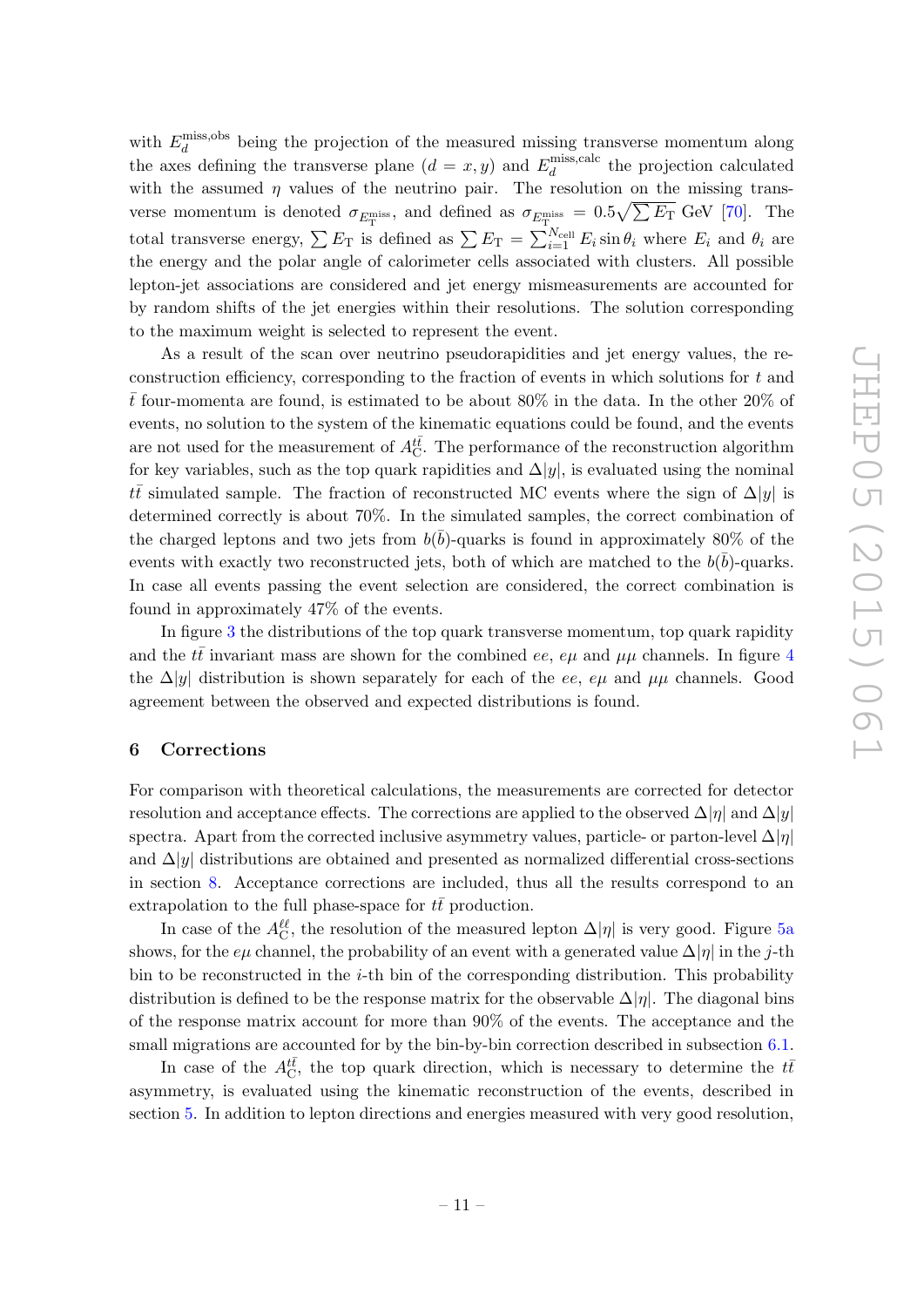with $E_d^{\text{miss,obs}}$ being the projection of the measured missing transverse momentum along the axes defining the transverse plane ($d = x, y$) and $E_d^{\text{miss,calc}}$ the projection calculated with the assumed $\eta$ values of the neutrino pair. The resolution on the missing transverse momentum is denoted $\sigma_{E_{\text{T}}^{\text{miss}}}$, and defined as $\sigma_{E_{\text{T}}^{\text{miss}}} = 0.5\sqrt{\sum E_{\text{T}}}$ GeV [70]. The total transverse energy, $\sum E_{\text{T}}$ is defined as $\sum E_{\text{T}} = \sum_{i=1}^{N_{\text{cell}}} E_i \sin\theta_i$ where $E_i$ and $\theta_i$ are the energy and the polar angle of calorimeter cells associated with clusters. All possible lepton-jet associations are considered and jet energy mismeasurements are accounted for by random shifts of the jet energies within their resolutions. The solution corresponding to the maximum weight is selected to represent the event.

As a result of the scan over neutrino pseudorapidities and jet energy values, the reconstruction efficiency, corresponding to the fraction of events in which solutions for $t$ and $\bar{t}$ four-momenta are found, is estimated to be about 80% in the data. In the other 20% of events, no solution to the system of the kinematic equations could be found, and the events are not used for the measurement of $A_{\text{C}}^{t\bar{t}}$. The performance of the reconstruction algorithm for key variables, such as the top quark rapidities and $\Delta|y|$, is evaluated using the nominal $t\bar{t}$ simulated sample. The fraction of reconstructed MC events where the sign of $\Delta|y|$ is determined correctly is about 70%. In the simulated samples, the correct combination of the charged leptons and two jets from $b(\bar{b})$-quarks is found in approximately 80% of the events with exactly two reconstructed jets, both of which are matched to the $b(\bar{b})$-quarks. In case all events passing the event selection are considered, the correct combination is found in approximately 47% of the events.

In figure 3 the distributions of the top quark transverse momentum, top quark rapidity and the $t\bar{t}$ invariant mass are shown for the combined $ee$, $e\mu$ and $\mu\mu$ channels. In figure 4 the $\Delta|y|$ distribution is shown separately for each of the $ee$, $e\mu$ and $\mu\mu$ channels. Good agreement between the observed and expected distributions is found.

## 6 Corrections

For comparison with theoretical calculations, the measurements are corrected for detector resolution and acceptance effects. The corrections are applied to the observed $\Delta|\eta|$ and $\Delta|y|$ spectra. Apart from the corrected inclusive asymmetry values, particle- or parton-level $\Delta|\eta|$ and $\Delta|y|$ distributions are obtained and presented as normalized differential cross-sections in section 8. Acceptance corrections are included, thus all the results correspond to an extrapolation to the full phase-space for $t\bar{t}$ production.

In case of the $A_{\text{C}}^{\ell\ell}$, the resolution of the measured lepton $\Delta|\eta|$ is very good. Figure 5a shows, for the $e\mu$ channel, the probability of an event with a generated value $\Delta|\eta|$ in the $j$-th bin to be reconstructed in the $i$-th bin of the corresponding distribution. This probability distribution is defined to be the response matrix for the observable $\Delta|\eta|$. The diagonal bins of the response matrix account for more than 90% of the events. The acceptance and the small migrations are accounted for by the bin-by-bin correction described in subsection 6.1.

In case of the $A_{\text{C}}^{t\bar{t}}$, the top quark direction, which is necessary to determine the $t\bar{t}$ asymmetry, is evaluated using the kinematic reconstruction of the events, described in section 5. In addition to lepton directions and energies measured with very good resolution,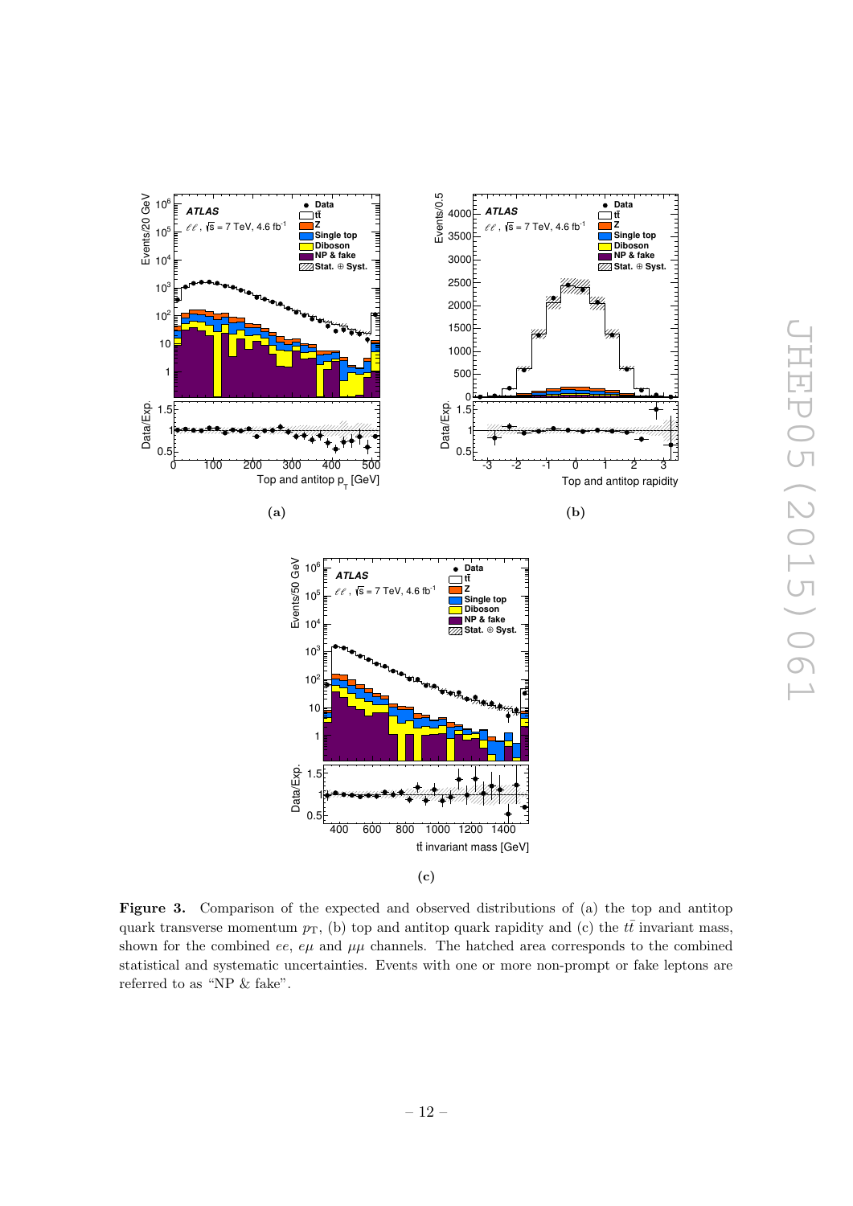**Figure 3.** Comparison of the expected and observed distributions of (a) the top and antitop quark transverse momentum $p_{\mathrm{T}}$, (b) top and antitop quark rapidity and (c) the $t\bar{t}$ invariant mass, shown for the combined $ee$, $e\mu$ and $\mu\mu$ channels. The hatched area corresponds to the combined statistical and systematic uncertainties. Events with one or more non-prompt or fake leptons are referred to as "NP & fake".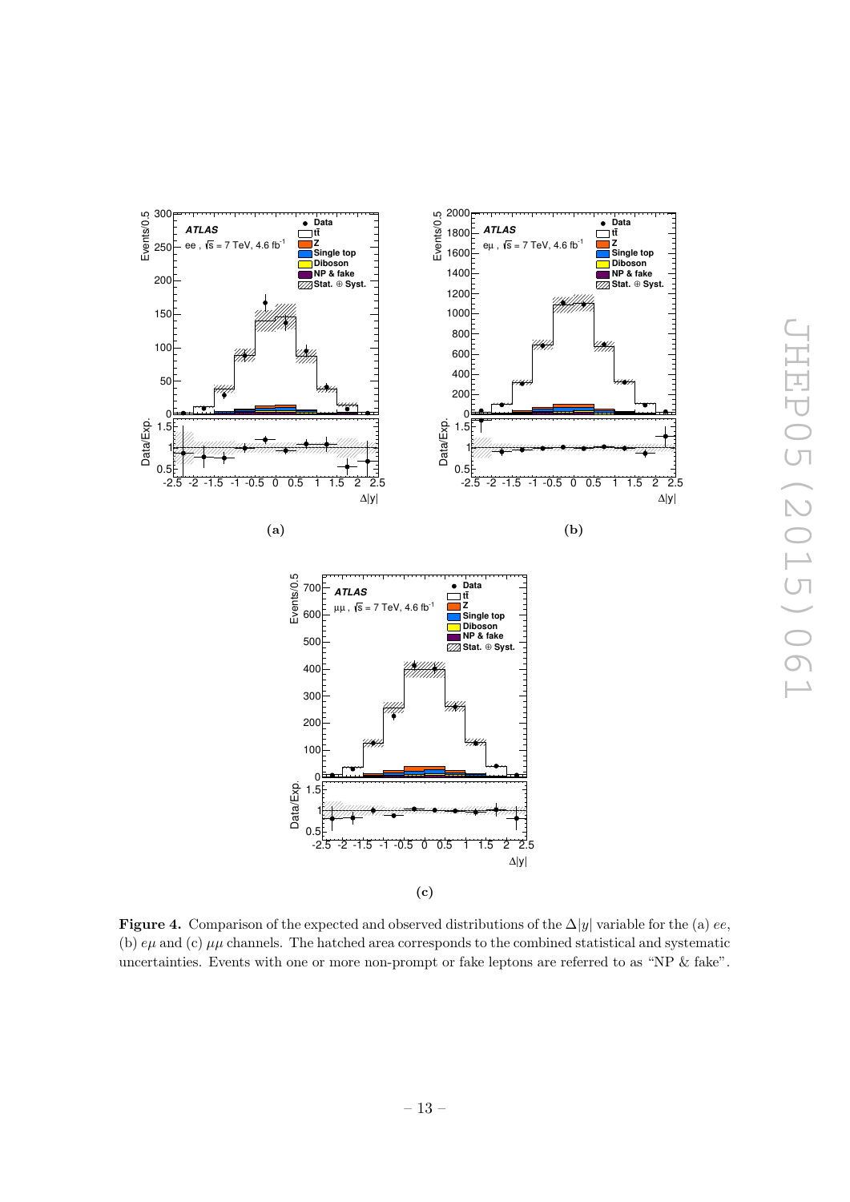(a)

(b)

(c)

**Figure 4.** Comparison of the expected and observed distributions of the $\Delta|y|$ variable for the (a) $ee$, (b) $e\mu$ and (c) $\mu\mu$ channels. The hatched area corresponds to the combined statistical and systematic uncertainties. Events with one or more non-prompt or fake leptons are referred to as "NP & fake".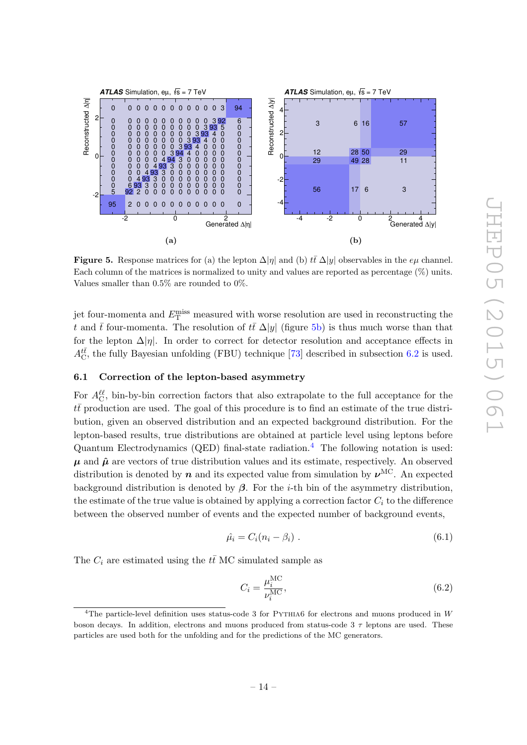**Figure 5.** Response matrices for (a) the lepton $\Delta|\eta|$ and (b) $t\bar{t}$ $\Delta|y|$ observables in the $e\mu$ channel. Each column of the matrices is normalized to unity and values are reported as percentage (%) units. Values smaller than 0.5% are rounded to 0%.

jet four-momenta and $E_{\mathrm{T}}^{\mathrm{miss}}$ measured with worse resolution are used in reconstructing the $t$ and $\bar{t}$ four-momenta. The resolution of $t\bar{t}$ $\Delta|y|$ (figure 5b) is thus much worse than that for the lepton $\Delta|\eta|$. In order to correct for detector resolution and acceptance effects in $A_{\mathrm{C}}^{t\bar{t}}$, the fully Bayesian unfolding (FBU) technique [73] described in subsection 6.2 is used.

### 6.1 Correction of the lepton-based asymmetry

For $A_{\mathrm{C}}^{\ell\ell}$, bin-by-bin correction factors that also extrapolate to the full acceptance for the $t\bar{t}$ production are used. The goal of this procedure is to find an estimate of the true distribution, given an observed distribution and an expected background distribution. For the lepton-based results, true distributions are obtained at particle level using leptons before Quantum Electrodynamics (QED) final-state radiation.[4] The following notation is used: $\boldsymbol{\mu}$ and $\hat{\boldsymbol{\mu}}$ are vectors of true distribution values and its estimate, respectively. An observed distribution is denoted by $\boldsymbol{n}$ and its expected value from simulation by $\boldsymbol{\nu}^{\mathrm{MC}}$. An expected background distribution is denoted by $\boldsymbol{\beta}$. For the $i$-th bin of the asymmetry distribution, the estimate of the true value is obtained by applying a correction factor $C_i$ to the difference between the observed number of events and the expected number of background events,

$$\hat{\mu}_i = C_i(n_i - \beta_i) \ . \tag{6.1}$$

The $C_i$ are estimated using the $t\bar{t}$ MC simulated sample as

$$C_i = \frac{\mu_i^{\mathrm{MC}}}{\nu_i^{\mathrm{MC}}}, \tag{6.2}$$

[4] The particle-level definition uses status-code 3 for PYTHIA6 for electrons and muons produced in $W$ boson decays. In addition, electrons and muons produced from status-code 3 $\tau$ leptons are used. These particles are used both for the unfolding and for the predictions of the MC generators.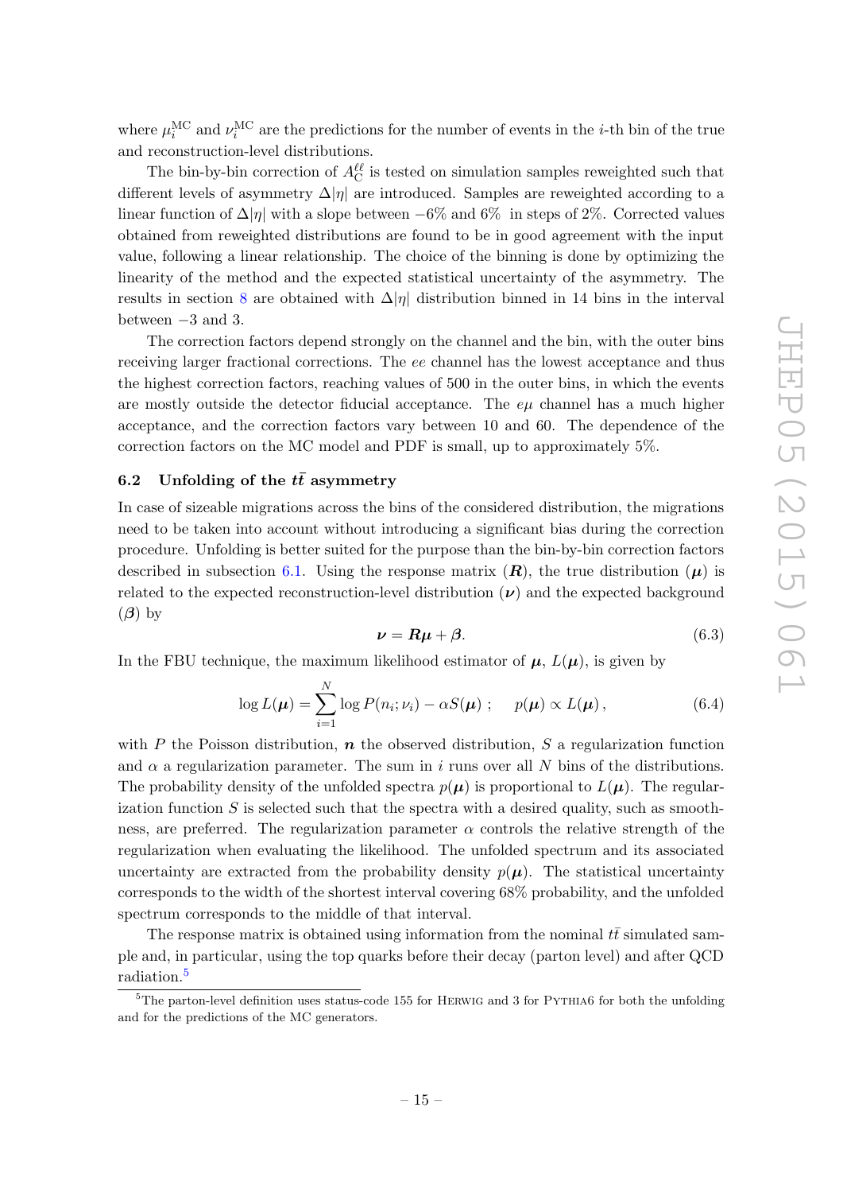where $\mu_i^{\rm MC}$ and $\nu_i^{\rm MC}$ are the predictions for the number of events in the $i$-th bin of the true and reconstruction-level distributions.

The bin-by-bin correction of $A_{\rm C}^{\ell\ell}$ is tested on simulation samples reweighted such that different levels of asymmetry $\Delta|\eta|$ are introduced. Samples are reweighted according to a linear function of $\Delta|\eta|$ with a slope between $-6\%$ and $6\%$ in steps of 2%. Corrected values obtained from reweighted distributions are found to be in good agreement with the input value, following a linear relationship. The choice of the binning is done by optimizing the linearity of the method and the expected statistical uncertainty of the asymmetry. The results in section 8 are obtained with $\Delta|\eta|$ distribution binned in 14 bins in the interval between $-3$ and 3.

The correction factors depend strongly on the channel and the bin, with the outer bins receiving larger fractional corrections. The $ee$ channel has the lowest acceptance and thus the highest correction factors, reaching values of 500 in the outer bins, in which the events are mostly outside the detector fiducial acceptance. The $e\mu$ channel has a much higher acceptance, and the correction factors vary between 10 and 60. The dependence of the correction factors on the MC model and PDF is small, up to approximately 5%.

### 6.2 Unfolding of the $t\bar{t}$ asymmetry

In case of sizeable migrations across the bins of the considered distribution, the migrations need to be taken into account without introducing a significant bias during the correction procedure. Unfolding is better suited for the purpose than the bin-by-bin correction factors described in subsection 6.1. Using the response matrix ($\boldsymbol{R}$), the true distribution ($\boldsymbol{\mu}$) is related to the expected reconstruction-level distribution ($\boldsymbol{\nu}$) and the expected background ($\boldsymbol{\beta}$) by

$$\boldsymbol{\nu} = \boldsymbol{R}\boldsymbol{\mu} + \boldsymbol{\beta}. \tag{6.3}$$

In the FBU technique, the maximum likelihood estimator of $\boldsymbol{\mu}$, $L(\boldsymbol{\mu})$, is given by

$$\log L(\boldsymbol{\mu}) = \sum_{i=1}^{N} \log P(n_i;\nu_i) - \alpha S(\boldsymbol{\mu}) \; ; \quad p(\boldsymbol{\mu}) \propto L(\boldsymbol{\mu})\,, \tag{6.4}$$

with $P$ the Poisson distribution, $\boldsymbol{n}$ the observed distribution, $S$ a regularization function and $\alpha$ a regularization parameter. The sum in $i$ runs over all $N$ bins of the distributions. The probability density of the unfolded spectra $p(\boldsymbol{\mu})$ is proportional to $L(\boldsymbol{\mu})$. The regularization function $S$ is selected such that the spectra with a desired quality, such as smoothness, are preferred. The regularization parameter $\alpha$ controls the relative strength of the regularization when evaluating the likelihood. The unfolded spectrum and its associated uncertainty are extracted from the probability density $p(\boldsymbol{\mu})$. The statistical uncertainty corresponds to the width of the shortest interval covering 68% probability, and the unfolded spectrum corresponds to the middle of that interval.

The response matrix is obtained using information from the nominal $t\bar{t}$ simulated sample and, in particular, using the top quarks before their decay (parton level) and after QCD radiation.[5]

[5] The parton-level definition uses status-code 155 for Herwig and 3 for Pythia6 for both the unfolding and for the predictions of the MC generators.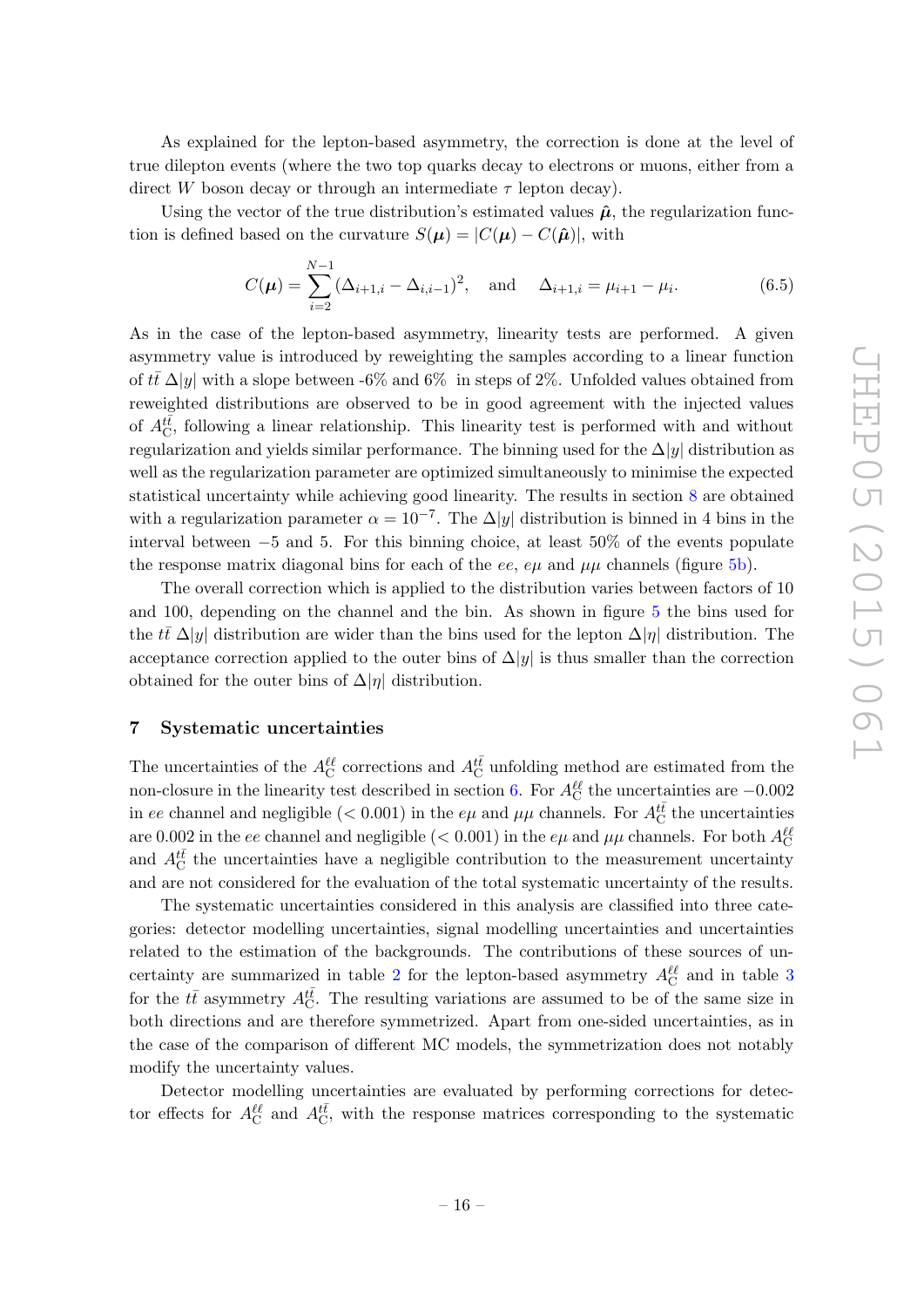As explained for the lepton-based asymmetry, the correction is done at the level of true dilepton events (where the two top quarks decay to electrons or muons, either from a direct $W$ boson decay or through an intermediate $\tau$ lepton decay).

Using the vector of the true distribution's estimated values $\hat{\boldsymbol{\mu}}$, the regularization function is defined based on the curvature $S(\boldsymbol{\mu}) = |C(\boldsymbol{\mu}) - C(\hat{\boldsymbol{\mu}})|$, with

$$C(\boldsymbol{\mu}) = \sum_{i=2}^{N-1} (\Delta_{i+1,i} - \Delta_{i,i-1})^2, \quad \text{and} \quad \Delta_{i+1,i} = \mu_{i+1} - \mu_i. \tag{6.5}$$

As in the case of the lepton-based asymmetry, linearity tests are performed. A given asymmetry value is introduced by reweighting the samples according to a linear function of $t\bar{t}$ $\Delta|y|$ with a slope between -6% and 6% in steps of 2%. Unfolded values obtained from reweighted distributions are observed to be in good agreement with the injected values of $A_{\mathrm{C}}^{t\bar{t}}$, following a linear relationship. This linearity test is performed with and without regularization and yields similar performance. The binning used for the $\Delta|y|$ distribution as well as the regularization parameter are optimized simultaneously to minimise the expected statistical uncertainty while achieving good linearity. The results in section 8 are obtained with a regularization parameter $\alpha = 10^{-7}$. The $\Delta|y|$ distribution is binned in 4 bins in the interval between $-5$ and 5. For this binning choice, at least 50% of the events populate the response matrix diagonal bins for each of the $ee$, $e\mu$ and $\mu\mu$ channels (figure 5b).

The overall correction which is applied to the distribution varies between factors of 10 and 100, depending on the channel and the bin. As shown in figure 5 the bins used for the $t\bar{t}$ $\Delta|y|$ distribution are wider than the bins used for the lepton $\Delta|\eta|$ distribution. The acceptance correction applied to the outer bins of $\Delta|y|$ is thus smaller than the correction obtained for the outer bins of $\Delta|\eta|$ distribution.

## 7 Systematic uncertainties

The uncertainties of the $A_{\mathrm{C}}^{\ell\ell}$ corrections and $A_{\mathrm{C}}^{t\bar{t}}$ unfolding method are estimated from the non-closure in the linearity test described in section 6. For $A_{\mathrm{C}}^{\ell\ell}$ the uncertainties are $-0.002$ in $ee$ channel and negligible ($< 0.001$) in the $e\mu$ and $\mu\mu$ channels. For $A_{\mathrm{C}}^{t\bar{t}}$ the uncertainties are 0.002 in the $ee$ channel and negligible ($< 0.001$) in the $e\mu$ and $\mu\mu$ channels. For both $A_{\mathrm{C}}^{\ell\ell}$ and $A_{\mathrm{C}}^{t\bar{t}}$ the uncertainties have a negligible contribution to the measurement uncertainty and are not considered for the evaluation of the total systematic uncertainty of the results.

The systematic uncertainties considered in this analysis are classified into three categories: detector modelling uncertainties, signal modelling uncertainties and uncertainties related to the estimation of the backgrounds. The contributions of these sources of uncertainty are summarized in table 2 for the lepton-based asymmetry $A_{\mathrm{C}}^{\ell\ell}$ and in table 3 for the $t\bar{t}$ asymmetry $A_{\mathrm{C}}^{t\bar{t}}$. The resulting variations are assumed to be of the same size in both directions and are therefore symmetrized. Apart from one-sided uncertainties, as in the case of the comparison of different MC models, the symmetrization does not notably modify the uncertainty values.

Detector modelling uncertainties are evaluated by performing corrections for detector effects for $A_{\mathrm{C}}^{\ell\ell}$ and $A_{\mathrm{C}}^{t\bar{t}}$, with the response matrices corresponding to the systematic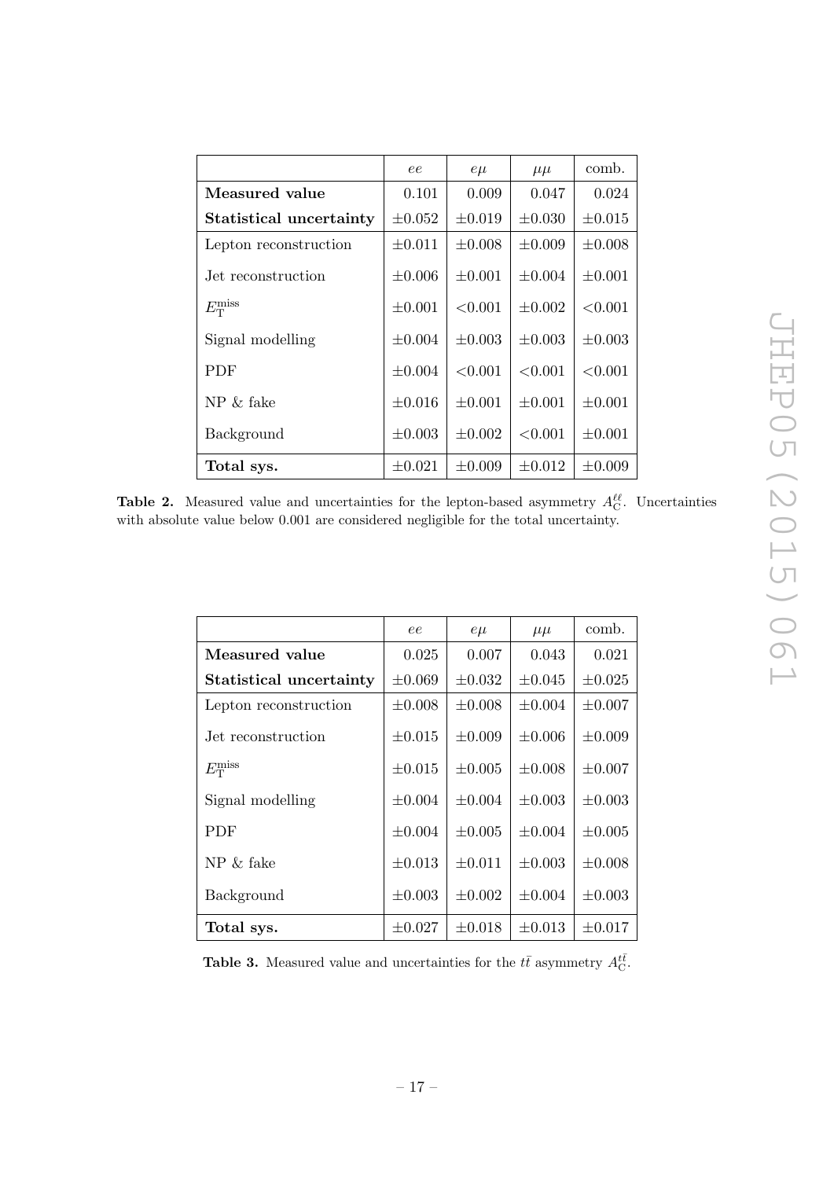| | $ee$ | $e\mu$ | $\mu\mu$ | comb. |
|---|---|---|---|---|
| **Measured value** | 0.101 | 0.009 | 0.047 | 0.024 |
| **Statistical uncertainty** | $\pm 0.052$ | $\pm 0.019$ | $\pm 0.030$ | $\pm 0.015$ |
| Lepton reconstruction | $\pm 0.011$ | $\pm 0.008$ | $\pm 0.009$ | $\pm 0.008$ |
| Jet reconstruction | $\pm 0.006$ | $\pm 0.001$ | $\pm 0.004$ | $\pm 0.001$ |
| $E_{\mathrm{T}}^{\mathrm{miss}}$ | $\pm 0.001$ | $<0.001$ | $\pm 0.002$ | $<0.001$ |
| Signal modelling | $\pm 0.004$ | $\pm 0.003$ | $\pm 0.003$ | $\pm 0.003$ |
| PDF | $\pm 0.004$ | $<0.001$ | $<0.001$ | $<0.001$ |
| NP & fake | $\pm 0.016$ | $\pm 0.001$ | $\pm 0.001$ | $\pm 0.001$ |
| Background | $\pm 0.003$ | $\pm 0.002$ | $<0.001$ | $\pm 0.001$ |
| **Total sys.** | $\pm 0.021$ | $\pm 0.009$ | $\pm 0.012$ | $\pm 0.009$ |

**Table 2.** Measured value and uncertainties for the lepton-based asymmetry $A_{\mathrm{C}}^{\ell\ell}$. Uncertainties with absolute value below 0.001 are considered negligible for the total uncertainty.

| | $ee$ | $e\mu$ | $\mu\mu$ | comb. |
|---|---|---|---|---|
| **Measured value** | 0.025 | 0.007 | 0.043 | 0.021 |
| **Statistical uncertainty** | $\pm 0.069$ | $\pm 0.032$ | $\pm 0.045$ | $\pm 0.025$ |
| Lepton reconstruction | $\pm 0.008$ | $\pm 0.008$ | $\pm 0.004$ | $\pm 0.007$ |
| Jet reconstruction | $\pm 0.015$ | $\pm 0.009$ | $\pm 0.006$ | $\pm 0.009$ |
| $E_{\mathrm{T}}^{\mathrm{miss}}$ | $\pm 0.015$ | $\pm 0.005$ | $\pm 0.008$ | $\pm 0.007$ |
| Signal modelling | $\pm 0.004$ | $\pm 0.004$ | $\pm 0.003$ | $\pm 0.003$ |
| PDF | $\pm 0.004$ | $\pm 0.005$ | $\pm 0.004$ | $\pm 0.005$ |
| NP & fake | $\pm 0.013$ | $\pm 0.011$ | $\pm 0.003$ | $\pm 0.008$ |
| Background | $\pm 0.003$ | $\pm 0.002$ | $\pm 0.004$ | $\pm 0.003$ |
| **Total sys.** | $\pm 0.027$ | $\pm 0.018$ | $\pm 0.013$ | $\pm 0.017$ |

**Table 3.** Measured value and uncertainties for the $t\bar{t}$ asymmetry $A_{\mathrm{C}}^{t\bar{t}}$.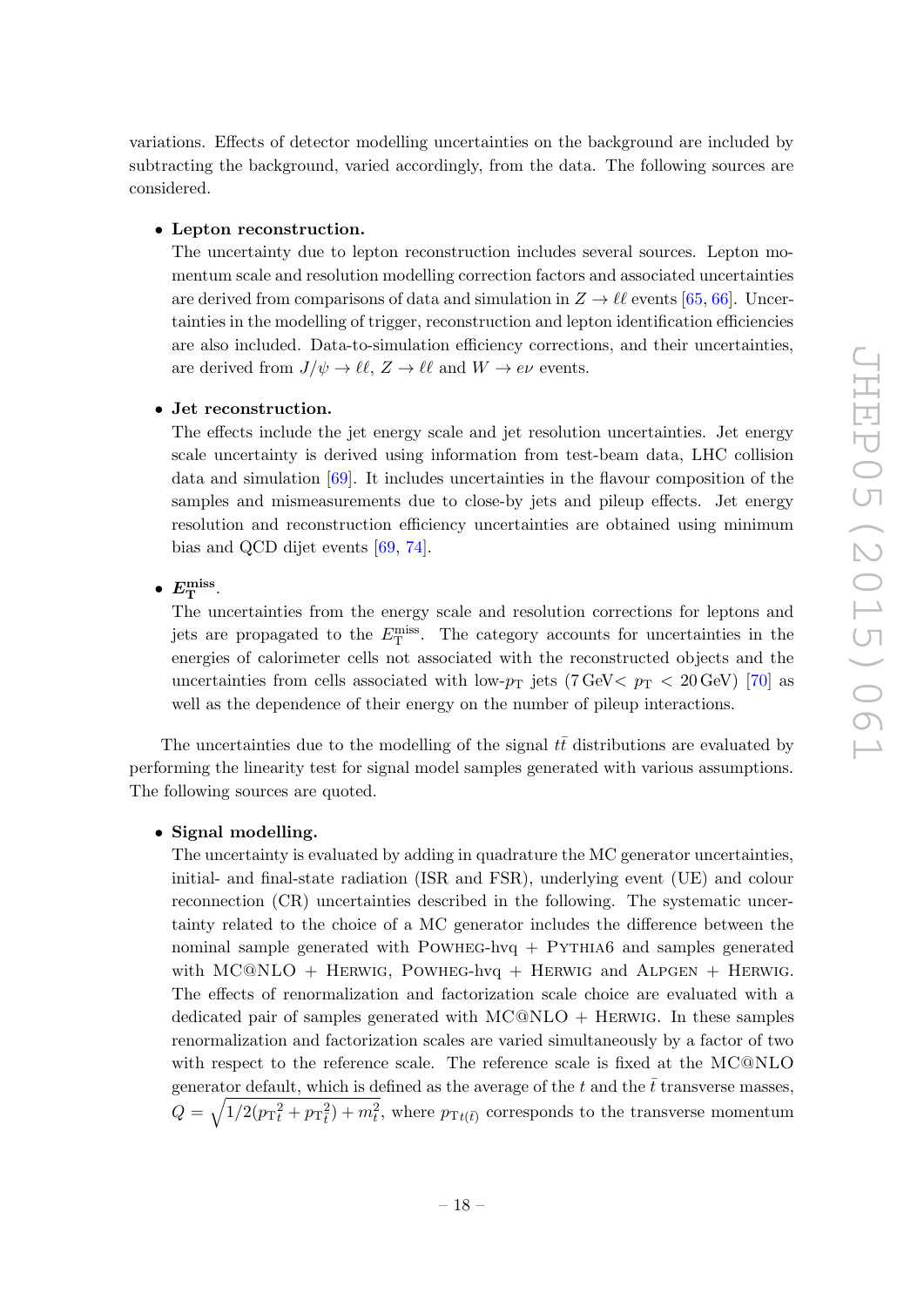variations. Effects of detector modelling uncertainties on the background are included by subtracting the background, varied accordingly, from the data. The following sources are considered.

- **Lepton reconstruction.**
  The uncertainty due to lepton reconstruction includes several sources. Lepton momentum scale and resolution modelling correction factors and associated uncertainties are derived from comparisons of data and simulation in $Z \to \ell\ell$ events [65, 66]. Uncertainties in the modelling of trigger, reconstruction and lepton identification efficiencies are also included. Data-to-simulation efficiency corrections, and their uncertainties, are derived from $J/\psi \to \ell\ell$, $Z \to \ell\ell$ and $W \to e\nu$ events.

- **Jet reconstruction.**
  The effects include the jet energy scale and jet resolution uncertainties. Jet energy scale uncertainty is derived using information from test-beam data, LHC collision data and simulation [69]. It includes uncertainties in the flavour composition of the samples and mismeasurements due to close-by jets and pileup effects. Jet energy resolution and reconstruction efficiency uncertainties are obtained using minimum bias and QCD dijet events [69, 74].

- **$E_{\mathrm{T}}^{\mathrm{miss}}$.**
  The uncertainties from the energy scale and resolution corrections for leptons and jets are propagated to the $E_{\mathrm{T}}^{\mathrm{miss}}$. The category accounts for uncertainties in the energies of calorimeter cells not associated with the reconstructed objects and the uncertainties from cells associated with low-$p_{\mathrm{T}}$ jets ($7\,\mathrm{GeV} < p_{\mathrm{T}} < 20\,\mathrm{GeV}$) [70] as well as the dependence of their energy on the number of pileup interactions.

The uncertainties due to the modelling of the signal $t\bar{t}$ distributions are evaluated by performing the linearity test for signal model samples generated with various assumptions. The following sources are quoted.

- **Signal modelling.**
  The uncertainty is evaluated by adding in quadrature the MC generator uncertainties, initial- and final-state radiation (ISR and FSR), underlying event (UE) and colour reconnection (CR) uncertainties described in the following. The systematic uncertainty related to the choice of a MC generator includes the difference between the nominal sample generated with Powheg-hvq + Pythia6 and samples generated with MC@NLO + Herwig, Powheg-hvq + Herwig and Alpgen + Herwig. The effects of renormalization and factorization scale choice are evaluated with a dedicated pair of samples generated with MC@NLO + Herwig. In these samples renormalization and factorization scales are varied simultaneously by a factor of two with respect to the reference scale. The reference scale is fixed at the MC@NLO generator default, which is defined as the average of the $t$ and the $\bar{t}$ transverse masses, $Q = \sqrt{1/2(p_{\mathrm{T}}{}_t^2 + p_{\mathrm{T}}{}_{\bar{t}}^2) + m_t^2}$, where $p_{\mathrm{T}t(\bar{t})}$ corresponds to the transverse momentum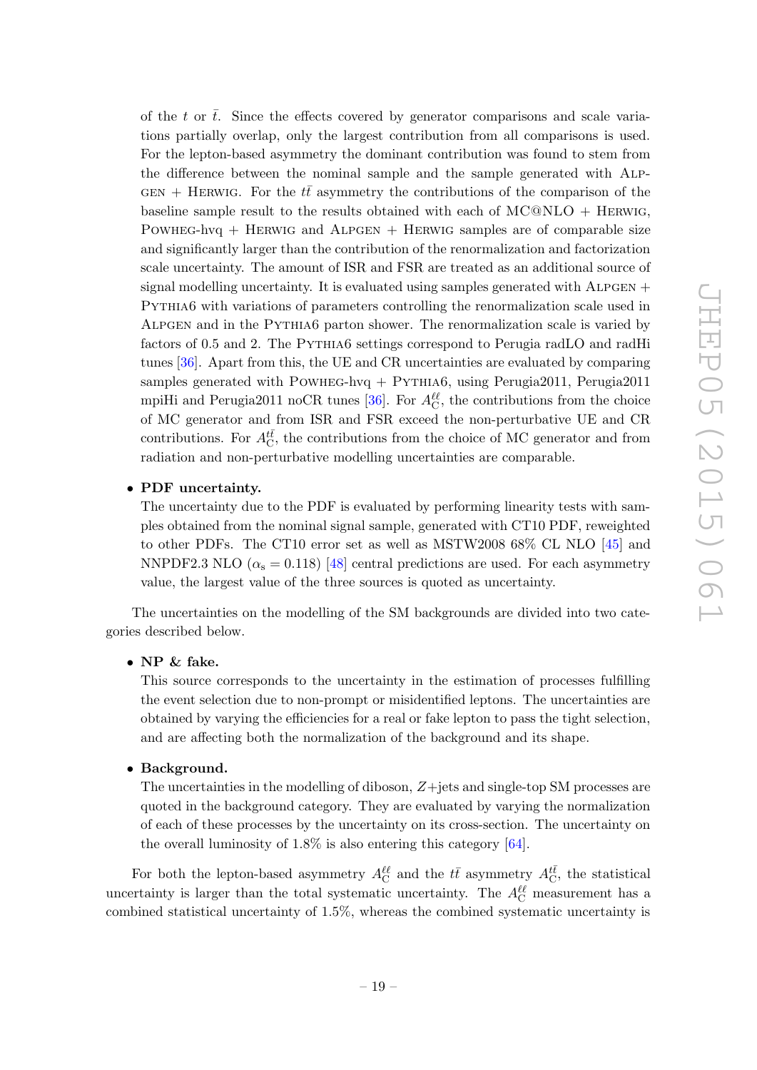of the $t$ or $\bar{t}$. Since the effects covered by generator comparisons and scale variations partially overlap, only the largest contribution from all comparisons is used. For the lepton-based asymmetry the dominant contribution was found to stem from the difference between the nominal sample and the sample generated with Alpgen + Herwig. For the $t\bar{t}$ asymmetry the contributions of the comparison of the baseline sample result to the results obtained with each of MC@NLO + Herwig, Powheg-hvq + Herwig and Alpgen + Herwig samples are of comparable size and significantly larger than the contribution of the renormalization and factorization scale uncertainty. The amount of ISR and FSR are treated as an additional source of signal modelling uncertainty. It is evaluated using samples generated with Alpgen + Pythia6 with variations of parameters controlling the renormalization scale used in Alpgen and in the Pythia6 parton shower. The renormalization scale is varied by factors of 0.5 and 2. The Pythia6 settings correspond to Perugia radLO and radHi tunes [36]. Apart from this, the UE and CR uncertainties are evaluated by comparing samples generated with Powheg-hvq + Pythia6, using Perugia2011, Perugia2011 mpiHi and Perugia2011 noCR tunes [36]. For $A_{\mathrm{C}}^{\ell\ell}$, the contributions from the choice of MC generator and from ISR and FSR exceed the non-perturbative UE and CR contributions. For $A_{\mathrm{C}}^{t\bar{t}}$, the contributions from the choice of MC generator and from radiation and non-perturbative modelling uncertainties are comparable.

- **PDF uncertainty.**
  The uncertainty due to the PDF is evaluated by performing linearity tests with samples obtained from the nominal signal sample, generated with CT10 PDF, reweighted to other PDFs. The CT10 error set as well as MSTW2008 68% CL NLO [45] and NNPDF2.3 NLO ($\alpha_{\mathrm{s}} = 0.118$) [48] central predictions are used. For each asymmetry value, the largest value of the three sources is quoted as uncertainty.

The uncertainties on the modelling of the SM backgrounds are divided into two categories described below.

- **NP & fake.**
  This source corresponds to the uncertainty in the estimation of processes fulfilling the event selection due to non-prompt or misidentified leptons. The uncertainties are obtained by varying the efficiencies for a real or fake lepton to pass the tight selection, and are affecting both the normalization of the background and its shape.

- **Background.**
  The uncertainties in the modelling of diboson, $Z$+jets and single-top SM processes are quoted in the background category. They are evaluated by varying the normalization of each of these processes by the uncertainty on its cross-section. The uncertainty on the overall luminosity of 1.8% is also entering this category [64].

For both the lepton-based asymmetry $A_{\mathrm{C}}^{\ell\ell}$ and the $t\bar{t}$ asymmetry $A_{\mathrm{C}}^{t\bar{t}}$, the statistical uncertainty is larger than the total systematic uncertainty. The $A_{\mathrm{C}}^{\ell\ell}$ measurement has a combined statistical uncertainty of 1.5%, whereas the combined systematic uncertainty is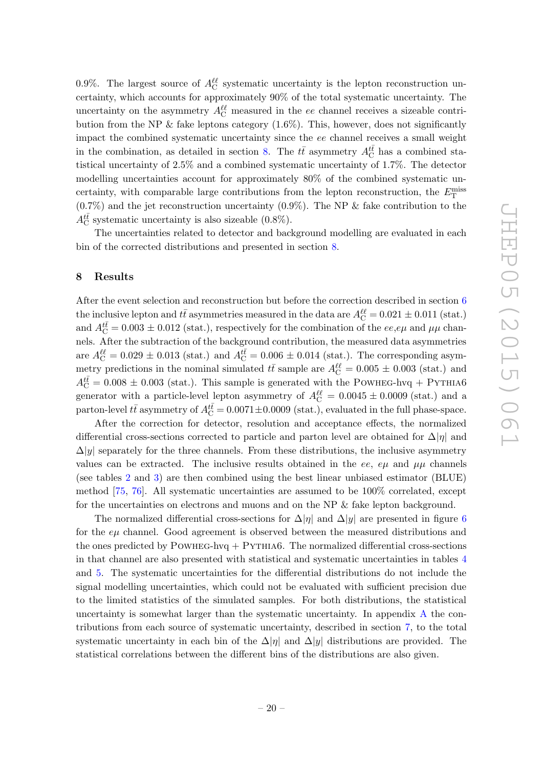0.9%. The largest source of $A_C^{\ell\ell}$ systematic uncertainty is the lepton reconstruction uncertainty, which accounts for approximately 90% of the total systematic uncertainty. The uncertainty on the asymmetry $A_C^{\ell\ell}$ measured in the $ee$ channel receives a sizeable contribution from the NP & fake leptons category (1.6%). This, however, does not significantly impact the combined systematic uncertainty since the $ee$ channel receives a small weight in the combination, as detailed in section 8. The $t\bar{t}$ asymmetry $A_C^{t\bar{t}}$ has a combined statistical uncertainty of 2.5% and a combined systematic uncertainty of 1.7%. The detector modelling uncertainties account for approximately 80% of the combined systematic uncertainty, with comparable large contributions from the lepton reconstruction, the $E_T^{\text{miss}}$ (0.7%) and the jet reconstruction uncertainty (0.9%). The NP & fake contribution to the $A_C^{t\bar{t}}$ systematic uncertainty is also sizeable (0.8%).

The uncertainties related to detector and background modelling are evaluated in each bin of the corrected distributions and presented in section 8.

## 8 Results

After the event selection and reconstruction but before the correction described in section 6 the inclusive lepton and $t\bar{t}$ asymmetries measured in the data are $A_C^{\ell\ell} = 0.021 \pm 0.011$ (stat.) and $A_C^{t\bar{t}} = 0.003 \pm 0.012$ (stat.), respectively for the combination of the $ee$,$e\mu$ and $\mu\mu$ channels. After the subtraction of the background contribution, the measured data asymmetries are $A_C^{\ell\ell} = 0.029 \pm 0.013$ (stat.) and $A_C^{t\bar{t}} = 0.006 \pm 0.014$ (stat.). The corresponding asymmetry predictions in the nominal simulated $t\bar{t}$ sample are $A_C^{\ell\ell} = 0.005 \pm 0.003$ (stat.) and $A_C^{t\bar{t}} = 0.008 \pm 0.003$ (stat.). This sample is generated with the Powheg-hvq + Pythia6 generator with a particle-level lepton asymmetry of $A_C^{\ell\ell} = 0.0045 \pm 0.0009$ (stat.) and a parton-level $t\bar{t}$ asymmetry of $A_C^{t\bar{t}} = 0.0071 \pm 0.0009$ (stat.), evaluated in the full phase-space.

After the correction for detector, resolution and acceptance effects, the normalized differential cross-sections corrected to particle and parton level are obtained for $\Delta|\eta|$ and $\Delta|y|$ separately for the three channels. From these distributions, the inclusive asymmetry values can be extracted. The inclusive results obtained in the $ee$, $e\mu$ and $\mu\mu$ channels (see tables 2 and 3) are then combined using the best linear unbiased estimator (BLUE) method [75, 76]. All systematic uncertainties are assumed to be 100% correlated, except for the uncertainties on electrons and muons and on the NP & fake lepton background.

The normalized differential cross-sections for $\Delta|\eta|$ and $\Delta|y|$ are presented in figure 6 for the $e\mu$ channel. Good agreement is observed between the measured distributions and the ones predicted by Powheg-hvq + Pythia6. The normalized differential cross-sections in that channel are also presented with statistical and systematic uncertainties in tables 4 and 5. The systematic uncertainties for the differential distributions do not include the signal modelling uncertainties, which could not be evaluated with sufficient precision due to the limited statistics of the simulated samples. For both distributions, the statistical uncertainty is somewhat larger than the systematic uncertainty. In appendix A the contributions from each source of systematic uncertainty, described in section 7, to the total systematic uncertainty in each bin of the $\Delta|\eta|$ and $\Delta|y|$ distributions are provided. The statistical correlations between the different bins of the distributions are also given.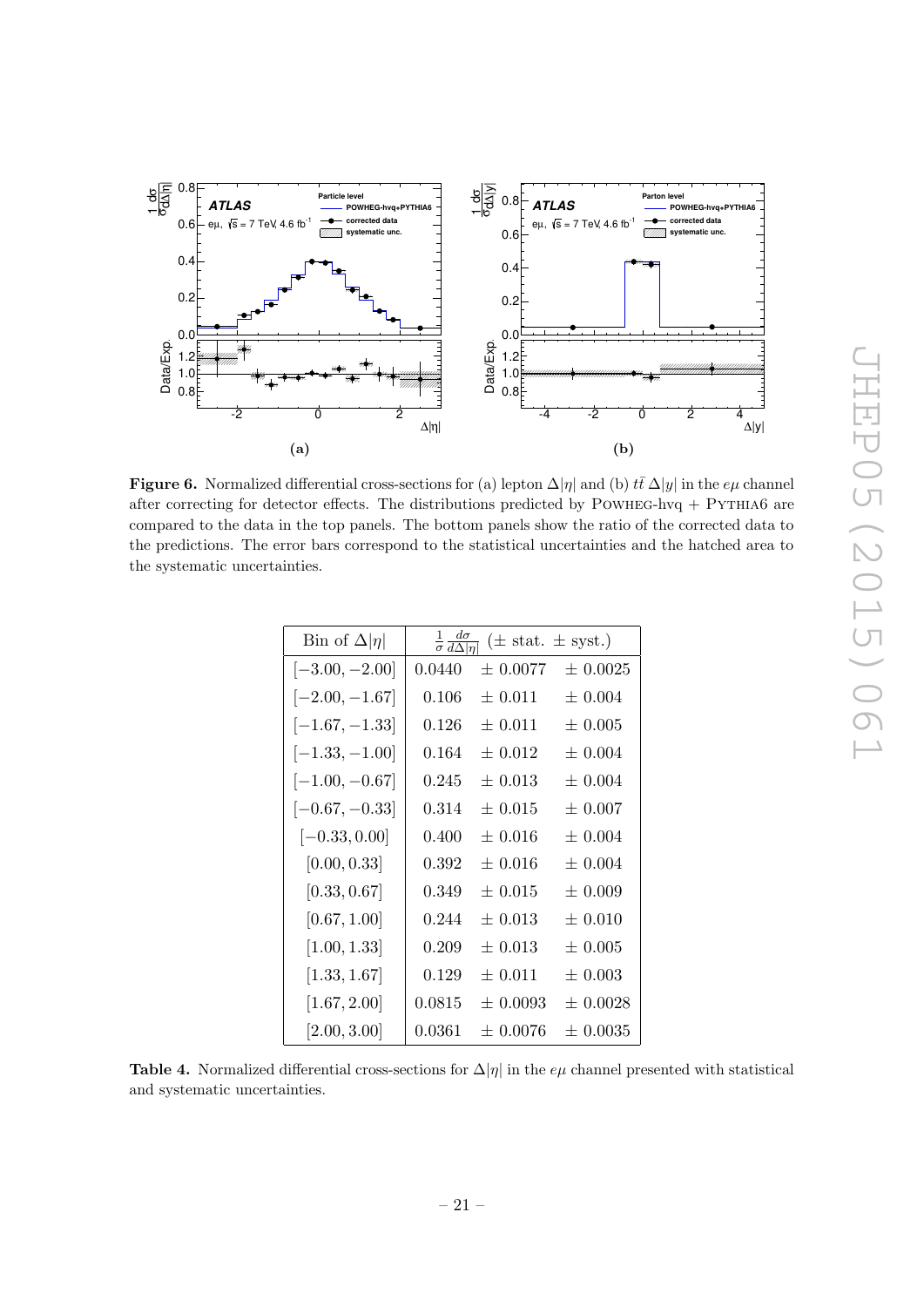**Figure 6.** Normalized differential cross-sections for (a) lepton $\Delta|\eta|$ and (b) $t\bar{t}$ $\Delta|y|$ in the $e\mu$ channel after correcting for detector effects. The distributions predicted by POWHEG-hvq + PYTHIA6 are compared to the data in the top panels. The bottom panels show the ratio of the corrected data to the predictions. The error bars correspond to the statistical uncertainties and the hatched area to the systematic uncertainties.

| Bin of $\Delta\|\eta\|$ | $\frac{1}{\sigma}\frac{d\sigma}{d\Delta\|\eta\|}$ ($\pm$ stat. $\pm$ syst.) | | |
|---|---|---|---|
| $[-3.00, -2.00]$ | 0.0440 | $\pm$ 0.0077 | $\pm$ 0.0025 |
| $[-2.00, -1.67]$ | 0.106 | $\pm$ 0.011 | $\pm$ 0.004 |
| $[-1.67, -1.33]$ | 0.126 | $\pm$ 0.011 | $\pm$ 0.005 |
| $[-1.33, -1.00]$ | 0.164 | $\pm$ 0.012 | $\pm$ 0.004 |
| $[-1.00, -0.67]$ | 0.245 | $\pm$ 0.013 | $\pm$ 0.004 |
| $[-0.67, -0.33]$ | 0.314 | $\pm$ 0.015 | $\pm$ 0.007 |
| $[-0.33, 0.00]$ | 0.400 | $\pm$ 0.016 | $\pm$ 0.004 |
| $[0.00, 0.33]$ | 0.392 | $\pm$ 0.016 | $\pm$ 0.004 |
| $[0.33, 0.67]$ | 0.349 | $\pm$ 0.015 | $\pm$ 0.009 |
| $[0.67, 1.00]$ | 0.244 | $\pm$ 0.013 | $\pm$ 0.010 |
| $[1.00, 1.33]$ | 0.209 | $\pm$ 0.013 | $\pm$ 0.005 |
| $[1.33, 1.67]$ | 0.129 | $\pm$ 0.011 | $\pm$ 0.003 |
| $[1.67, 2.00]$ | 0.0815 | $\pm$ 0.0093 | $\pm$ 0.0028 |
| $[2.00, 3.00]$ | 0.0361 | $\pm$ 0.0076 | $\pm$ 0.0035 |

**Table 4.** Normalized differential cross-sections for $\Delta|\eta|$ in the $e\mu$ channel presented with statistical and systematic uncertainties.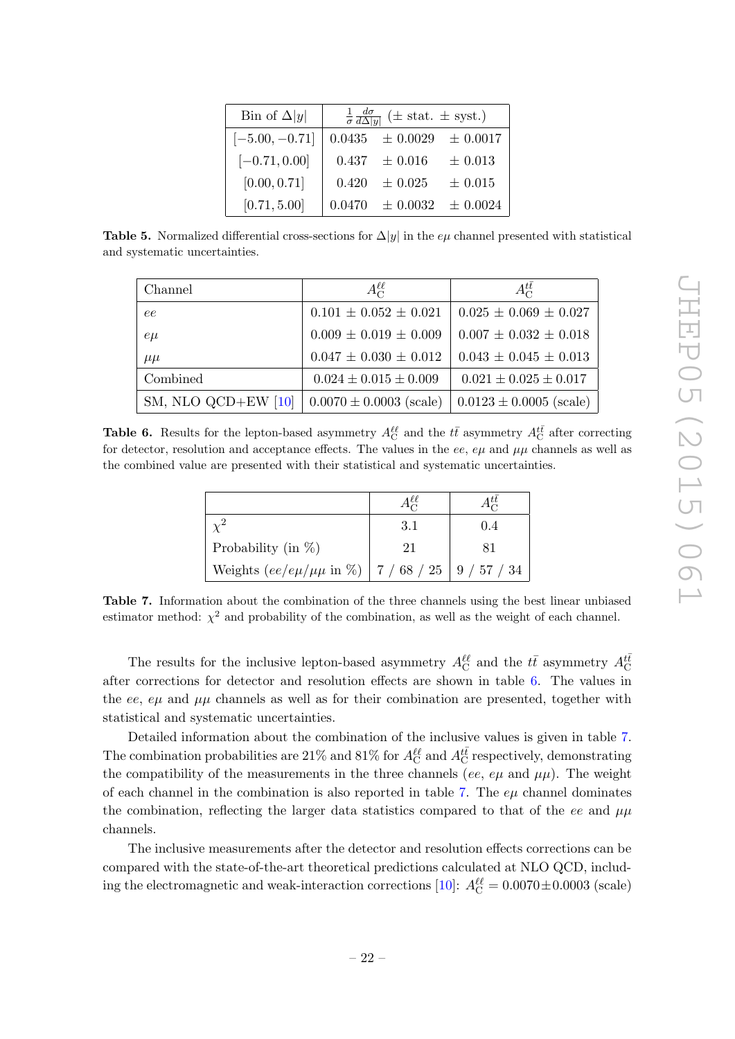| Bin of $\Delta|y|$ | $\frac{1}{\sigma}\frac{d\sigma}{d\Delta|y|}$ ($\pm$ stat. $\pm$ syst.) | | |
|---|---|---|---|
| $[-5.00, -0.71]$ | 0.0435 | $\pm$ 0.0029 | $\pm$ 0.0017 |
| $[-0.71, 0.00]$ | 0.437 | $\pm$ 0.016 | $\pm$ 0.013 |
| $[0.00, 0.71]$ | 0.420 | $\pm$ 0.025 | $\pm$ 0.015 |
| $[0.71, 5.00]$ | 0.0470 | $\pm$ 0.0032 | $\pm$ 0.0024 |

**Table 5.** Normalized differential cross-sections for $\Delta|y|$ in the $e\mu$ channel presented with statistical and systematic uncertainties.

| Channel | $A_C^{\ell\ell}$ | $A_C^{t\bar{t}}$ |
|---|---|---|
| $ee$ | $0.101 \pm 0.052 \pm 0.021$ | $0.025 \pm 0.069 \pm 0.027$ |
| $e\mu$ | $0.009 \pm 0.019 \pm 0.009$ | $0.007 \pm 0.032 \pm 0.018$ |
| $\mu\mu$ | $0.047 \pm 0.030 \pm 0.012$ | $0.043 \pm 0.045 \pm 0.013$ |
| Combined | $0.024 \pm 0.015 \pm 0.009$ | $0.021 \pm 0.025 \pm 0.017$ |
| SM, NLO QCD+EW [10] | $0.0070 \pm 0.0003$ (scale) | $0.0123 \pm 0.0005$ (scale) |

**Table 6.** Results for the lepton-based asymmetry $A_C^{\ell\ell}$ and the $t\bar{t}$ asymmetry $A_C^{t\bar{t}}$ after correcting for detector, resolution and acceptance effects. The values in the $ee$, $e\mu$ and $\mu\mu$ channels as well as the combined value are presented with their statistical and systematic uncertainties.

| | $A_C^{\ell\ell}$ | $A_C^{t\bar{t}}$ |
|---|---|---|
| $\chi^2$ | 3.1 | 0.4 |
| Probability (in %) | 21 | 81 |
| Weights ($ee$/$e\mu$/$\mu\mu$ in %) | 7 / 68 / 25 | 9 / 57 / 34 |

**Table 7.** Information about the combination of the three channels using the best linear unbiased estimator method: $\chi^2$ and probability of the combination, as well as the weight of each channel.

The results for the inclusive lepton-based asymmetry $A_C^{\ell\ell}$ and the $t\bar{t}$ asymmetry $A_C^{t\bar{t}}$ after corrections for detector and resolution effects are shown in table 6. The values in the $ee$, $e\mu$ and $\mu\mu$ channels as well as for their combination are presented, together with statistical and systematic uncertainties.

Detailed information about the combination of the inclusive values is given in table 7. The combination probabilities are 21% and 81% for $A_C^{\ell\ell}$ and $A_C^{t\bar{t}}$ respectively, demonstrating the compatibility of the measurements in the three channels ($ee$, $e\mu$ and $\mu\mu$). The weight of each channel in the combination is also reported in table 7. The $e\mu$ channel dominates the combination, reflecting the larger data statistics compared to that of the $ee$ and $\mu\mu$ channels.

The inclusive measurements after the detector and resolution effects corrections can be compared with the state-of-the-art theoretical predictions calculated at NLO QCD, including the electromagnetic and weak-interaction corrections [10]: $A_C^{\ell\ell} = 0.0070 \pm 0.0003$ (scale)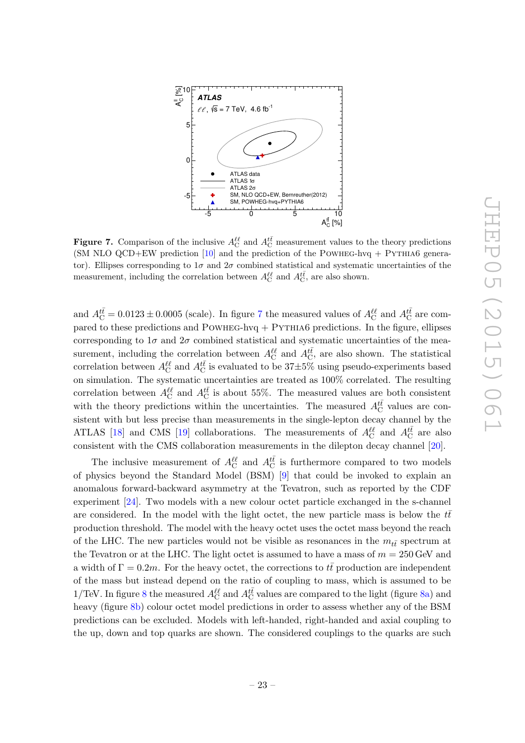**Figure 7.** Comparison of the inclusive $A_C^{\ell\ell}$ and $A_C^{t\bar{t}}$ measurement values to the theory predictions (SM NLO QCD+EW prediction [10] and the prediction of the POWHEG-hvq + PYTHIA6 generator). Ellipses corresponding to $1\sigma$ and $2\sigma$ combined statistical and systematic uncertainties of the measurement, including the correlation between $A_C^{\ell\ell}$ and $A_C^{t\bar{t}}$, are also shown.

and $A_C^{t\bar{t}} = 0.0123 \pm 0.0005$ (scale). In figure 7 the measured values of $A_C^{\ell\ell}$ and $A_C^{t\bar{t}}$ are compared to these predictions and POWHEG-hvq + PYTHIA6 predictions. In the figure, ellipses corresponding to $1\sigma$ and $2\sigma$ combined statistical and systematic uncertainties of the measurement, including the correlation between $A_C^{\ell\ell}$ and $A_C^{t\bar{t}}$, are also shown. The statistical correlation between $A_C^{\ell\ell}$ and $A_C^{t\bar{t}}$ is evaluated to be 37±5% using pseudo-experiments based on simulation. The systematic uncertainties are treated as 100% correlated. The resulting correlation between $A_C^{\ell\ell}$ and $A_C^{t\bar{t}}$ is about 55%. The measured values are both consistent with the theory predictions within the uncertainties. The measured $A_C^{t\bar{t}}$ values are consistent with but less precise than measurements in the single-lepton decay channel by the ATLAS [18] and CMS [19] collaborations. The measurements of $A_C^{\ell\ell}$ and $A_C^{t\bar{t}}$ are also consistent with the CMS collaboration measurements in the dilepton decay channel [20].

The inclusive measurement of $A_C^{\ell\ell}$ and $A_C^{t\bar{t}}$ is furthermore compared to two models of physics beyond the Standard Model (BSM) [9] that could be invoked to explain an anomalous forward-backward asymmetry at the Tevatron, such as reported by the CDF experiment [24]. Two models with a new colour octet particle exchanged in the s-channel are considered. In the model with the light octet, the new particle mass is below the $t\bar{t}$ production threshold. The model with the heavy octet uses the octet mass beyond the reach of the LHC. The new particles would not be visible as resonances in the $m_{t\bar{t}}$ spectrum at the Tevatron or at the LHC. The light octet is assumed to have a mass of $m = 250$ GeV and a width of $\Gamma = 0.2m$. For the heavy octet, the corrections to $t\bar{t}$ production are independent of the mass but instead depend on the ratio of coupling to mass, which is assumed to be 1/TeV. In figure 8 the measured $A_C^{\ell\ell}$ and $A_C^{t\bar{t}}$ values are compared to the light (figure 8a) and heavy (figure 8b) colour octet model predictions in order to assess whether any of the BSM predictions can be excluded. Models with left-handed, right-handed and axial coupling to the up, down and top quarks are shown. The considered couplings to the quarks are such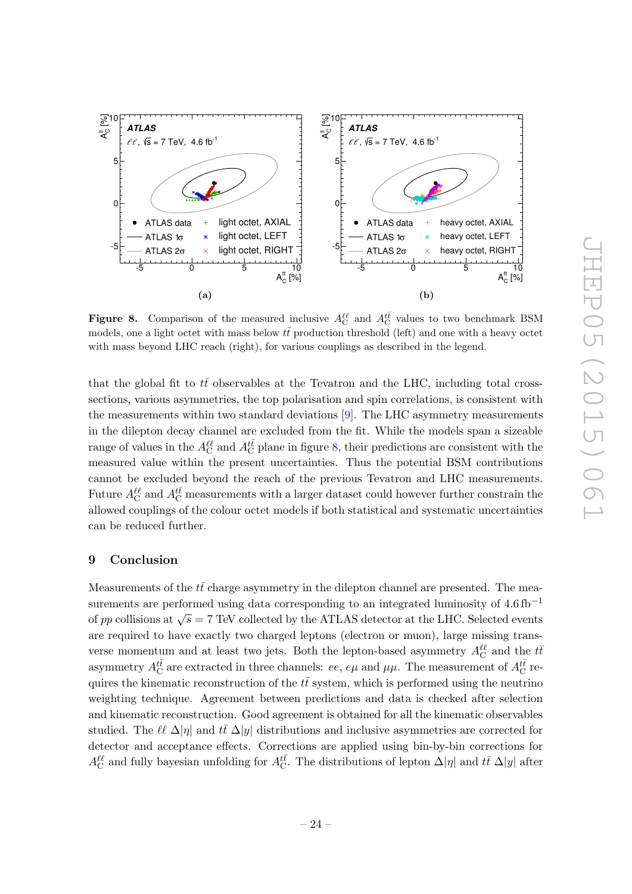**Figure 8.** Comparison of the measured inclusive $A_C^{\ell\ell}$ and $A_C^{t\bar{t}}$ values to two benchmark BSM models, one a light octet with mass below $t\bar{t}$ production threshold (left) and one with a heavy octet with mass beyond LHC reach (right), for various couplings as described in the legend.

that the global fit to $t\bar{t}$ observables at the Tevatron and the LHC, including total cross-sections, various asymmetries, the top polarisation and spin correlations, is consistent with the measurements within two standard deviations [9]. The LHC asymmetry measurements in the dilepton decay channel are excluded from the fit. While the models span a sizeable range of values in the $A_C^{\ell\ell}$ and $A_C^{t\bar{t}}$ plane in figure 8, their predictions are consistent with the measured value within the present uncertainties. Thus the potential BSM contributions cannot be excluded beyond the reach of the previous Tevatron and LHC measurements. Future $A_C^{\ell\ell}$ and $A_C^{t\bar{t}}$ measurements with a larger dataset could however further constrain the allowed couplings of the colour octet models if both statistical and systematic uncertainties can be reduced further.

## 9 Conclusion

Measurements of the $t\bar{t}$ charge asymmetry in the dilepton channel are presented. The measurements are performed using data corresponding to an integrated luminosity of 4.6 fb$^{-1}$ of $pp$ collisions at $\sqrt{s} = 7$ TeV collected by the ATLAS detector at the LHC. Selected events are required to have exactly two charged leptons (electron or muon), large missing transverse momentum and at least two jets. Both the lepton-based asymmetry $A_C^{\ell\ell}$ and the $t\bar{t}$ asymmetry $A_C^{t\bar{t}}$ are extracted in three channels: $ee$, $e\mu$ and $\mu\mu$. The measurement of $A_C^{t\bar{t}}$ requires the kinematic reconstruction of the $t\bar{t}$ system, which is performed using the neutrino weighting technique. Agreement between predictions and data is checked after selection and kinematic reconstruction. Good agreement is obtained for all the kinematic observables studied. The $\ell\ell$ $\Delta|\eta|$ and $t\bar{t}$ $\Delta|y|$ distributions and inclusive asymmetries are corrected for detector and acceptance effects. Corrections are applied using bin-by-bin corrections for $A_C^{\ell\ell}$ and fully bayesian unfolding for $A_C^{t\bar{t}}$. The distributions of lepton $\Delta|\eta|$ and $t\bar{t}$ $\Delta|y|$ after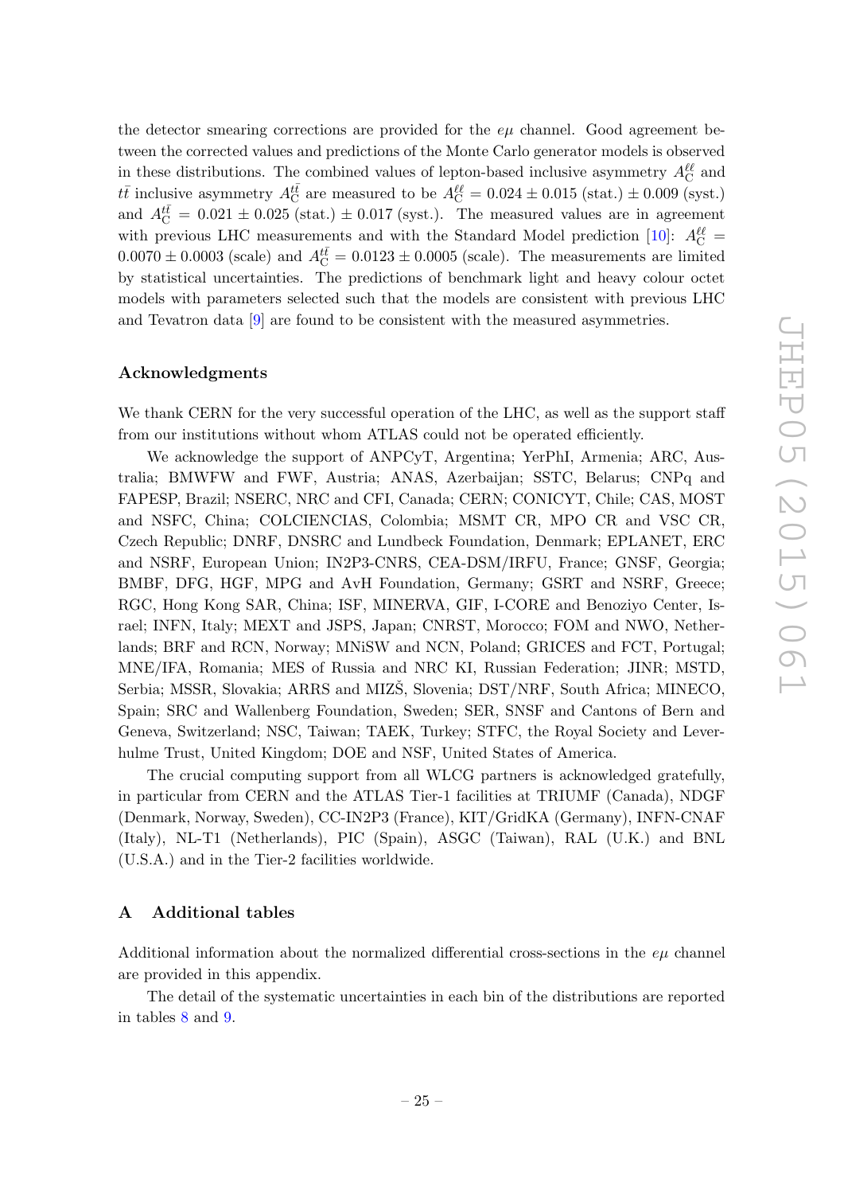the detector smearing corrections are provided for the $e\mu$ channel. Good agreement between the corrected values and predictions of the Monte Carlo generator models is observed in these distributions. The combined values of lepton-based inclusive asymmetry $A_{\mathrm{C}}^{\ell\ell}$ and $t\bar{t}$ inclusive asymmetry $A_{\mathrm{C}}^{t\bar{t}}$ are measured to be $A_{\mathrm{C}}^{\ell\ell} = 0.024 \pm 0.015$ (stat.) $\pm$ 0.009 (syst.) and $A_{\mathrm{C}}^{t\bar{t}} = 0.021 \pm 0.025$ (stat.) $\pm$ 0.017 (syst.). The measured values are in agreement with previous LHC measurements and with the Standard Model prediction [10]: $A_{\mathrm{C}}^{\ell\ell} = 0.0070 \pm 0.0003$ (scale) and $A_{\mathrm{C}}^{t\bar{t}} = 0.0123 \pm 0.0005$ (scale). The measurements are limited by statistical uncertainties. The predictions of benchmark light and heavy colour octet models with parameters selected such that the models are consistent with previous LHC and Tevatron data [9] are found to be consistent with the measured asymmetries.

## Acknowledgments

We thank CERN for the very successful operation of the LHC, as well as the support staff from our institutions without whom ATLAS could not be operated efficiently.

We acknowledge the support of ANPCyT, Argentina; YerPhI, Armenia; ARC, Australia; BMWFW and FWF, Austria; ANAS, Azerbaijan; SSTC, Belarus; CNPq and FAPESP, Brazil; NSERC, NRC and CFI, Canada; CERN; CONICYT, Chile; CAS, MOST and NSFC, China; COLCIENCIAS, Colombia; MSMT CR, MPO CR and VSC CR, Czech Republic; DNRF, DNSRC and Lundbeck Foundation, Denmark; EPLANET, ERC and NSRF, European Union; IN2P3-CNRS, CEA-DSM/IRFU, France; GNSF, Georgia; BMBF, DFG, HGF, MPG and AvH Foundation, Germany; GSRT and NSRF, Greece; RGC, Hong Kong SAR, China; ISF, MINERVA, GIF, I-CORE and Benoziyo Center, Israel; INFN, Italy; MEXT and JSPS, Japan; CNRST, Morocco; FOM and NWO, Netherlands; BRF and RCN, Norway; MNiSW and NCN, Poland; GRICES and FCT, Portugal; MNE/IFA, Romania; MES of Russia and NRC KI, Russian Federation; JINR; MSTD, Serbia; MSSR, Slovakia; ARRS and MIZŠ, Slovenia; DST/NRF, South Africa; MINECO, Spain; SRC and Wallenberg Foundation, Sweden; SER, SNSF and Cantons of Bern and Geneva, Switzerland; NSC, Taiwan; TAEK, Turkey; STFC, the Royal Society and Leverhulme Trust, United Kingdom; DOE and NSF, United States of America.

The crucial computing support from all WLCG partners is acknowledged gratefully, in particular from CERN and the ATLAS Tier-1 facilities at TRIUMF (Canada), NDGF (Denmark, Norway, Sweden), CC-IN2P3 (France), KIT/GridKA (Germany), INFN-CNAF (Italy), NL-T1 (Netherlands), PIC (Spain), ASGC (Taiwan), RAL (U.K.) and BNL (U.S.A.) and in the Tier-2 facilities worldwide.

## A Additional tables

Additional information about the normalized differential cross-sections in the $e\mu$ channel are provided in this appendix.

The detail of the systematic uncertainties in each bin of the distributions are reported in tables 8 and 9.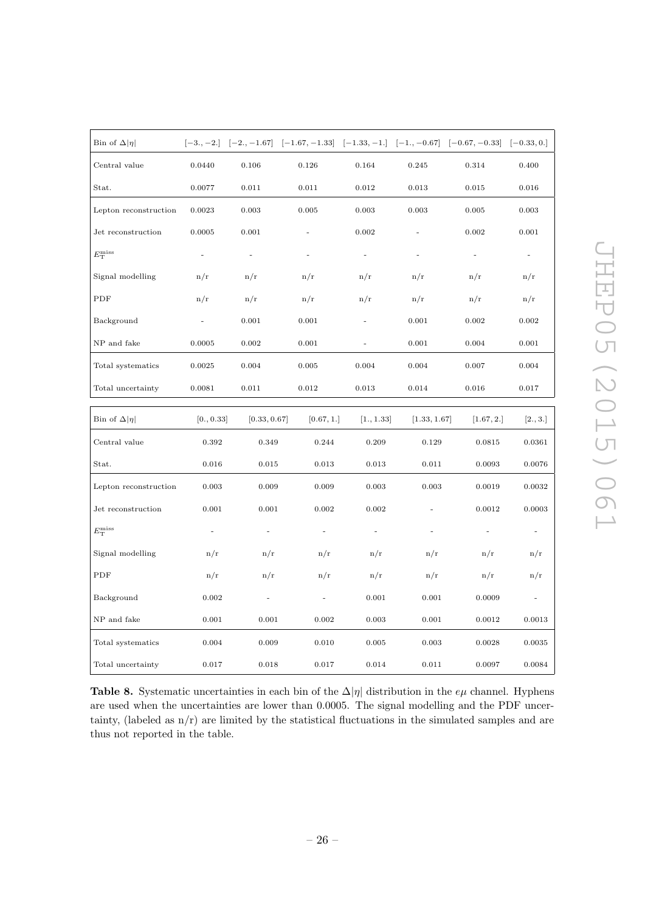| Bin of $\Delta\|\eta\|$ | $[-3., -2.]$ | $[-2., -1.67]$ | $[-1.67, -1.33]$ | $[-1.33, -1.]$ | $[-1., -0.67]$ | $[-0.67, -0.33]$ | $[-0.33, 0.]$ |
|---|---|---|---|---|---|---|---|
| Central value | 0.0440 | 0.106 | 0.126 | 0.164 | 0.245 | 0.314 | 0.400 |
| Stat. | 0.0077 | 0.011 | 0.011 | 0.012 | 0.013 | 0.015 | 0.016 |
| Lepton reconstruction | 0.0023 | 0.003 | 0.005 | 0.003 | 0.003 | 0.005 | 0.003 |
| Jet reconstruction | 0.0005 | 0.001 | - | 0.002 | - | 0.002 | 0.001 |
| $E_{\mathrm{T}}^{\mathrm{miss}}$ | - | - | - | - | - | - | - |
| Signal modelling | n/r | n/r | n/r | n/r | n/r | n/r | n/r |
| PDF | n/r | n/r | n/r | n/r | n/r | n/r | n/r |
| Background | - | 0.001 | 0.001 | - | 0.001 | 0.002 | 0.002 |
| NP and fake | 0.0005 | 0.002 | 0.001 | - | 0.001 | 0.004 | 0.001 |
| Total systematics | 0.0025 | 0.004 | 0.005 | 0.004 | 0.004 | 0.007 | 0.004 |
| Total uncertainty | 0.0081 | 0.011 | 0.012 | 0.013 | 0.014 | 0.016 | 0.017 |

| Bin of $\Delta\|\eta\|$ | $[0., 0.33]$ | $[0.33, 0.67]$ | $[0.67, 1.]$ | $[1., 1.33]$ | $[1.33, 1.67]$ | $[1.67, 2.]$ | $[2., 3.]$ |
|---|---|---|---|---|---|---|---|
| Central value | 0.392 | 0.349 | 0.244 | 0.209 | 0.129 | 0.0815 | 0.0361 |
| Stat. | 0.016 | 0.015 | 0.013 | 0.013 | 0.011 | 0.0093 | 0.0076 |
| Lepton reconstruction | 0.003 | 0.009 | 0.009 | 0.003 | 0.003 | 0.0019 | 0.0032 |
| Jet reconstruction | 0.001 | 0.001 | 0.002 | 0.002 | - | 0.0012 | 0.0003 |
| $E_{\mathrm{T}}^{\mathrm{miss}}$ | - | - | - | - | - | - | - |
| Signal modelling | n/r | n/r | n/r | n/r | n/r | n/r | n/r |
| PDF | n/r | n/r | n/r | n/r | n/r | n/r | n/r |
| Background | 0.002 | - | - | 0.001 | 0.001 | 0.0009 | - |
| NP and fake | 0.001 | 0.001 | 0.002 | 0.003 | 0.001 | 0.0012 | 0.0013 |
| Total systematics | 0.004 | 0.009 | 0.010 | 0.005 | 0.003 | 0.0028 | 0.0035 |
| Total uncertainty | 0.017 | 0.018 | 0.017 | 0.014 | 0.011 | 0.0097 | 0.0084 |

**Table 8.** Systematic uncertainties in each bin of the $\Delta|\eta|$ distribution in the $e\mu$ channel. Hyphens are used when the uncertainties are lower than 0.0005. The signal modelling and the PDF uncertainty, (labeled as n/r) are limited by the statistical fluctuations in the simulated samples and are thus not reported in the table.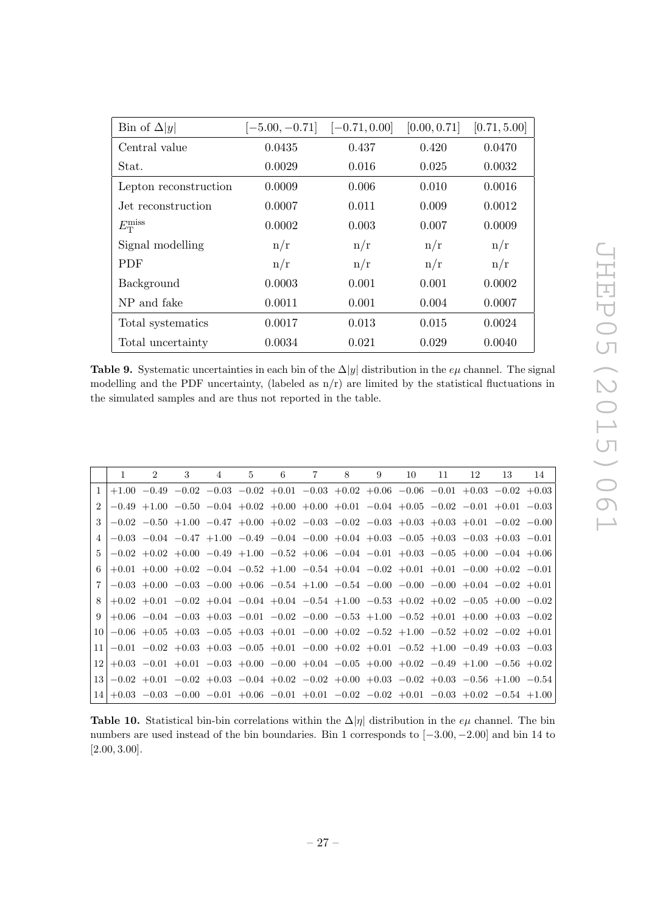| Bin of $\Delta\|y\|$ | $[-5.00, -0.71]$ | $[-0.71, 0.00]$ | $[0.00, 0.71]$ | $[0.71, 5.00]$ |
|---|---|---|---|---|
| Central value | 0.0435 | 0.437 | 0.420 | 0.0470 |
| Stat. | 0.0029 | 0.016 | 0.025 | 0.0032 |
| Lepton reconstruction | 0.0009 | 0.006 | 0.010 | 0.0016 |
| Jet reconstruction | 0.0007 | 0.011 | 0.009 | 0.0012 |
| $E_{\mathrm{T}}^{\mathrm{miss}}$ | 0.0002 | 0.003 | 0.007 | 0.0009 |
| Signal modelling | n/r | n/r | n/r | n/r |
| PDF | n/r | n/r | n/r | n/r |
| Background | 0.0003 | 0.001 | 0.001 | 0.0002 |
| NP and fake | 0.0011 | 0.001 | 0.004 | 0.0007 |
| Total systematics | 0.0017 | 0.013 | 0.015 | 0.0024 |
| Total uncertainty | 0.0034 | 0.021 | 0.029 | 0.0040 |

**Table 9.** Systematic uncertainties in each bin of the $\Delta|y|$ distribution in the $e\mu$ channel. The signal modelling and the PDF uncertainty, (labeled as n/r) are limited by the statistical fluctuations in the simulated samples and are thus not reported in the table.

| | 1 | 2 | 3 | 4 | 5 | 6 | 7 | 8 | 9 | 10 | 11 | 12 | 13 | 14 |
|---|---|---|---|---|---|---|---|---|---|---|---|---|---|---|
| 1 | +1.00 | −0.49 | −0.02 | −0.03 | −0.02 | +0.01 | −0.03 | +0.02 | +0.06 | −0.06 | −0.01 | +0.03 | −0.02 | +0.03 |
| 2 | −0.49 | +1.00 | −0.50 | −0.04 | +0.02 | +0.00 | +0.00 | +0.01 | −0.04 | +0.05 | −0.02 | −0.01 | +0.01 | −0.03 |
| 3 | −0.02 | −0.50 | +1.00 | −0.47 | +0.00 | +0.02 | −0.03 | −0.02 | −0.03 | +0.03 | +0.03 | +0.01 | −0.02 | −0.00 |
| 4 | −0.03 | −0.04 | −0.47 | +1.00 | −0.49 | −0.04 | −0.00 | +0.04 | +0.03 | −0.05 | +0.03 | −0.03 | +0.03 | −0.01 |
| 5 | −0.02 | +0.02 | +0.00 | −0.49 | +1.00 | −0.52 | +0.06 | −0.04 | −0.01 | +0.03 | −0.05 | +0.00 | −0.04 | +0.06 |
| 6 | +0.01 | +0.00 | +0.02 | −0.04 | −0.52 | +1.00 | −0.54 | +0.04 | −0.02 | +0.01 | +0.01 | −0.00 | +0.02 | −0.01 |
| 7 | −0.03 | +0.00 | −0.03 | −0.00 | +0.06 | −0.54 | +1.00 | −0.54 | −0.00 | −0.00 | −0.00 | +0.04 | −0.02 | +0.01 |
| 8 | +0.02 | +0.01 | −0.02 | +0.04 | −0.04 | +0.04 | −0.54 | +1.00 | −0.53 | +0.02 | +0.02 | −0.05 | +0.00 | −0.02 |
| 9 | +0.06 | −0.04 | −0.03 | +0.03 | −0.01 | −0.02 | −0.00 | −0.53 | +1.00 | −0.52 | +0.01 | +0.00 | +0.03 | −0.02 |
| 10 | −0.06 | +0.05 | +0.03 | −0.05 | +0.03 | +0.01 | −0.00 | +0.02 | −0.52 | +1.00 | −0.52 | +0.02 | −0.02 | +0.01 |
| 11 | −0.01 | −0.02 | +0.03 | +0.03 | −0.05 | +0.01 | −0.00 | +0.02 | +0.01 | −0.52 | +1.00 | −0.49 | +0.03 | −0.03 |
| 12 | +0.03 | −0.01 | +0.01 | −0.03 | +0.00 | −0.00 | +0.04 | −0.05 | +0.00 | +0.02 | −0.49 | +1.00 | −0.56 | +0.02 |
| 13 | −0.02 | +0.01 | −0.02 | +0.03 | −0.04 | +0.02 | −0.02 | +0.00 | +0.03 | −0.02 | +0.03 | −0.56 | +1.00 | −0.54 |
| 14 | +0.03 | −0.03 | −0.00 | −0.01 | +0.06 | −0.01 | +0.01 | −0.02 | −0.02 | +0.01 | −0.03 | +0.02 | −0.54 | +1.00 |

**Table 10.** Statistical bin-bin correlations within the $\Delta|\eta|$ distribution in the $e\mu$ channel. The bin numbers are used instead of the bin boundaries. Bin 1 corresponds to $[-3.00, -2.00]$ and bin 14 to $[2.00, 3.00]$.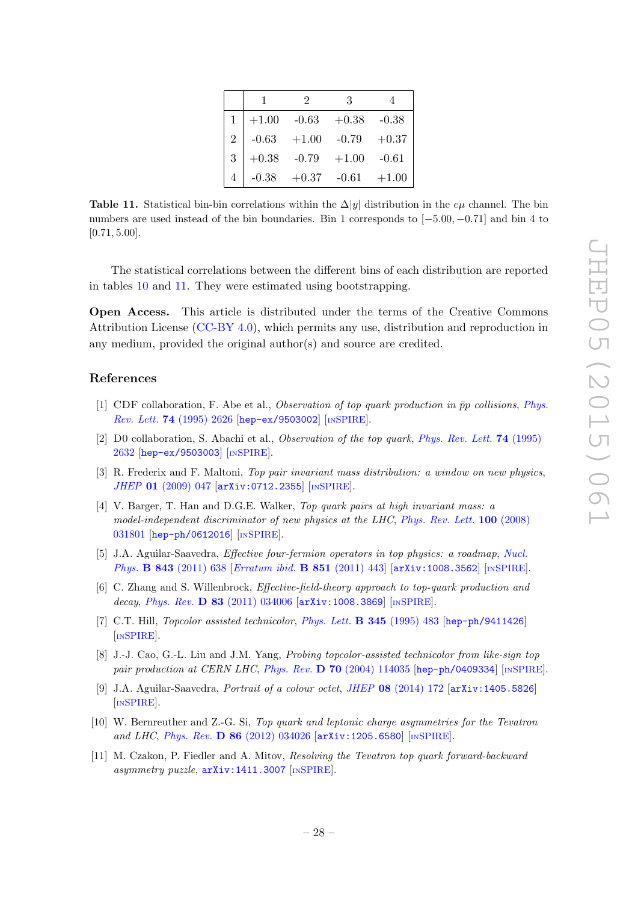| | 1 | 2 | 3 | 4 |
|---|---|---|---|---|
| 1 | +1.00 | -0.63 | +0.38 | -0.38 |
| 2 | -0.63 | +1.00 | -0.79 | +0.37 |
| 3 | +0.38 | -0.79 | +1.00 | -0.61 |
| 4 | -0.38 | +0.37 | -0.61 | +1.00 |

**Table 11.** Statistical bin-bin correlations within the $\Delta|y|$ distribution in the $e\mu$ channel. The bin numbers are used instead of the bin boundaries. Bin 1 corresponds to $[-5.00, -0.71]$ and bin 4 to $[0.71, 5.00]$.

The statistical correlations between the different bins of each distribution are reported in tables 10 and 11. They were estimated using bootstrapping.

**Open Access.** This article is distributed under the terms of the Creative Commons Attribution License (CC-BY 4.0), which permits any use, distribution and reproduction in any medium, provided the original author(s) and source are credited.

## References

[1] CDF collaboration, F. Abe et al., *Observation of top quark production in $\bar{p}p$ collisions*, *Phys. Rev. Lett.* **74** (1995) 2626 [hep-ex/9503002] [INSPIRE].

[2] D0 collaboration, S. Abachi et al., *Observation of the top quark*, *Phys. Rev. Lett.* **74** (1995) 2632 [hep-ex/9503003] [INSPIRE].

[3] R. Frederix and F. Maltoni, *Top pair invariant mass distribution: a window on new physics*, *JHEP* **01** (2009) 047 [arXiv:0712.2355] [INSPIRE].

[4] V. Barger, T. Han and D.G.E. Walker, *Top quark pairs at high invariant mass: a model-independent discriminator of new physics at the LHC*, *Phys. Rev. Lett.* **100** (2008) 031801 [hep-ph/0612016] [INSPIRE].

[5] J.A. Aguilar-Saavedra, *Effective four-fermion operators in top physics: a roadmap*, *Nucl. Phys.* **B 843** (2011) 638 [*Erratum ibid.* **B 851** (2011) 443] [arXiv:1008.3562] [INSPIRE].

[6] C. Zhang and S. Willenbrock, *Effective-field-theory approach to top-quark production and decay*, *Phys. Rev.* **D 83** (2011) 034006 [arXiv:1008.3869] [INSPIRE].

[7] C.T. Hill, *Topcolor assisted technicolor*, *Phys. Lett.* **B 345** (1995) 483 [hep-ph/9411426] [INSPIRE].

[8] J.-J. Cao, G.-L. Liu and J.M. Yang, *Probing topcolor-assisted technicolor from like-sign top pair production at CERN LHC*, *Phys. Rev.* **D 70** (2004) 114035 [hep-ph/0409334] [INSPIRE].

[9] J.A. Aguilar-Saavedra, *Portrait of a colour octet*, *JHEP* **08** (2014) 172 [arXiv:1405.5826] [INSPIRE].

[10] W. Bernreuther and Z.-G. Si, *Top quark and leptonic charge asymmetries for the Tevatron and LHC*, *Phys. Rev.* **D 86** (2012) 034026 [arXiv:1205.6580] [INSPIRE].

[11] M. Czakon, P. Fiedler and A. Mitov, *Resolving the Tevatron top quark forward-backward asymmetry puzzle*, arXiv:1411.3007 [INSPIRE].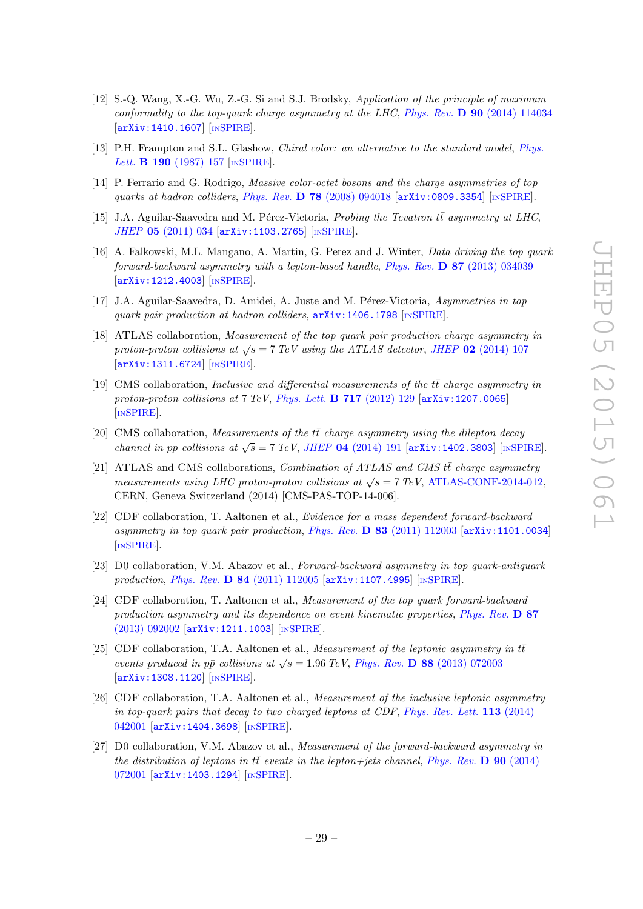[12] S.-Q. Wang, X.-G. Wu, Z.-G. Si and S.J. Brodsky, *Application of the principle of maximum conformality to the top-quark charge asymmetry at the LHC*, Phys. Rev. **D 90** (2014) 114034 [arXiv:1410.1607] [INSPIRE].

[13] P.H. Frampton and S.L. Glashow, *Chiral color: an alternative to the standard model*, Phys. Lett. **B 190** (1987) 157 [INSPIRE].

[14] P. Ferrario and G. Rodrigo, *Massive color-octet bosons and the charge asymmetries of top quarks at hadron colliders*, Phys. Rev. **D 78** (2008) 094018 [arXiv:0809.3354] [INSPIRE].

[15] J.A. Aguilar-Saavedra and M. Pérez-Victoria, *Probing the Tevatron $t\bar{t}$ asymmetry at LHC*, JHEP **05** (2011) 034 [arXiv:1103.2765] [INSPIRE].

[16] A. Falkowski, M.L. Mangano, A. Martin, G. Perez and J. Winter, *Data driving the top quark forward-backward asymmetry with a lepton-based handle*, Phys. Rev. **D 87** (2013) 034039 [arXiv:1212.4003] [INSPIRE].

[17] J.A. Aguilar-Saavedra, D. Amidei, A. Juste and M. Pérez-Victoria, *Asymmetries in top quark pair production at hadron colliders*, arXiv:1406.1798 [INSPIRE].

[18] ATLAS collaboration, *Measurement of the top quark pair production charge asymmetry in proton-proton collisions at $\sqrt{s} = 7$ TeV using the ATLAS detector*, JHEP **02** (2014) 107 [arXiv:1311.6724] [INSPIRE].

[19] CMS collaboration, *Inclusive and differential measurements of the $t\bar{t}$ charge asymmetry in proton-proton collisions at 7 TeV*, Phys. Lett. **B 717** (2012) 129 [arXiv:1207.0065] [INSPIRE].

[20] CMS collaboration, *Measurements of the $t\bar{t}$ charge asymmetry using the dilepton decay channel in pp collisions at $\sqrt{s} = 7$ TeV*, JHEP **04** (2014) 191 [arXiv:1402.3803] [INSPIRE].

[21] ATLAS and CMS collaborations, *Combination of ATLAS and CMS $t\bar{t}$ charge asymmetry measurements using LHC proton-proton collisions at $\sqrt{s} = 7$ TeV*, ATLAS-CONF-2014-012, CERN, Geneva Switzerland (2014) [CMS-PAS-TOP-14-006].

[22] CDF collaboration, T. Aaltonen et al., *Evidence for a mass dependent forward-backward asymmetry in top quark pair production*, Phys. Rev. **D 83** (2011) 112003 [arXiv:1101.0034] [INSPIRE].

[23] D0 collaboration, V.M. Abazov et al., *Forward-backward asymmetry in top quark-antiquark production*, Phys. Rev. **D 84** (2011) 112005 [arXiv:1107.4995] [INSPIRE].

[24] CDF collaboration, T. Aaltonen et al., *Measurement of the top quark forward-backward production asymmetry and its dependence on event kinematic properties*, Phys. Rev. **D 87** (2013) 092002 [arXiv:1211.1003] [INSPIRE].

[25] CDF collaboration, T.A. Aaltonen et al., *Measurement of the leptonic asymmetry in $t\bar{t}$ events produced in $p\bar{p}$ collisions at $\sqrt{s} = 1.96$ TeV*, Phys. Rev. **D 88** (2013) 072003 [arXiv:1308.1120] [INSPIRE].

[26] CDF collaboration, T.A. Aaltonen et al., *Measurement of the inclusive leptonic asymmetry in top-quark pairs that decay to two charged leptons at CDF*, Phys. Rev. Lett. **113** (2014) 042001 [arXiv:1404.3698] [INSPIRE].

[27] D0 collaboration, V.M. Abazov et al., *Measurement of the forward-backward asymmetry in the distribution of leptons in $t\bar{t}$ events in the lepton+jets channel*, Phys. Rev. **D 90** (2014) 072001 [arXiv:1403.1294] [INSPIRE].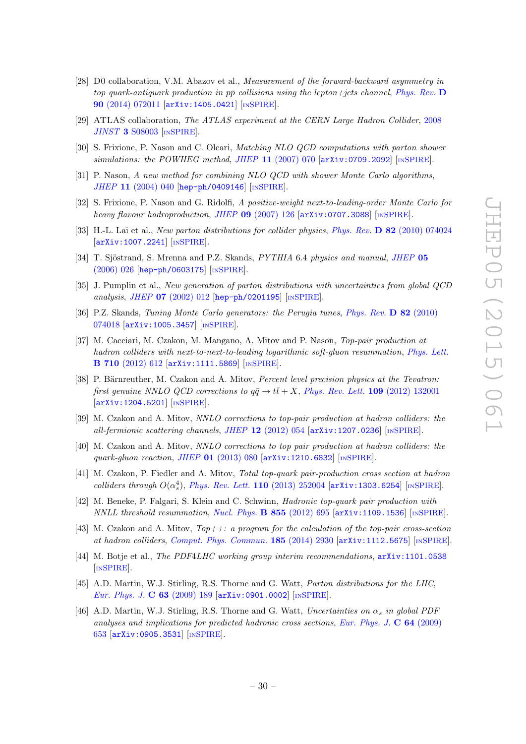[28] D0 collaboration, V.M. Abazov et al., *Measurement of the forward-backward asymmetry in top quark-antiquark production in $p\bar{p}$ collisions using the lepton+jets channel*, Phys. Rev. **D 90** (2014) 072011 [arXiv:1405.0421] [INSPIRE].

[29] ATLAS collaboration, *The ATLAS experiment at the CERN Large Hadron Collider*, 2008 *JINST* **3** S08003 [INSPIRE].

[30] S. Frixione, P. Nason and C. Oleari, *Matching NLO QCD computations with parton shower simulations: the POWHEG method*, *JHEP* **11** (2007) 070 [arXiv:0709.2092] [INSPIRE].

[31] P. Nason, *A new method for combining NLO QCD with shower Monte Carlo algorithms*, *JHEP* **11** (2004) 040 [hep-ph/0409146] [INSPIRE].

[32] S. Frixione, P. Nason and G. Ridolfi, *A positive-weight next-to-leading-order Monte Carlo for heavy flavour hadroproduction*, *JHEP* **09** (2007) 126 [arXiv:0707.3088] [INSPIRE].

[33] H.-L. Lai et al., *New parton distributions for collider physics*, Phys. Rev. **D 82** (2010) 074024 [arXiv:1007.2241] [INSPIRE].

[34] T. Sjöstrand, S. Mrenna and P.Z. Skands, *PYTHIA 6.4 physics and manual*, *JHEP* **05** (2006) 026 [hep-ph/0603175] [INSPIRE].

[35] J. Pumplin et al., *New generation of parton distributions with uncertainties from global QCD analysis*, *JHEP* **07** (2002) 012 [hep-ph/0201195] [INSPIRE].

[36] P.Z. Skands, *Tuning Monte Carlo generators: the Perugia tunes*, Phys. Rev. **D 82** (2010) 074018 [arXiv:1005.3457] [INSPIRE].

[37] M. Cacciari, M. Czakon, M. Mangano, A. Mitov and P. Nason, *Top-pair production at hadron colliders with next-to-next-to-leading logarithmic soft-gluon resummation*, Phys. Lett. **B 710** (2012) 612 [arXiv:1111.5869] [INSPIRE].

[38] P. Bärnreuther, M. Czakon and A. Mitov, *Percent level precision physics at the Tevatron: first genuine NNLO QCD corrections to $q\bar{q} \to t\bar{t} + X$*, Phys. Rev. Lett. **109** (2012) 132001 [arXiv:1204.5201] [INSPIRE].

[39] M. Czakon and A. Mitov, *NNLO corrections to top-pair production at hadron colliders: the all-fermionic scattering channels*, *JHEP* **12** (2012) 054 [arXiv:1207.0236] [INSPIRE].

[40] M. Czakon and A. Mitov, *NNLO corrections to top pair production at hadron colliders: the quark-gluon reaction*, *JHEP* **01** (2013) 080 [arXiv:1210.6832] [INSPIRE].

[41] M. Czakon, P. Fiedler and A. Mitov, *Total top-quark pair-production cross section at hadron colliders through $O(\alpha_s^4)$*, Phys. Rev. Lett. **110** (2013) 252004 [arXiv:1303.6254] [INSPIRE].

[42] M. Beneke, P. Falgari, S. Klein and C. Schwinn, *Hadronic top-quark pair production with NNLL threshold resummation*, Nucl. Phys. **B 855** (2012) 695 [arXiv:1109.1536] [INSPIRE].

[43] M. Czakon and A. Mitov, *Top++: a program for the calculation of the top-pair cross-section at hadron colliders*, Comput. Phys. Commun. **185** (2014) 2930 [arXiv:1112.5675] [INSPIRE].

[44] M. Botje et al., *The PDF4LHC working group interim recommendations*, arXiv:1101.0538 [INSPIRE].

[45] A.D. Martin, W.J. Stirling, R.S. Thorne and G. Watt, *Parton distributions for the LHC*, Eur. Phys. J. **C 63** (2009) 189 [arXiv:0901.0002] [INSPIRE].

[46] A.D. Martin, W.J. Stirling, R.S. Thorne and G. Watt, *Uncertainties on $\alpha_s$ in global PDF analyses and implications for predicted hadronic cross sections*, Eur. Phys. J. **C 64** (2009) 653 [arXiv:0905.3531] [INSPIRE].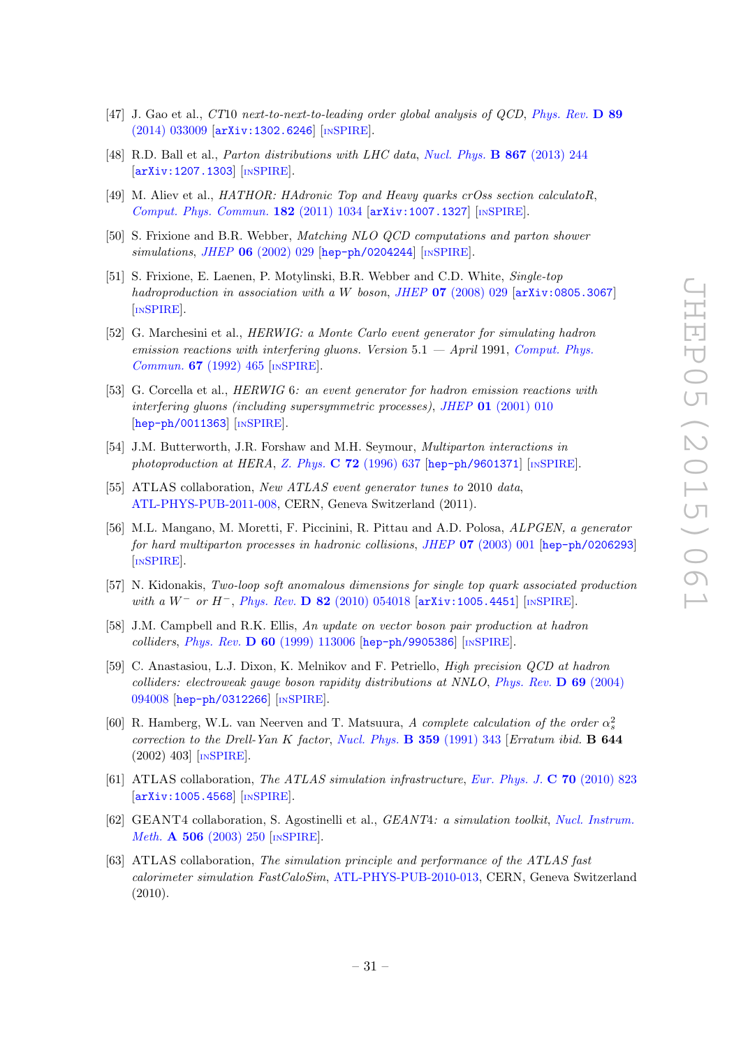[47] J. Gao et al., *CT10 next-to-next-to-leading order global analysis of QCD*, Phys. Rev. **D 89** (2014) 033009 [arXiv:1302.6246] [INSPIRE].

[48] R.D. Ball et al., *Parton distributions with LHC data*, Nucl. Phys. **B 867** (2013) 244 [arXiv:1207.1303] [INSPIRE].

[49] M. Aliev et al., *HATHOR: HAdronic Top and Heavy quarks crOss section calculatoR*, Comput. Phys. Commun. **182** (2011) 1034 [arXiv:1007.1327] [INSPIRE].

[50] S. Frixione and B.R. Webber, *Matching NLO QCD computations and parton shower simulations*, JHEP **06** (2002) 029 [hep-ph/0204244] [INSPIRE].

[51] S. Frixione, E. Laenen, P. Motylinski, B.R. Webber and C.D. White, *Single-top hadroproduction in association with a W boson*, JHEP **07** (2008) 029 [arXiv:0805.3067] [INSPIRE].

[52] G. Marchesini et al., *HERWIG: a Monte Carlo event generator for simulating hadron emission reactions with interfering gluons. Version* 5.1 *— April* 1991, Comput. Phys. Commun. **67** (1992) 465 [INSPIRE].

[53] G. Corcella et al., *HERWIG* 6*: an event generator for hadron emission reactions with interfering gluons (including supersymmetric processes)*, JHEP **01** (2001) 010 [hep-ph/0011363] [INSPIRE].

[54] J.M. Butterworth, J.R. Forshaw and M.H. Seymour, *Multiparton interactions in photoproduction at HERA*, Z. Phys. **C 72** (1996) 637 [hep-ph/9601371] [INSPIRE].

[55] ATLAS collaboration, *New ATLAS event generator tunes to* 2010 *data*, ATL-PHYS-PUB-2011-008, CERN, Geneva Switzerland (2011).

[56] M.L. Mangano, M. Moretti, F. Piccinini, R. Pittau and A.D. Polosa, *ALPGEN, a generator for hard multiparton processes in hadronic collisions*, JHEP **07** (2003) 001 [hep-ph/0206293] [INSPIRE].

[57] N. Kidonakis, *Two-loop soft anomalous dimensions for single top quark associated production with a $W^-$ or $H^-$*, Phys. Rev. **D 82** (2010) 054018 [arXiv:1005.4451] [INSPIRE].

[58] J.M. Campbell and R.K. Ellis, *An update on vector boson pair production at hadron colliders*, Phys. Rev. **D 60** (1999) 113006 [hep-ph/9905386] [INSPIRE].

[59] C. Anastasiou, L.J. Dixon, K. Melnikov and F. Petriello, *High precision QCD at hadron colliders: electroweak gauge boson rapidity distributions at NNLO*, Phys. Rev. **D 69** (2004) 094008 [hep-ph/0312266] [INSPIRE].

[60] R. Hamberg, W.L. van Neerven and T. Matsuura, *A complete calculation of the order $\alpha_s^2$ correction to the Drell-Yan K factor*, Nucl. Phys. **B 359** (1991) 343 [*Erratum ibid.* **B 644** (2002) 403] [INSPIRE].

[61] ATLAS collaboration, *The ATLAS simulation infrastructure*, Eur. Phys. J. **C 70** (2010) 823 [arXiv:1005.4568] [INSPIRE].

[62] GEANT4 collaboration, S. Agostinelli et al., *GEANT4: a simulation toolkit*, Nucl. Instrum. Meth. **A 506** (2003) 250 [INSPIRE].

[63] ATLAS collaboration, *The simulation principle and performance of the ATLAS fast calorimeter simulation FastCaloSim*, ATL-PHYS-PUB-2010-013, CERN, Geneva Switzerland (2010).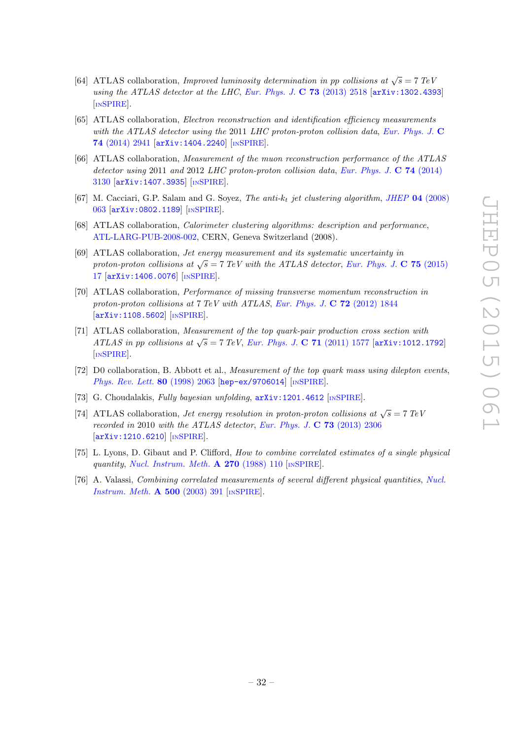[64] ATLAS collaboration, *Improved luminosity determination in pp collisions at $\sqrt{s} = 7$ TeV using the ATLAS detector at the LHC*, Eur. Phys. J. **C 73** (2013) 2518 [arXiv:1302.4393] [INSPIRE].

[65] ATLAS collaboration, *Electron reconstruction and identification efficiency measurements with the ATLAS detector using the 2011 LHC proton-proton collision data*, Eur. Phys. J. **C 74** (2014) 2941 [arXiv:1404.2240] [INSPIRE].

[66] ATLAS collaboration, *Measurement of the muon reconstruction performance of the ATLAS detector using 2011 and 2012 LHC proton-proton collision data*, Eur. Phys. J. **C 74** (2014) 3130 [arXiv:1407.3935] [INSPIRE].

[67] M. Cacciari, G.P. Salam and G. Soyez, *The anti-$k_t$ jet clustering algorithm*, JHEP **04** (2008) 063 [arXiv:0802.1189] [INSPIRE].

[68] ATLAS collaboration, *Calorimeter clustering algorithms: description and performance*, ATL-LARG-PUB-2008-002, CERN, Geneva Switzerland (2008).

[69] ATLAS collaboration, *Jet energy measurement and its systematic uncertainty in proton-proton collisions at $\sqrt{s} = 7$ TeV with the ATLAS detector*, Eur. Phys. J. **C 75** (2015) 17 [arXiv:1406.0076] [INSPIRE].

[70] ATLAS collaboration, *Performance of missing transverse momentum reconstruction in proton-proton collisions at 7 TeV with ATLAS*, Eur. Phys. J. **C 72** (2012) 1844 [arXiv:1108.5602] [INSPIRE].

[71] ATLAS collaboration, *Measurement of the top quark-pair production cross section with ATLAS in pp collisions at $\sqrt{s} = 7$ TeV*, Eur. Phys. J. **C 71** (2011) 1577 [arXiv:1012.1792] [INSPIRE].

[72] D0 collaboration, B. Abbott et al., *Measurement of the top quark mass using dilepton events*, Phys. Rev. Lett. **80** (1998) 2063 [hep-ex/9706014] [INSPIRE].

[73] G. Choudalakis, *Fully bayesian unfolding*, arXiv:1201.4612 [INSPIRE].

[74] ATLAS collaboration, *Jet energy resolution in proton-proton collisions at $\sqrt{s} = 7$ TeV recorded in 2010 with the ATLAS detector*, Eur. Phys. J. **C 73** (2013) 2306 [arXiv:1210.6210] [INSPIRE].

[75] L. Lyons, D. Gibaut and P. Clifford, *How to combine correlated estimates of a single physical quantity*, Nucl. Instrum. Meth. **A 270** (1988) 110 [INSPIRE].

[76] A. Valassi, *Combining correlated measurements of several different physical quantities*, Nucl. Instrum. Meth. **A 500** (2003) 391 [INSPIRE].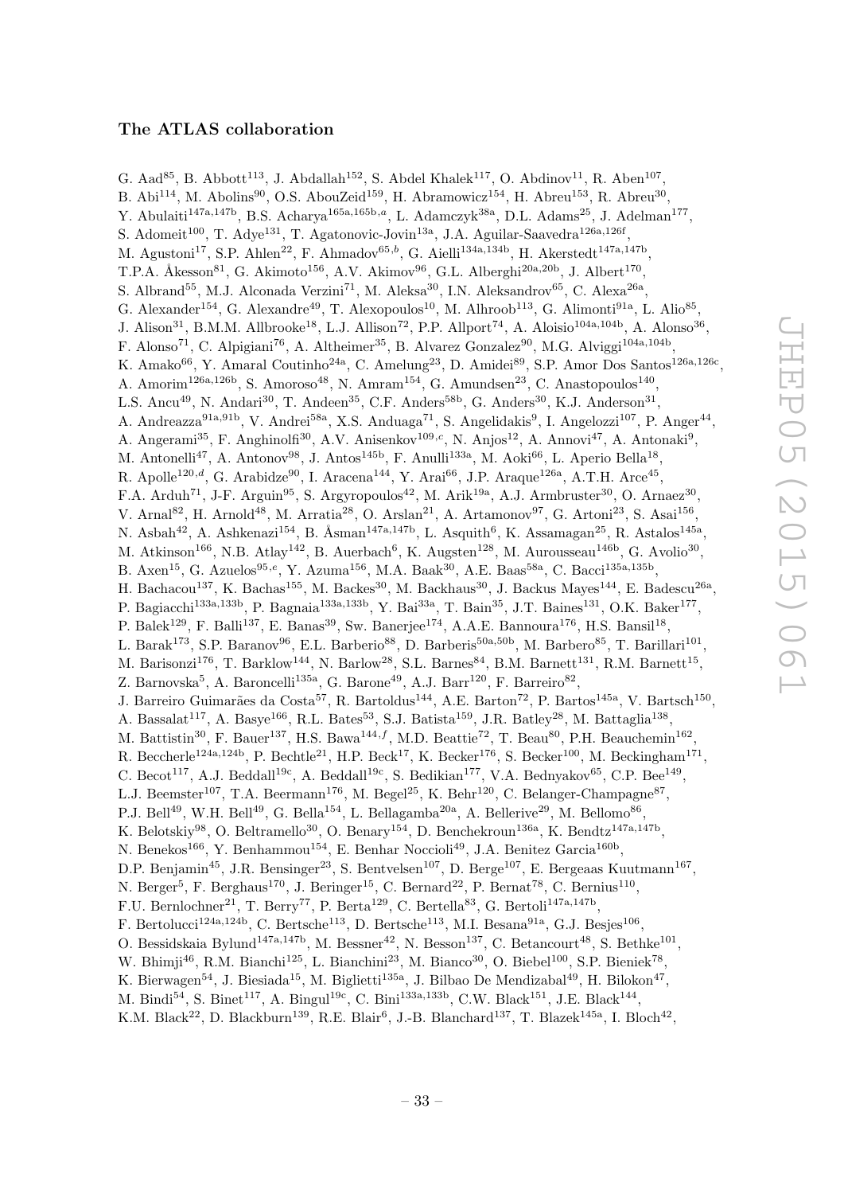### The ATLAS collaboration

G. Aad[85], B. Abbott[113], J. Abdallah[152], S. Abdel Khalek[117], O. Abdinov[11], R. Aben[107], B. Abi[114], M. Abolins[90], O.S. AbouZeid[159], H. Abramowicz[154], H. Abreu[153], R. Abreu[30], Y. Abulaiti[147a,147b], B.S. Acharya[165a,165b,a], L. Adamczyk[38a], D.L. Adams[25], J. Adelman[177], S. Adomeit[100], T. Adye[131], T. Agatonovic-Jovin[13a], J.A. Aguilar-Saavedra[126a,126f], M. Agustoni[17], S.P. Ahlen[22], F. Ahmadov[65,b], G. Aielli[134a,134b], H. Akerstedt[147a,147b], T.P.A. Åkesson[81], G. Akimoto[156], A.V. Akimov[96], G.L. Alberghi[20a,20b], J. Albert[170], S. Albrand[55], M.J. Alconada Verzini[71], M. Aleksa[30], I.N. Aleksandrov[65], C. Alexa[26a], G. Alexander[154], G. Alexandre[49], T. Alexopoulos[10], M. Alhroob[113], G. Alimonti[91a], L. Alio[85], J. Alison[31], B.M.M. Allbrooke[18], L.J. Allison[72], P.P. Allport[74], A. Aloisio[104a,104b], A. Alonso[36], F. Alonso[71], C. Alpigiani[76], A. Altheimer[35], B. Alvarez Gonzalez[90], M.G. Alviggi[104a,104b], K. Amako[66], Y. Amaral Coutinho[24a], C. Amelung[23], D. Amidei[89], S.P. Amor Dos Santos[126a,126c], A. Amorim[126a,126b], S. Amoroso[48], N. Amram[154], G. Amundsen[23], C. Anastopoulos[140], L.S. Ancu[49], N. Andari[30], T. Andeen[35], C.F. Anders[58b], G. Anders[30], K.J. Anderson[31], A. Andreazza[91a,91b], V. Andrei[58a], X.S. Anduaga[71], S. Angelidakis[9], I. Angelozzi[107], P. Anger[44], A. Angerami[35], F. Anghinolfi[30], A.V. Anisenkov[109,c], N. Anjos[12], A. Annovi[47], A. Antonaki[9], M. Antonelli[47], A. Antonov[98], J. Antos[145b], F. Anulli[133a], M. Aoki[66], L. Aperio Bella[18], R. Apolle[120,d], G. Arabidze[90], I. Aracena[144], Y. Arai[66], J.P. Araque[126a], A.T.H. Arce[45], F.A. Arduh[71], J-F. Arguin[95], S. Argyropoulos[42], M. Arik[19a], A.J. Armbruster[30], O. Arnaez[30], V. Arnal[82], H. Arnold[48], M. Arratia[28], O. Arslan[21], A. Artamonov[97], G. Artoni[23], S. Asai[156], N. Asbah[42], A. Ashkenazi[154], B. Åsman[147a,147b], L. Asquith[6], K. Assamagan[25], R. Astalos[145a], M. Atkinson[166], N.B. Atlay[142], B. Auerbach[6], K. Augsten[128], M. Aurousseau[146b], G. Avolio[30], B. Axen[15], G. Azuelos[95,e], Y. Azuma[156], M.A. Baak[30], A.E. Baas[58a], C. Bacci[135a,135b], H. Bachacou[137], K. Bachas[155], M. Backes[30], M. Backhaus[30], J. Backus Mayes[144], E. Badescu[26a], P. Bagiacchi[133a,133b], P. Bagnaia[133a,133b], Y. Bai[33a], T. Bain[35], J.T. Baines[131], O.K. Baker[177], P. Balek[129], F. Balli[137], E. Banas[39], Sw. Banerjee[174], A.A.E. Bannoura[176], H.S. Bansil[18], L. Barak[173], S.P. Baranov[96], E.L. Barberio[88], D. Barberis[50a,50b], M. Barbero[85], T. Barillari[101], M. Barisonzi[176], T. Barklow[144], N. Barlow[28], S.L. Barnes[84], B.M. Barnett[131], R.M. Barnett[15], Z. Barnovska[5], A. Baroncelli[135a], G. Barone[49], A.J. Barr[120], F. Barreiro[82], J. Barreiro Guimarães da Costa[57], R. Bartoldus[144], A.E. Barton[72], P. Bartos[145a], V. Bartsch[150], A. Bassalat[117], A. Basye[166], R.L. Bates[53], S.J. Batista[159], J.R. Batley[28], M. Battaglia[138], M. Battistin[30], F. Bauer[137], H.S. Bawa[144,f], M.D. Beattie[72], T. Beau[80], P.H. Beauchemin[162], R. Beccherle[124a,124b], P. Bechtle[21], H.P. Beck[17], K. Becker[176], S. Becker[100], M. Beckingham[171], C. Becot[117], A.J. Beddall[19c], A. Beddall[19c], S. Bedikian[177], V.A. Bednyakov[65], C.P. Bee[149], L.J. Beemster[107], T.A. Beermann[176], M. Begel[25], K. Behr[120], C. Belanger-Champagne[87], P.J. Bell[49], W.H. Bell[49], G. Bella[154], L. Bellagamba[20a], A. Bellerive[29], M. Bellomo[86], K. Belotskiy[98], O. Beltramello[30], O. Benary[154], D. Benchekroun[136a], K. Bendtz[147a,147b], N. Benekos[166], Y. Benhammou[154], E. Benhar Noccioli[49], J.A. Benitez Garcia[160b], D.P. Benjamin[45], J.R. Bensinger[23], S. Bentvelsen[107], D. Berge[107], E. Bergeaas Kuutmann[167], N. Berger[5], F. Berghaus[170], J. Beringer[15], C. Bernard[22], P. Bernat[78], C. Bernius[110], F.U. Bernlochner[21], T. Berry[77], P. Berta[129], C. Bertella[83], G. Bertoli[147a,147b], F. Bertolucci[124a,124b], C. Bertsche[113], D. Bertsche[113], M.I. Besana[91a], G.J. Besjes[106], O. Bessidskaia Bylund[147a,147b], M. Bessner[42], N. Besson[137], C. Betancourt[48], S. Bethke[101], W. Bhimji[46], R.M. Bianchi[125], L. Bianchini[23], M. Bianco[30], O. Biebel[100], S.P. Bieniek[78], K. Bierwagen[54], J. Biesiada[15], M. Biglietti[135a], J. Bilbao De Mendizabal[49], H. Bilokon[47], M. Bindi[54], S. Binet[117], A. Bingul[19c], C. Bini[133a,133b], C.W. Black[151], J.E. Black[144], K.M. Black[22], D. Blackburn[139], R.E. Blair[6], J.-B. Blanchard[137], T. Blazek[145a], I. Bloch[42],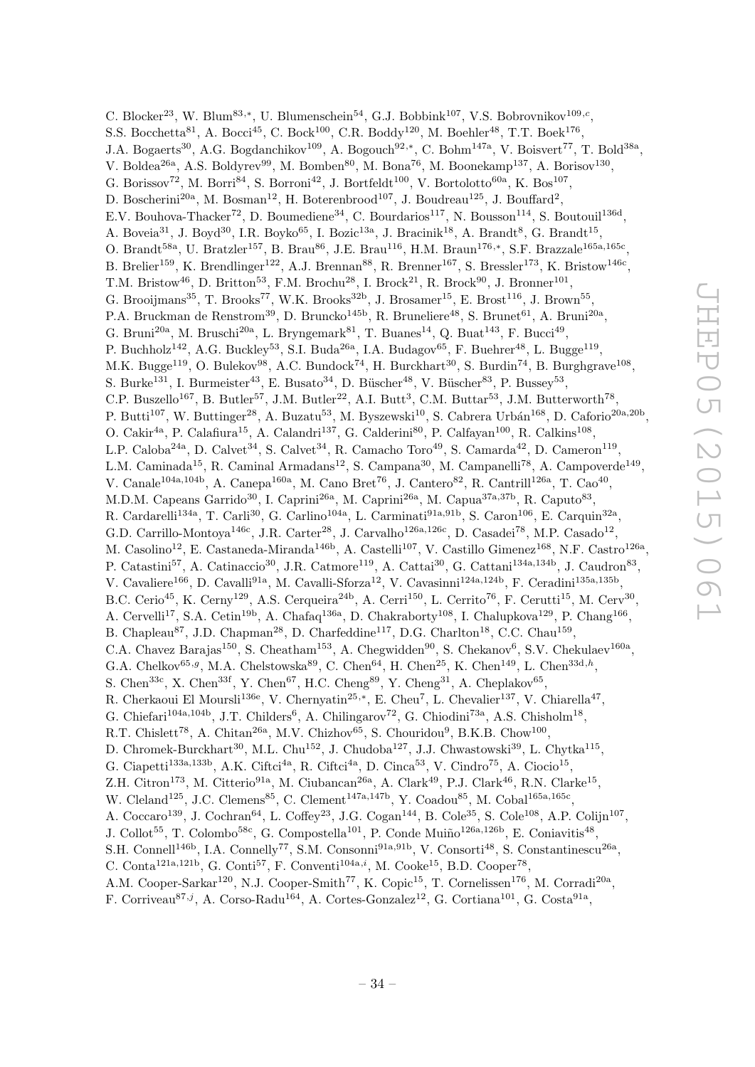C. Blocker[23], W. Blum[83,*], U. Blumenschein[54], G.J. Bobbink[107], V.S. Bobrovnikov[109,c], S.S. Bocchetta[81], A. Bocci[45], C. Bock[100], C.R. Boddy[120], M. Boehler[48], T.T. Boek[176], J.A. Bogaerts[30], A.G. Bogdanchikov[109], A. Bogouch[92,*], C. Bohm[147a], V. Boisvert[77], T. Bold[38a], V. Boldea[26a], A.S. Boldyrev[99], M. Bomben[80], M. Bona[76], M. Boonekamp[137], A. Borisov[130], G. Borissov[72], M. Borri[84], S. Borroni[42], J. Bortfeldt[100], V. Bortolotto[60a], K. Bos[107], D. Boscherini[20a], M. Bosman[12], H. Boterenbrood[107], J. Boudreau[125], J. Bouffard[2], E.V. Bouhova-Thacker[72], D. Boumediene[34], C. Bourdarios[117], N. Bousson[114], S. Boutouil[136d], A. Boveia[31], J. Boyd[30], I.R. Boyko[65], I. Bozic[13a], J. Bracinik[18], A. Brandt[8], G. Brandt[15], O. Brandt[58a], U. Bratzler[157], B. Brau[86], J.E. Brau[116], H.M. Braun[176,*], S.F. Brazzale[165a,165c], B. Brelier[159], K. Brendlinger[122], A.J. Brennan[88], R. Brenner[167], S. Bressler[173], K. Bristow[146c], T.M. Bristow[46], D. Britton[53], F.M. Brochu[28], I. Brock[21], R. Brock[90], J. Bronner[101], G. Brooijmans[35], T. Brooks[77], W.K. Brooks[32b], J. Brosamer[15], E. Brost[116], J. Brown[55], P.A. Bruckman de Renstrom[39], D. Bruncko[145b], R. Bruneliere[48], S. Brunet[61], A. Bruni[20a], G. Bruni[20a], M. Bruschi[20a], L. Bryngemark[81], T. Buanes[14], Q. Buat[143], F. Bucci[49], P. Buchholz[142], A.G. Buckley[53], S.I. Buda[26a], I.A. Budagov[65], F. Buehrer[48], L. Bugge[119], M.K. Bugge[119], O. Bulekov[98], A.C. Bundock[74], H. Burckhart[30], S. Burdin[74], B. Burghgrave[108], S. Burke[131], I. Burmeister[43], E. Busato[34], D. Büscher[48], V. Büscher[83], P. Bussey[53], C.P. Buszello[167], B. Butler[57], J.M. Butler[22], A.I. Butt[3], C.M. Buttar[53], J.M. Butterworth[78], P. Butti[107], W. Buttinger[28], A. Buzatu[53], M. Byszewski[10], S. Cabrera Urbán[168], D. Caforio[20a,20b], O. Cakir[4a], P. Calafiura[15], A. Calandri[137], G. Calderini[80], P. Calfayan[100], R. Calkins[108], L.P. Caloba[24a], D. Calvet[34], S. Calvet[34], R. Camacho Toro[49], S. Camarda[42], D. Cameron[119], L.M. Caminada[15], R. Caminal Armadans[12], S. Campana[30], M. Campanelli[78], A. Campoverde[149], V. Canale[104a,104b], A. Canepa[160a], M. Cano Bret[76], J. Cantero[82], R. Cantrill[126a], T. Cao[40], M.D.M. Capeans Garrido[30], I. Caprini[26a], M. Caprini[26a], M. Capua[37a,37b], R. Caputo[83], R. Cardarelli[134a], T. Carli[30], G. Carlino[104a], L. Carminati[91a,91b], S. Caron[106], E. Carquin[32a], G.D. Carrillo-Montoya[146c], J.R. Carter[28], J. Carvalho[126a,126c], D. Casadei[78], M.P. Casado[12], M. Casolino[12], E. Castaneda-Miranda[146b], A. Castelli[107], V. Castillo Gimenez[168], N.F. Castro[126a], P. Catastini[57], A. Catinaccio[30], J.R. Catmore[119], A. Cattai[30], G. Cattani[134a,134b], J. Caudron[83], V. Cavaliere[166], D. Cavalli[91a], M. Cavalli-Sforza[12], V. Cavasinni[124a,124b], F. Ceradini[135a,135b], B.C. Cerio[45], K. Cerny[129], A.S. Cerqueira[24b], A. Cerri[150], L. Cerrito[76], F. Cerutti[15], M. Cerv[30], A. Cervelli[17], S.A. Cetin[19b], A. Chafaq[136a], D. Chakraborty[108], I. Chalupkova[129], P. Chang[166], B. Chapleau[87], J.D. Chapman[28], D. Charfeddine[117], D.G. Charlton[18], C.C. Chau[159], C.A. Chavez Barajas[150], S. Cheatham[153], A. Chegwidden[90], S. Chekanov[6], S.V. Chekulaev[160a], G.A. Chelkov[65,g], M.A. Chelstowska[89], C. Chen[64], H. Chen[25], K. Chen[149], L. Chen[33d,h], S. Chen[33c], X. Chen[33f], Y. Chen[67], H.C. Cheng[89], Y. Cheng[31], A. Cheplakov[65], R. Cherkaoui El Moursli[136e], V. Chernyatin[25,*], E. Cheu[7], L. Chevalier[137], V. Chiarella[47], G. Chiefari[104a,104b], J.T. Childers[6], A. Chilingarov[72], G. Chiodini[73a], A.S. Chisholm[18], R.T. Chislett[78], A. Chitan[26a], M.V. Chizhov[65], S. Chouridou[9], B.K.B. Chow[100], D. Chromek-Burckhart[30], M.L. Chu[152], J. Chudoba[127], J.J. Chwastowski[39], L. Chytka[115], G. Ciapetti[133a,133b], A.K. Ciftci[4a], R. Ciftci[4a], D. Cinca[53], V. Cindro[75], A. Ciocio[15], Z.H. Citron[173], M. Citterio[91a], M. Ciubancan[26a], A. Clark[49], P.J. Clark[46], R.N. Clarke[15], W. Cleland[125], J.C. Clemens[85], C. Clement[147a,147b], Y. Coadou[85], M. Cobal[165a,165c], A. Coccaro[139], J. Cochran[64], L. Coffey[23], J.G. Cogan[144], B. Cole[35], S. Cole[108], A.P. Colijn[107], J. Collot[55], T. Colombo[58c], G. Compostella[101], P. Conde Muiño[126a,126b], E. Coniavitis[48], S.H. Connell[146b], I.A. Connelly[77], S.M. Consonni[91a,91b], V. Consorti[48], S. Constantinescu[26a], C. Conta[121a,121b], G. Conti[57], F. Conventi[104a,i], M. Cooke[15], B.D. Cooper[78], A.M. Cooper-Sarkar[120], N.J. Cooper-Smith[77], K. Copic[15], T. Cornelissen[176], M. Corradi[20a], F. Corriveau[87,j], A. Corso-Radu[164], A. Cortes-Gonzalez[12], G. Cortiana[101], G. Costa[91a],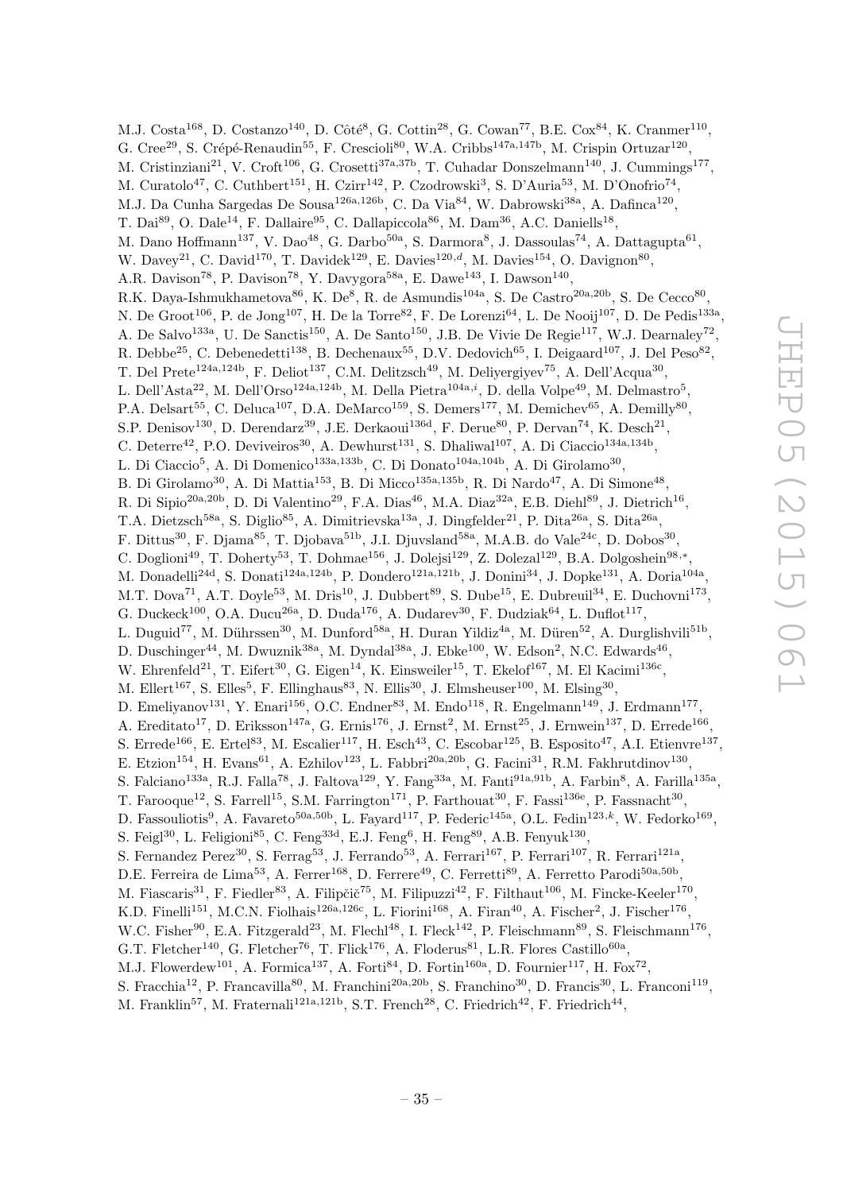M.J. Costa[168], D. Costanzo[140], D. Côté[8], G. Cottin[28], G. Cowan[77], B.E. Cox[84], K. Cranmer[110], G. Cree[29], S. Crépé-Renaudin[55], F. Crescioli[80], W.A. Cribbs[147a,147b], M. Crispin Ortuzar[120], M. Cristinziani[21], V. Croft[106], G. Crosetti[37a,37b], T. Cuhadar Donszelmann[140], J. Cummings[177], M. Curatolo[47], C. Cuthbert[151], H. Czirr[142], P. Czodrowski[3], S. D'Auria[53], M. D'Onofrio[74], M.J. Da Cunha Sargedas De Sousa[126a,126b], C. Da Via[84], W. Dabrowski[38a], A. Dafinca[120], T. Dai[89], O. Dale[14], F. Dallaire[95], C. Dallapiccola[86], M. Dam[36], A.C. Daniells[18], M. Dano Hoffmann[137], V. Dao[48], G. Darbo[50a], S. Darmora[8], J. Dassoulas[74], A. Dattagupta[61], W. Davey[21], C. David[170], T. Davidek[129], E. Davies[120,d], M. Davies[154], O. Davignon[80], A.R. Davison[78], P. Davison[78], Y. Davygora[58a], E. Dawe[143], I. Dawson[140], R.K. Daya-Ishmukhametova[86], K. De[8], R. de Asmundis[104a], S. De Castro[20a,20b], S. De Cecco[80], N. De Groot[106], P. de Jong[107], H. De la Torre[82], F. De Lorenzi[64], L. De Nooij[107], D. De Pedis[133a], A. De Salvo[133a], U. De Sanctis[150], A. De Santo[150], J.B. De Vivie De Regie[117], W.J. Dearnaley[72], R. Debbe[25], C. Debenedetti[138], B. Dechenaux[55], D.V. Dedovich[65], I. Deigaard[107], J. Del Peso[82], T. Del Prete[124a,124b], F. Deliot[137], C.M. Delitzsch[49], M. Deliyergiyev[75], A. Dell'Acqua[30], L. Dell'Asta[22], M. Dell'Orso[124a,124b], M. Della Pietra[104a,i], D. della Volpe[49], M. Delmastro[5], P.A. Delsart[55], C. Deluca[107], D.A. DeMarco[159], S. Demers[177], M. Demichev[65], A. Demilly[80], S.P. Denisov[130], D. Derendarz[39], J.E. Derkaoui[136d], F. Derue[80], P. Dervan[74], K. Desch[21], C. Deterre[42], P.O. Deviveiros[30], A. Dewhurst[131], S. Dhaliwal[107], A. Di Ciaccio[134a,134b], L. Di Ciaccio[5], A. Di Domenico[133a,133b], C. Di Donato[104a,104b], A. Di Girolamo[30], B. Di Girolamo[30], A. Di Mattia[153], B. Di Micco[135a,135b], R. Di Nardo[47], A. Di Simone[48], R. Di Sipio[20a,20b], D. Di Valentino[29], F.A. Dias[46], M.A. Diaz[32a], E.B. Diehl[89], J. Dietrich[16], T.A. Dietzsch[58a], S. Diglio[85], A. Dimitrievska[13a], J. Dingfelder[21], P. Dita[26a], S. Dita[26a], F. Dittus[30], F. Djama[85], T. Djobava[51b], J.I. Djuvsland[58a], M.A.B. do Vale[24c], D. Dobos[30], C. Doglioni[49], T. Doherty[53], T. Dohmae[156], J. Dolejsi[129], Z. Dolezal[129], B.A. Dolgoshein[98,*], M. Donadelli[24d], S. Donati[124a,124b], P. Dondero[121a,121b], J. Donini[34], J. Dopke[131], A. Doria[104a], M.T. Dova[71], A.T. Doyle[53], M. Dris[10], J. Dubbert[89], S. Dube[15], E. Dubreuil[34], E. Duchovni[173], G. Duckeck[100], O.A. Ducu[26a], D. Duda[176], A. Dudarev[30], F. Dudziak[64], L. Duflot[117], L. Duguid[77], M. Dührssen[30], M. Dunford[58a], H. Duran Yildiz[4a], M. Düren[52], A. Durglishvili[51b], D. Duschinger[44], M. Dwuznik[38a], M. Dyndal[38a], J. Ebke[100], W. Edson[2], N.C. Edwards[46], W. Ehrenfeld[21], T. Eifert[30], G. Eigen[14], K. Einsweiler[15], T. Ekelof[167], M. El Kacimi[136c], M. Ellert[167], S. Elles[5], F. Ellinghaus[83], N. Ellis[30], J. Elmsheuser[100], M. Elsing[30], D. Emeliyanov[131], Y. Enari[156], O.C. Endner[83], M. Endo[118], R. Engelmann[149], J. Erdmann[177], A. Ereditato[17], D. Eriksson[147a], G. Ernis[176], J. Ernst[2], M. Ernst[25], J. Ernwein[137], D. Errede[166], S. Errede[166], E. Ertel[83], M. Escalier[117], H. Esch[43], C. Escobar[125], B. Esposito[47], A.I. Etienvre[137], E. Etzion[154], H. Evans[61], A. Ezhilov[123], L. Fabbri[20a,20b], G. Facini[31], R.M. Fakhrutdinov[130], S. Falciano[133a], R.J. Falla[78], J. Faltova[129], Y. Fang[33a], M. Fanti[91a,91b], A. Farbin[8], A. Farilla[135a], T. Farooque[12], S. Farrell[15], S.M. Farrington[171], P. Farthouat[30], F. Fassi[136e], P. Fassnacht[30], D. Fassouliotis[9], A. Favareto[50a,50b], L. Fayard[117], P. Federic[145a], O.L. Fedin[123,k], W. Fedorko[169], S. Feigl[30], L. Feligioni[85], C. Feng[33d], E.J. Feng[6], H. Feng[89], A.B. Fenyuk[130], S. Fernandez Perez[30], S. Ferrag[53], J. Ferrando[53], A. Ferrari[167], P. Ferrari[107], R. Ferrari[121a], D.E. Ferreira de Lima[53], A. Ferrer[168], D. Ferrere[49], C. Ferretti[89], A. Ferretto Parodi[50a,50b], M. Fiascaris[31], F. Fiedler[83], A. Filipčič[75], M. Filipuzzi[42], F. Filthaut[106], M. Fincke-Keeler[170], K.D. Finelli[151], M.C.N. Fiolhais[126a,126c], L. Fiorini[168], A. Firan[40], A. Fischer[2], J. Fischer[176], W.C. Fisher[90], E.A. Fitzgerald[23], M. Flechl[48], I. Fleck[142], P. Fleischmann[89], S. Fleischmann[176], G.T. Fletcher[140], G. Fletcher[76], T. Flick[176], A. Floderus[81], L.R. Flores Castillo[60a], M.J. Flowerdew[101], A. Formica[137], A. Forti[84], D. Fortin[160a], D. Fournier[117], H. Fox[72], S. Fracchia[12], P. Francavilla[80], M. Franchini[20a,20b], S. Franchino[30], D. Francis[30], L. Franconi[119], M. Franklin[57], M. Fraternali[121a,121b], S.T. French[28], C. Friedrich[42], F. Friedrich[44],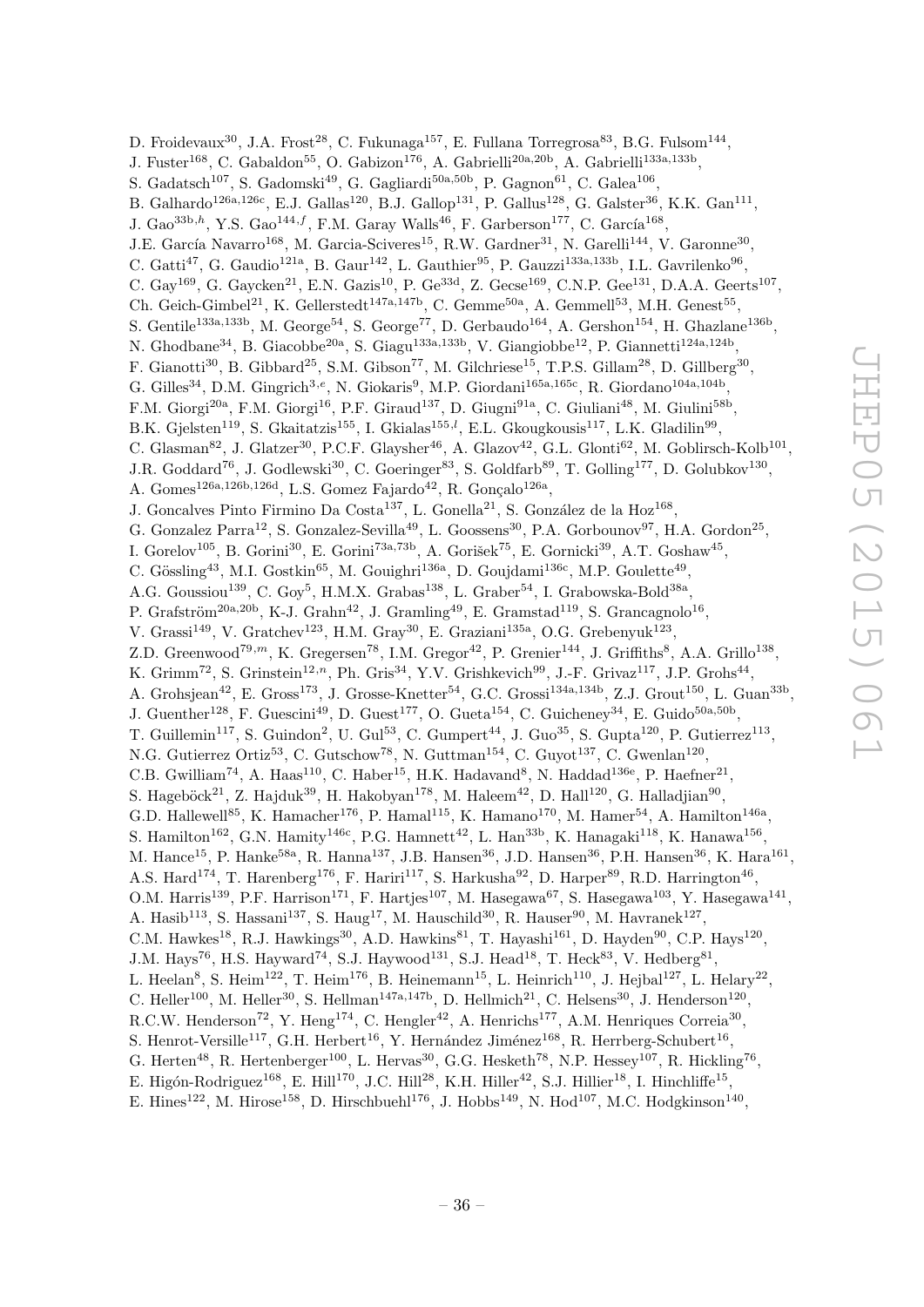D. Froidevaux[30], J.A. Frost[28], C. Fukunaga[157], E. Fullana Torregrosa[83], B.G. Fulsom[144], J. Fuster[168], C. Gabaldon[55], O. Gabizon[176], A. Gabrielli[20a,20b], A. Gabrielli[133a,133b], S. Gadatsch[107], S. Gadomski[49], G. Gagliardi[50a,50b], P. Gagnon[61], C. Galea[106], B. Galhardo[126a,126c], E.J. Gallas[120], B.J. Gallop[131], P. Gallus[128], G. Galster[36], K.K. Gan[111], J. Gao[33b,h], Y.S. Gao[144,f], F.M. Garay Walls[46], F. Garberson[177], C. García[168], J.E. García Navarro[168], M. Garcia-Sciveres[15], R.W. Gardner[31], N. Garelli[144], V. Garonne[30], C. Gatti[47], G. Gaudio[121a], B. Gaur[142], L. Gauthier[95], P. Gauzzi[133a,133b], I.L. Gavrilenko[96], C. Gay[169], G. Gaycken[21], E.N. Gazis[10], P. Ge[33d], Z. Gecse[169], C.N.P. Gee[131], D.A.A. Geerts[107], Ch. Geich-Gimbel[21], K. Gellerstedt[147a,147b], C. Gemme[50a], A. Gemmell[53], M.H. Genest[55], S. Gentile[133a,133b], M. George[54], S. George[77], D. Gerbaudo[164], A. Gershon[154], H. Ghazlane[136b], N. Ghodbane[34], B. Giacobbe[20a], S. Giagu[133a,133b], V. Giangiobbe[12], P. Giannetti[124a,124b], F. Gianotti[30], B. Gibbard[25], S.M. Gibson[77], M. Gilchriese[15], T.P.S. Gillam[28], D. Gillberg[30], G. Gilles[34], D.M. Gingrich[3,e], N. Giokaris[9], M.P. Giordani[165a,165c], R. Giordano[104a,104b], F.M. Giorgi[20a], F.M. Giorgi[16], P.F. Giraud[137], D. Giugni[91a], C. Giuliani[48], M. Giulini[58b], B.K. Gjelsten[119], S. Gkaitatzis[155], I. Gkialas[155,l], E.L. Gkougkousis[117], L.K. Gladilin[99], C. Glasman[82], J. Glatzer[30], P.C.F. Glaysher[46], A. Glazov[42], G.L. Glonti[62], M. Goblirsch-Kolb[101], J.R. Goddard[76], J. Godlewski[30], C. Goeringer[83], S. Goldfarb[89], T. Golling[177], D. Golubkov[130], A. Gomes[126a,126b,126d], L.S. Gomez Fajardo[42], R. Gonçalo[126a], J. Goncalves Pinto Firmino Da Costa[137], L. Gonella[21], S. González de la Hoz[168], G. Gonzalez Parra[12], S. Gonzalez-Sevilla[49], L. Goossens[30], P.A. Gorbounov[97], H.A. Gordon[25], I. Gorelov[105], B. Gorini[30], E. Gorini[73a,73b], A. Gorišek[75], E. Gornicki[39], A.T. Goshaw[45], C. Gössling[43], M.I. Gostkin[65], M. Gouighri[136a], D. Goujdami[136c], M.P. Goulette[49], A.G. Goussiou[139], C. Goy[5], H.M.X. Grabas[138], L. Graber[54], I. Grabowska-Bold[38a], P. Grafström[20a,20b], K-J. Grahn[42], J. Gramling[49], E. Gramstad[119], S. Grancagnolo[16], V. Grassi[149], V. Gratchev[123], H.M. Gray[30], E. Graziani[135a], O.G. Grebenyuk[123], Z.D. Greenwood[79,m], K. Gregersen[78], I.M. Gregor[42], P. Grenier[144], J. Griffiths[8], A.A. Grillo[138], K. Grimm[72], S. Grinstein[12,n], Ph. Gris[34], Y.V. Grishkevich[99], J.-F. Grivaz[117], J.P. Grohs[44], A. Grohsjean[42], E. Gross[173], J. Grosse-Knetter[54], G.C. Grossi[134a,134b], Z.J. Grout[150], L. Guan[33b], J. Guenther[128], F. Guescini[49], D. Guest[177], O. Gueta[154], C. Guicheney[34], E. Guido[50a,50b], T. Guillemin[117], S. Guindon[2], U. Gul[53], C. Gumpert[44], J. Guo[35], S. Gupta[120], P. Gutierrez[113], N.G. Gutierrez Ortiz[53], C. Gutschow[78], N. Guttman[154], C. Guyot[137], C. Gwenlan[120], C.B. Gwilliam[74], A. Haas[110], C. Haber[15], H.K. Hadavand[8], N. Haddad[136e], P. Haefner[21], S. Hageböck[21], Z. Hajduk[39], H. Hakobyan[178], M. Haleem[42], D. Hall[120], G. Halladjian[90], G.D. Hallewell[85], K. Hamacher[176], P. Hamal[115], K. Hamano[170], M. Hamer[54], A. Hamilton[146a], S. Hamilton[162], G.N. Hamity[146c], P.G. Hamnett[42], L. Han[33b], K. Hanagaki[118], K. Hanawa[156], M. Hance[15], P. Hanke[58a], R. Hanna[137], J.B. Hansen[36], J.D. Hansen[36], P.H. Hansen[36], K. Hara[161], A.S. Hard[174], T. Harenberg[176], F. Hariri[117], S. Harkusha[92], D. Harper[89], R.D. Harrington[46], O.M. Harris[139], P.F. Harrison[171], F. Hartjes[107], M. Hasegawa[67], S. Hasegawa[103], Y. Hasegawa[141], A. Hasib[113], S. Hassani[137], S. Haug[17], M. Hauschild[30], R. Hauser[90], M. Havranek[127], C.M. Hawkes[18], R.J. Hawkings[30], A.D. Hawkins[81], T. Hayashi[161], D. Hayden[90], C.P. Hays[120], J.M. Hays[76], H.S. Hayward[74], S.J. Haywood[131], S.J. Head[18], T. Heck[83], V. Hedberg[81], L. Heelan[8], S. Heim[122], T. Heim[176], B. Heinemann[15], L. Heinrich[110], J. Hejbal[127], L. Helary[22], C. Heller[100], M. Heller[30], S. Hellman[147a,147b], D. Hellmich[21], C. Helsens[30], J. Henderson[120], R.C.W. Henderson[72], Y. Heng[174], C. Hengler[42], A. Henrichs[177], A.M. Henriques Correia[30], S. Henrot-Versille[117], G.H. Herbert[16], Y. Hernández Jiménez[168], R. Herrberg-Schubert[16], G. Herten[48], R. Hertenberger[100], L. Hervas[30], G.G. Hesketh[78], N.P. Hessey[107], R. Hickling[76], E. Higón-Rodriguez[168], E. Hill[170], J.C. Hill[28], K.H. Hiller[42], S.J. Hillier[18], I. Hinchliffe[15], E. Hines[122], M. Hirose[158], D. Hirschbuehl[176], J. Hobbs[149], N. Hod[107], M.C. Hodgkinson[140],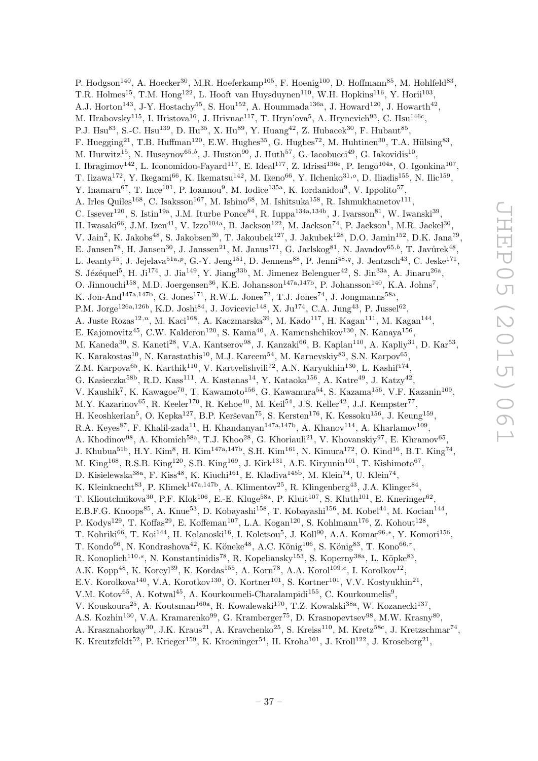P. Hodgson[140], A. Hoecker[30], M.R. Hoeferkamp[105], F. Hoenig[100], D. Hoffmann[85], M. Hohlfeld[83], T.R. Holmes[15], T.M. Hong[122], L. Hooft van Huysduynen[110], W.H. Hopkins[116], Y. Horii[103], A.J. Horton[143], J-Y. Hostachy[55], S. Hou[152], A. Hoummada[136a], J. Howard[120], J. Howarth[42], M. Hrabovsky[115], I. Hristova[16], J. Hrivnac[117], T. Hryn'ova[5], A. Hrynevich[93], C. Hsu[146c], P.J. Hsu[83], S.-C. Hsu[139], D. Hu[35], X. Hu[89], Y. Huang[42], Z. Hubacek[30], F. Hubaut[85], F. Huegging[21], T.B. Huffman[120], E.W. Hughes[35], G. Hughes[72], M. Huhtinen[30], T.A. Hülsing[83], M. Hurwitz[15], N. Huseynov[65,b], J. Huston[90], J. Huth[57], G. Iacobucci[49], G. Iakovidis[10], I. Ibragimov[142], L. Iconomidou-Fayard[117], E. Ideal[177], Z. Idrissi[136e], P. Iengo[104a], O. Igonkina[107], T. Iizawa[172], Y. Ikegami[66], K. Ikematsu[142], M. Ikeno[66], Y. Ilchenko[31,o], D. Iliadis[155], N. Ilic[159], Y. Inamaru[67], T. Ince[101], P. Ioannou[9], M. Iodice[135a], K. Iordanidou[9], V. Ippolito[57], A. Irles Quiles[168], C. Isaksson[167], M. Ishino[68], M. Ishitsuka[158], R. Ishmukhametov[111], C. Issever[120], S. Istin[19a], J.M. Iturbe Ponce[84], R. Iuppa[134a,134b], J. Ivarsson[81], W. Iwanski[39], H. Iwasaki[66], J.M. Izen[41], V. Izzo[104a], B. Jackson[122], M. Jackson[74], P. Jackson[1], M.R. Jaekel[30], V. Jain[2], K. Jakobs[48], S. Jakobsen[30], T. Jakoubek[127], J. Jakubek[128], D.O. Jamin[152], D.K. Jana[79], E. Jansen[78], H. Jansen[30], J. Janssen[21], M. Janus[171], G. Jarlskog[81], N. Javadov[65,b], T. Javůrek[48], L. Jeanty[15], J. Jejelava[51a,p], G.-Y. Jeng[151], D. Jennens[88], P. Jenni[48,q], J. Jentzsch[43], C. Jeske[171], S. Jézéquel[5], H. Ji[174], J. Jia[149], Y. Jiang[33b], M. Jimenez Belenguer[42], S. Jin[33a], A. Jinaru[26a], O. Jinnouchi[158], M.D. Joergensen[36], K.E. Johansson[147a,147b], P. Johansson[140], K.A. Johns[7], K. Jon-And[147a,147b], G. Jones[171], R.W.L. Jones[72], T.J. Jones[74], J. Jongmanns[58a], P.M. Jorge[126a,126b], K.D. Joshi[84], J. Jovicevic[148], X. Ju[174], C.A. Jung[43], P. Jussel[62], A. Juste Rozas[12,n], M. Kaci[168], A. Kaczmarska[39], M. Kado[117], H. Kagan[111], M. Kagan[144], E. Kajomovitz[45], C.W. Kalderon[120], S. Kama[40], A. Kamenshchikov[130], N. Kanaya[156], M. Kaneda[30], S. Kaneti[28], V.A. Kantserov[98], J. Kanzaki[66], B. Kaplan[110], A. Kapliy[31], D. Kar[53], K. Karakostas[10], N. Karastathis[10], M.J. Kareem[54], M. Karnevskiy[83], S.N. Karpov[65], Z.M. Karpova[65], K. Karthik[110], V. Kartvelishvili[72], A.N. Karyukhin[130], L. Kashif[174], G. Kasieczka[58b], R.D. Kass[111], A. Kastanas[14], Y. Kataoka[156], A. Katre[49], J. Katzy[42], V. Kaushik[7], K. Kawagoe[70], T. Kawamoto[156], G. Kawamura[54], S. Kazama[156], V.F. Kazanin[109], M.Y. Kazarinov[65], R. Keeler[170], R. Kehoe[40], M. Keil[54], J.S. Keller[42], J.J. Kempster[77], H. Keoshkerian[5], O. Kepka[127], B.P. Kerševan[75], S. Kersten[176], K. Kessoku[156], J. Keung[159], R.A. Keyes[87], F. Khalil-zada[11], H. Khandanyan[147a,147b], A. Khanov[114], A. Kharlamov[109], A. Khodinov[98], A. Khomich[58a], T.J. Khoo[28], G. Khoriauli[21], V. Khovanskiy[97], E. Khramov[65], J. Khubua[51b], H.Y. Kim[8], H. Kim[147a,147b], S.H. Kim[161], N. Kimura[172], O. Kind[16], B.T. King[74], M. King[168], R.S.B. King[120], S.B. King[169], J. Kirk[131], A.E. Kiryunin[101], T. Kishimoto[67], D. Kisielewska[38a], F. Kiss[48], K. Kiuchi[161], E. Kladiva[145b], M. Klein[74], U. Klein[74], K. Kleinknecht[83], P. Klimek[147a,147b], A. Klimentov[25], R. Klingenberg[43], J.A. Klinger[84], T. Klioutchnikova[30], P.F. Klok[106], E.-E. Kluge[58a], P. Kluit[107], S. Kluth[101], E. Kneringer[62], E.B.F.G. Knoops[85], A. Knue[53], D. Kobayashi[158], T. Kobayashi[156], M. Kobel[44], M. Kocian[144], P. Kodys[129], T. Koffas[29], E. Koffeman[107], L.A. Kogan[120], S. Kohlmann[176], Z. Kohout[128], T. Kohriki[66], T. Koi[144], H. Kolanoski[16], I. Koletsou[5], J. Koll[90], A.A. Komar[96,*], Y. Komori[156], T. Kondo[66], N. Kondrashova[42], K. Köneke[48], A.C. König[106], S. König[83], T. Kono[66,r], R. Konoplich[110,s], N. Konstantinidis[78], R. Kopeliansky[153], S. Koperny[38a], L. Köpke[83], A.K. Kopp[48], K. Korcyl[39], K. Kordas[155], A. Korn[78], A.A. Korol[109,c], I. Korolkov[12], E.V. Korolkova[140], V.A. Korotkov[130], O. Kortner[101], S. Kortner[101], V.V. Kostyukhin[21], V.M. Kotov[65], A. Kotwal[45], A. Kourkoumeli-Charalampidi[155], C. Kourkoumelis[9], V. Kouskoura[25], A. Koutsman[160a], R. Kowalewski[170], T.Z. Kowalski[38a], W. Kozanecki[137], A.S. Kozhin[130], V.A. Kramarenko[99], G. Kramberger[75], D. Krasnopevtsev[98], M.W. Krasny[80], A. Krasznahorkay[30], J.K. Kraus[21], A. Kravchenko[25], S. Kreiss[110], M. Kretz[58c], J. Kretzschmar[74], K. Kreutzfeldt[52], P. Krieger[159], K. Kroeninger[54], H. Kroha[101], J. Kroll[122], J. Kroseberg[21],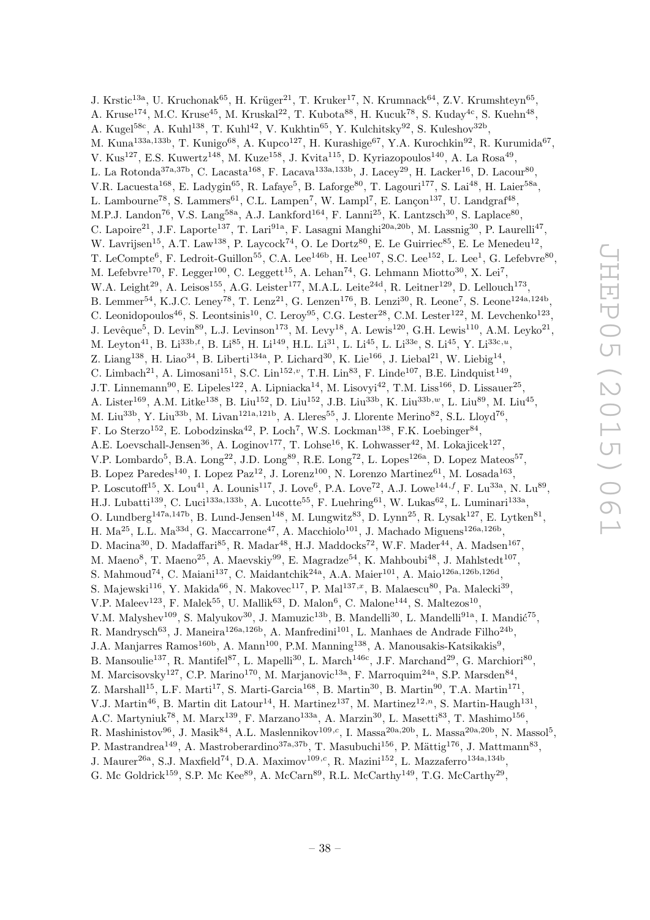J. Krstic[13a], U. Kruchonak[65], H. Krüger[21], T. Kruker[17], N. Krumnack[64], Z.V. Krumshteyn[65], A. Kruse[174], M.C. Kruse[45], M. Kruskal[22], T. Kubota[88], H. Kucuk[78], S. Kuday[4c], S. Kuehn[48], A. Kugel[58c], A. Kuhl[138], T. Kuhl[42], V. Kukhtin[65], Y. Kulchitsky[92], S. Kuleshov[32b], M. Kuna[133a,133b], T. Kunigo[68], A. Kupco[127], H. Kurashige[67], Y.A. Kurochkin[92], R. Kurumida[67], V. Kus[127], E.S. Kuwertz[148], M. Kuze[158], J. Kvita[115], D. Kyriazopoulos[140], A. La Rosa[49], L. La Rotonda[37a,37b], C. Lacasta[168], F. Lacava[133a,133b], J. Lacey[29], H. Lacker[16], D. Lacour[80], V.R. Lacuesta[168], E. Ladygin[65], R. Lafaye[5], B. Laforge[80], T. Lagouri[177], S. Lai[48], H. Laier[58a], L. Lambourne[78], S. Lammers[61], C.L. Lampen[7], W. Lampl[7], E. Lançon[137], U. Landgraf[48], M.P.J. Landon[76], V.S. Lang[58a], A.J. Lankford[164], F. Lanni[25], K. Lantzsch[30], S. Laplace[80], C. Lapoire[21], J.F. Laporte[137], T. Lari[91a], F. Lasagni Manghi[20a,20b], M. Lassnig[30], P. Laurelli[47], W. Lavrijsen[15], A.T. Law[138], P. Laycock[74], O. Le Dortz[80], E. Le Guirriec[85], E. Le Menedeu[12], T. LeCompte[6], F. Ledroit-Guillon[55], C.A. Lee[146b], H. Lee[107], S.C. Lee[152], L. Lee[1], G. Lefebvre[80], M. Lefebvre[170], F. Legger[100], C. Leggett[15], A. Lehan[74], G. Lehmann Miotto[30], X. Lei[7], W.A. Leight[29], A. Leisos[155], A.G. Leister[177], M.A.L. Leite[24d], R. Leitner[129], D. Lellouch[173], B. Lemmer[54], K.J.C. Leney[78], T. Lenz[21], G. Lenzen[176], B. Lenzi[30], R. Leone[7], S. Leone[124a,124b], C. Leonidopoulos[46], S. Leontsinis[10], C. Leroy[95], C.G. Lester[28], C.M. Lester[122], M. Levchenko[123], J. Levêque[5], D. Levin[89], L.J. Levinson[173], M. Levy[18], A. Lewis[120], G.H. Lewis[110], A.M. Leyko[21], M. Leyton[41], B. Li[33b,t], B. Li[85], H. Li[149], H.L. Li[31], L. Li[45], L. Li[33e], S. Li[45], Y. Li[33c,u], Z. Liang[138], H. Liao[34], B. Liberti[134a], P. Lichard[30], K. Lie[166], J. Liebal[21], W. Liebig[14], C. Limbach[21], A. Limosani[151], S.C. Lin[152,v], T.H. Lin[83], F. Linde[107], B.E. Lindquist[149], J.T. Linnemann[90], E. Lipeles[122], A. Lipniacka[14], M. Lisovyi[42], T.M. Liss[166], D. Lissauer[25], A. Lister[169], A.M. Litke[138], B. Liu[152], D. Liu[152], J.B. Liu[33b], K. Liu[33b,w], L. Liu[89], M. Liu[45], M. Liu[33b], Y. Liu[33b], M. Livan[121a,121b], A. Lleres[55], J. Llorente Merino[82], S.L. Lloyd[76], F. Lo Sterzo[152], E. Lobodzinska[42], P. Loch[7], W.S. Lockman[138], F.K. Loebinger[84], A.E. Loevschall-Jensen[36], A. Loginov[177], T. Lohse[16], K. Lohwasser[42], M. Lokajicek[127], V.P. Lombardo[5], B.A. Long[22], J.D. Long[89], R.E. Long[72], L. Lopes[126a], D. Lopez Mateos[57], B. Lopez Paredes[140], I. Lopez Paz[12], J. Lorenz[100], N. Lorenzo Martinez[61], M. Losada[163], P. Loscutoff[15], X. Lou[41], A. Lounis[117], J. Love[6], P.A. Love[72], A.J. Lowe[144,f], F. Lu[33a], N. Lu[89], H.J. Lubatti[139], C. Luci[133a,133b], A. Lucotte[55], F. Luehring[61], W. Lukas[62], L. Luminari[133a], O. Lundberg[147a,147b], B. Lund-Jensen[148], M. Lungwitz[83], D. Lynn[25], R. Lysak[127], E. Lytken[81], H. Ma[25], L.L. Ma[33d], G. Maccarrone[47], A. Macchiolo[101], J. Machado Miguens[126a,126b], D. Macina[30], D. Madaffari[85], R. Madar[48], H.J. Maddocks[72], W.F. Mader[44], A. Madsen[167], M. Maeno[8], T. Maeno[25], A. Maevskiy[99], E. Magradze[54], K. Mahboubi[48], J. Mahlstedt[107], S. Mahmoud[74], C. Maiani[137], C. Maidantchik[24a], A.A. Maier[101], A. Maio[126a,126b,126d], S. Majewski[116], Y. Makida[66], N. Makovec[117], P. Mal[137,x], B. Malaescu[80], Pa. Malecki[39], V.P. Maleev[123], F. Malek[55], U. Mallik[63], D. Malon[6], C. Malone[144], S. Maltezos[10], V.M. Malyshev[109], S. Malyukov[30], J. Mamuzic[13b], B. Mandelli[30], L. Mandelli[91a], I. Mandić[75], R. Mandrysch[63], J. Maneira[126a,126b], A. Manfredini[101], L. Manhaes de Andrade Filho[24b], J.A. Manjarres Ramos[160b], A. Mann[100], P.M. Manning[138], A. Manousakis-Katsikakis[9], B. Mansoulie[137], R. Mantifel[87], L. Mapelli[30], L. March[146c], J.F. Marchand[29], G. Marchiori[80], M. Marcisovsky[127], C.P. Marino[170], M. Marjanovic[13a], F. Marroquim[24a], S.P. Marsden[84], Z. Marshall[15], L.F. Marti[17], S. Marti-Garcia[168], B. Martin[30], B. Martin[90], T.A. Martin[171], V.J. Martin[46], B. Martin dit Latour[14], H. Martinez[137], M. Martinez[12,n], S. Martin-Haugh[131], A.C. Martyniuk[78], M. Marx[139], F. Marzano[133a], A. Marzin[30], L. Masetti[83], T. Mashimo[156], R. Mashinistov[96], J. Masik[84], A.L. Maslennikov[109,c], I. Massa[20a,20b], L. Massa[20a,20b], N. Massol[5], P. Mastrandrea[149], A. Mastroberardino[37a,37b], T. Masubuchi[156], P. Mättig[176], J. Mattmann[83], J. Maurer[26a], S.J. Maxfield[74], D.A. Maximov[109,c], R. Mazini[152], L. Mazzaferro[134a,134b], G. Mc Goldrick[159], S.P. Mc Kee[89], A. McCarn[89], R.L. McCarthy[149], T.G. McCarthy[29],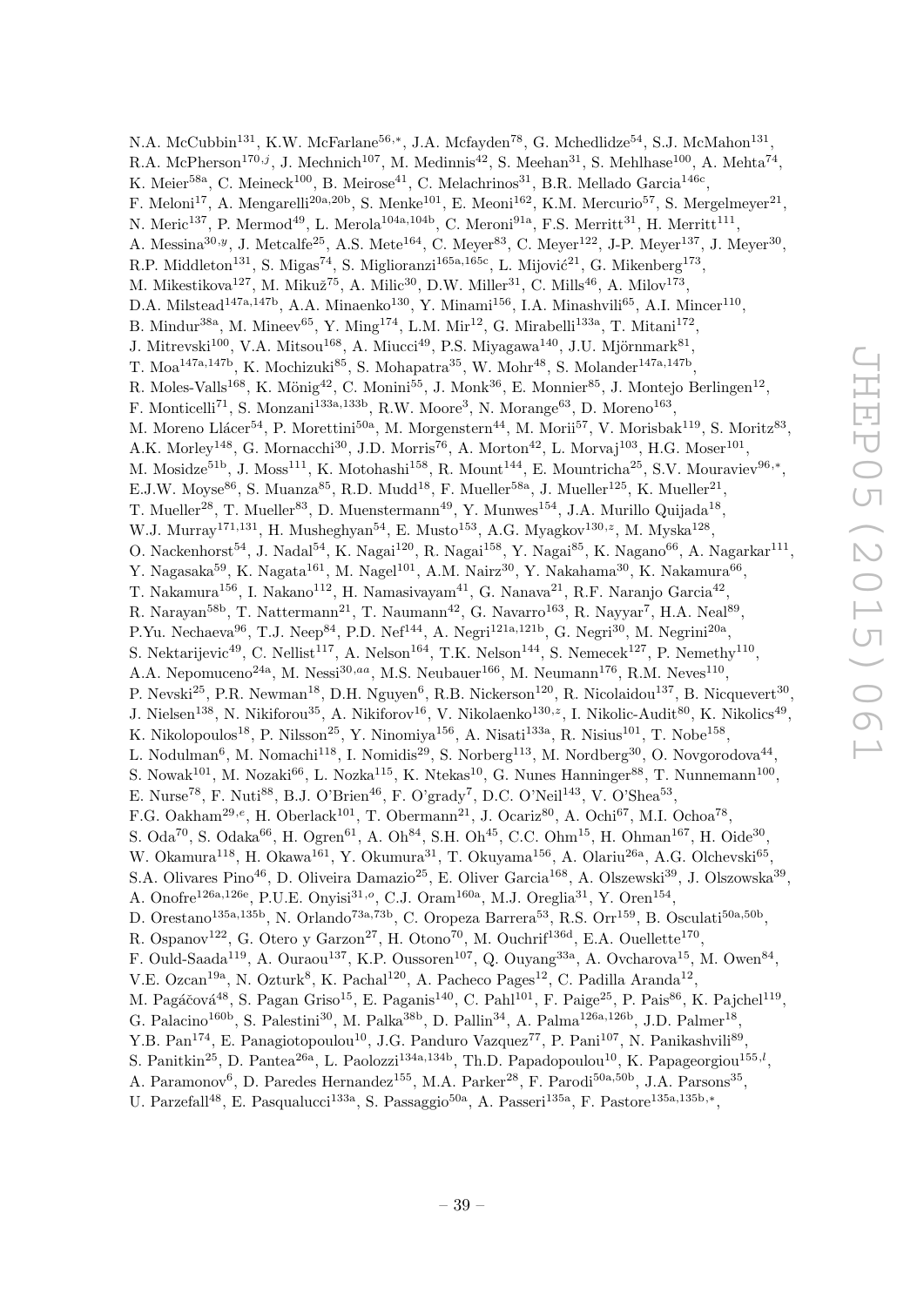N.A. McCubbin[131], K.W. McFarlane[56,*], J.A. Mcfayden[78], G. Mchedlidze[54], S.J. McMahon[131], R.A. McPherson[170,j], J. Mechnich[107], M. Medinnis[42], S. Meehan[31], S. Mehlhase[100], A. Mehta[74], K. Meier[58a], C. Meineck[100], B. Meirose[41], C. Melachrinos[31], B.R. Mellado Garcia[146c], F. Meloni[17], A. Mengarelli[20a,20b], S. Menke[101], E. Meoni[162], K.M. Mercurio[57], S. Mergelmeyer[21], N. Meric[137], P. Mermod[49], L. Merola[104a,104b], C. Meroni[91a], F.S. Merritt[31], H. Merritt[111], A. Messina[30,y], J. Metcalfe[25], A.S. Mete[164], C. Meyer[83], C. Meyer[122], J-P. Meyer[137], J. Meyer[30], R.P. Middleton[131], S. Migas[74], S. Miglioranzi[165a,165c], L. Mijović[21], G. Mikenberg[173], M. Mikestikova[127], M. Mikuž[75], A. Milic[30], D.W. Miller[31], C. Mills[46], A. Milov[173], D.A. Milstead[147a,147b], A.A. Minaenko[130], Y. Minami[156], I.A. Minashvili[65], A.I. Mincer[110], B. Mindur[38a], M. Mineev[65], Y. Ming[174], L.M. Mir[12], G. Mirabelli[133a], T. Mitani[172], J. Mitrevski[100], V.A. Mitsou[168], A. Miucci[49], P.S. Miyagawa[140], J.U. Mjörnmark[81], T. Moa[147a,147b], K. Mochizuki[85], S. Mohapatra[35], W. Mohr[48], S. Molander[147a,147b], R. Moles-Valls[168], K. Mönig[42], C. Monini[55], J. Monk[36], E. Monnier[85], J. Montejo Berlingen[12], F. Monticelli[71], S. Monzani[133a,133b], R.W. Moore[3], N. Morange[63], D. Moreno[163], M. Moreno Llácer[54], P. Morettini[50a], M. Morgenstern[44], M. Morii[57], V. Morisbak[119], S. Moritz[83], A.K. Morley[148], G. Mornacchi[30], J.D. Morris[76], A. Morton[42], L. Morvaj[103], H.G. Moser[101], M. Mosidze[51b], J. Moss[111], K. Motohashi[158], R. Mount[144], E. Mountricha[25], S.V. Mouraviev[96,*], E.J.W. Moyse[86], S. Muanza[85], R.D. Mudd[18], F. Mueller[58a], J. Mueller[125], K. Mueller[21], T. Mueller[28], T. Mueller[83], D. Muenstermann[49], Y. Munwes[154], J.A. Murillo Quijada[18], W.J. Murray[171,131], H. Musheghyan[54], E. Musto[153], A.G. Myagkov[130,z], M. Myska[128], O. Nackenhorst[54], J. Nadal[54], K. Nagai[120], R. Nagai[158], Y. Nagai[85], K. Nagano[66], A. Nagarkar[111], Y. Nagasaka[59], K. Nagata[161], M. Nagel[101], A.M. Nairz[30], Y. Nakahama[30], K. Nakamura[66], T. Nakamura[156], I. Nakano[112], H. Namasivayam[41], G. Nanava[21], R.F. Naranjo Garcia[42], R. Narayan[58b], T. Nattermann[21], T. Naumann[42], G. Navarro[163], R. Nayyar[7], H.A. Neal[89], P.Yu. Nechaeva[96], T.J. Neep[84], P.D. Nef[144], A. Negri[121a,121b], G. Negri[30], M. Negrini[20a], S. Nektarijevic[49], C. Nellist[117], A. Nelson[164], T.K. Nelson[144], S. Nemecek[127], P. Nemethy[110], A.A. Nepomuceno[24a], M. Nessi[30,aa], M.S. Neubauer[166], M. Neumann[176], R.M. Neves[110], P. Nevski[25], P.R. Newman[18], D.H. Nguyen[6], R.B. Nickerson[120], R. Nicolaidou[137], B. Nicquevert[30], J. Nielsen[138], N. Nikiforou[35], A. Nikiforov[16], V. Nikolaenko[130,z], I. Nikolic-Audit[80], K. Nikolics[49], K. Nikolopoulos[18], P. Nilsson[25], Y. Ninomiya[156], A. Nisati[133a], R. Nisius[101], T. Nobe[158], L. Nodulman[6], M. Nomachi[118], I. Nomidis[29], S. Norberg[113], M. Nordberg[30], O. Novgorodova[44], S. Nowak[101], M. Nozaki[66], L. Nozka[115], K. Ntekas[10], G. Nunes Hanninger[88], T. Nunnemann[100], E. Nurse[78], F. Nuti[88], B.J. O'Brien[46], F. O'grady[7], D.C. O'Neil[143], V. O'Shea[53], F.G. Oakham[29,e], H. Oberlack[101], T. Obermann[21], J. Ocariz[80], A. Ochi[67], M.I. Ochoa[78], S. Oda[70], S. Odaka[66], H. Ogren[61], A. Oh[84], S.H. Oh[45], C.C. Ohm[15], H. Ohman[167], H. Oide[30], W. Okamura[118], H. Okawa[161], Y. Okumura[31], T. Okuyama[156], A. Olariu[26a], A.G. Olchevski[65], S.A. Olivares Pino[46], D. Oliveira Damazio[25], E. Oliver Garcia[168], A. Olszewski[39], J. Olszowska[39], A. Onofre[126a,126e], P.U.E. Onyisi[31,o], C.J. Oram[160a], M.J. Oreglia[31], Y. Oren[154], D. Orestano[135a,135b], N. Orlando[73a,73b], C. Oropeza Barrera[53], R.S. Orr[159], B. Osculati[50a,50b], R. Ospanov[122], G. Otero y Garzon[27], H. Otono[70], M. Ouchrif[136d], E.A. Ouellette[170], F. Ould-Saada[119], A. Ouraou[137], K.P. Oussoren[107], Q. Ouyang[33a], A. Ovcharova[15], M. Owen[84], V.E. Ozcan[19a], N. Ozturk[8], K. Pachal[120], A. Pacheco Pages[12], C. Padilla Aranda[12], M. Pagáčová[48], S. Pagan Griso[15], E. Paganis[140], C. Pahl[101], F. Paige[25], P. Pais[86], K. Pajchel[119], G. Palacino[160b], S. Palestini[30], M. Palka[38b], D. Pallin[34], A. Palma[126a,126b], J.D. Palmer[18], Y.B. Pan[174], E. Panagiotopoulou[10], J.G. Panduro Vazquez[77], P. Pani[107], N. Panikashvili[89], S. Panitkin[25], D. Pantea[26a], L. Paolozzi[134a,134b], Th.D. Papadopoulou[10], K. Papageorgiou[155,l], A. Paramonov[6], D. Paredes Hernandez[155], M.A. Parker[28], F. Parodi[50a,50b], J.A. Parsons[35], U. Parzefall[48], E. Pasqualucci[133a], S. Passaggio[50a], A. Passeri[135a], F. Pastore[135a,135b,*],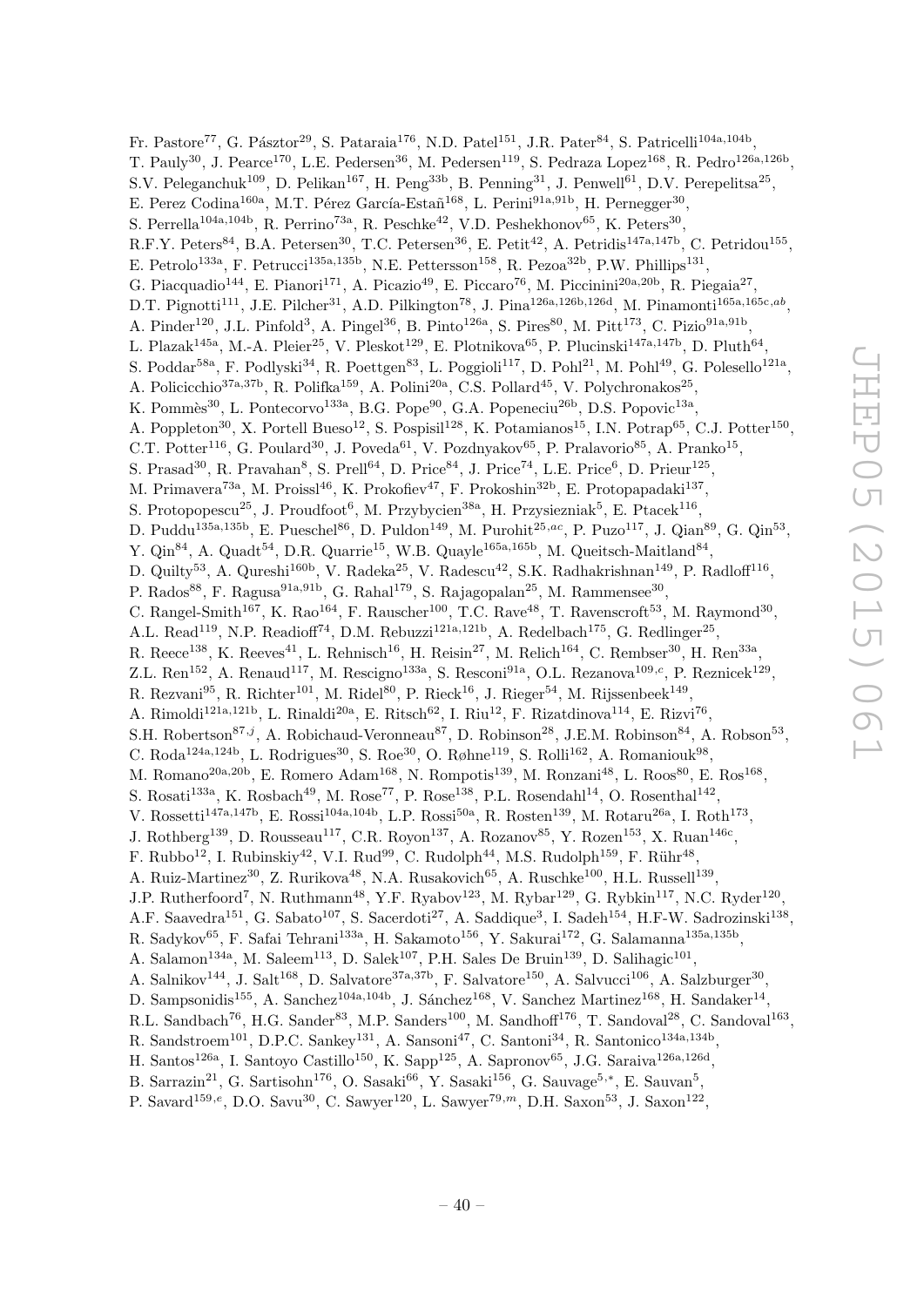Fr. Pastore[77], G. Pásztor[29], S. Pataraia[176], N.D. Patel[151], J.R. Pater[84], S. Patricelli[104a,104b], T. Pauly[30], J. Pearce[170], L.E. Pedersen[36], M. Pedersen[119], S. Pedraza Lopez[168], R. Pedro[126a,126b], S.V. Peleganchuk[109], D. Pelikan[167], H. Peng[33b], B. Penning[31], J. Penwell[61], D.V. Perepelitsa[25], E. Perez Codina[160a], M.T. Pérez García-Estañ[168], L. Perini[91a,91b], H. Pernegger[30], S. Perrella[104a,104b], R. Perrino[73a], R. Peschke[42], V.D. Peshekhonov[65], K. Peters[30], R.F.Y. Peters[84], B.A. Petersen[30], T.C. Petersen[36], E. Petit[42], A. Petridis[147a,147b], C. Petridou[155], E. Petrolo[133a], F. Petrucci[135a,135b], N.E. Pettersson[158], R. Pezoa[32b], P.W. Phillips[131], G. Piacquadio[144], E. Pianori[171], A. Picazio[49], E. Piccaro[76], M. Piccinini[20a,20b], R. Piegaia[27], D.T. Pignotti[111], J.E. Pilcher[31], A.D. Pilkington[78], J. Pina[126a,126b,126d], M. Pinamonti[165a,165c,ab], A. Pinder[120], J.L. Pinfold[3], A. Pingel[36], B. Pinto[126a], S. Pires[80], M. Pitt[173], C. Pizio[91a,91b], L. Plazak[145a], M.-A. Pleier[25], V. Pleskot[129], E. Plotnikova[65], P. Plucinski[147a,147b], D. Pluth[64], S. Poddar[58a], F. Podlyski[34], R. Poettgen[83], L. Poggioli[117], D. Pohl[21], M. Pohl[49], G. Polesello[121a], A. Policicchio[37a,37b], R. Polifka[159], A. Polini[20a], C.S. Pollard[45], V. Polychronakos[25], K. Pommès[30], L. Pontecorvo[133a], B.G. Pope[90], G.A. Popeneciu[26b], D.S. Popovic[13a], A. Poppleton[30], X. Portell Bueso[12], S. Pospisil[128], K. Potamianos[15], I.N. Potrap[65], C.J. Potter[150], C.T. Potter[116], G. Poulard[30], J. Poveda[61], V. Pozdnyakov[65], P. Pralavorio[85], A. Pranko[15], S. Prasad[30], R. Pravahan[8], S. Prell[64], D. Price[84], J. Price[74], L.E. Price[6], D. Prieur[125], M. Primavera[73a], M. Proissl[46], K. Prokofiev[47], F. Prokoshin[32b], E. Protopapadaki[137], S. Protopopescu[25], J. Proudfoot[6], M. Przybycien[38a], H. Przysiezniak[5], E. Ptacek[116], D. Puddu[135a,135b], E. Pueschel[86], D. Puldon[149], M. Purohit[25,ac], P. Puzo[117], J. Qian[89], G. Qin[53], Y. Qin[84], A. Quadt[54], D.R. Quarrie[15], W.B. Quayle[165a,165b], M. Queitsch-Maitland[84], D. Quilty[53], A. Qureshi[160b], V. Radeka[25], V. Radescu[42], S.K. Radhakrishnan[149], P. Radloff[116], P. Rados[88], F. Ragusa[91a,91b], G. Rahal[179], S. Rajagopalan[25], M. Rammensee[30], C. Rangel-Smith[167], K. Rao[164], F. Rauscher[100], T.C. Rave[48], T. Ravenscroft[53], M. Raymond[30], A.L. Read[119], N.P. Readioff[74], D.M. Rebuzzi[121a,121b], A. Redelbach[175], G. Redlinger[25], R. Reece[138], K. Reeves[41], L. Rehnisch[16], H. Reisin[27], M. Relich[164], C. Rembser[30], H. Ren[33a], Z.L. Ren[152], A. Renaud[117], M. Rescigno[133a], S. Resconi[91a], O.L. Rezanova[109,c], P. Reznicek[129], R. Rezvani[95], R. Richter[101], M. Ridel[80], P. Rieck[16], J. Rieger[54], M. Rijssenbeek[149], A. Rimoldi[121a,121b], L. Rinaldi[20a], E. Ritsch[62], I. Riu[12], F. Rizatdinova[114], E. Rizvi[76], S.H. Robertson[87,j], A. Robichaud-Veronneau[87], D. Robinson[28], J.E.M. Robinson[84], A. Robson[53], C. Roda[124a,124b], L. Rodrigues[30], S. Roe[30], O. Røhne[119], S. Rolli[162], A. Romaniouk[98], M. Romano[20a,20b], E. Romero Adam[168], N. Rompotis[139], M. Ronzani[48], L. Roos[80], E. Ros[168], S. Rosati[133a], K. Rosbach[49], M. Rose[77], P. Rose[138], P.L. Rosendahl[14], O. Rosenthal[142], V. Rossetti[147a,147b], E. Rossi[104a,104b], L.P. Rossi[50a], R. Rosten[139], M. Rotaru[26a], I. Roth[173], J. Rothberg[139], D. Rousseau[117], C.R. Royon[137], A. Rozanov[85], Y. Rozen[153], X. Ruan[146c], F. Rubbo[12], I. Rubinskiy[42], V.I. Rud[99], C. Rudolph[44], M.S. Rudolph[159], F. Rühr[48], A. Ruiz-Martinez[30], Z. Rurikova[48], N.A. Rusakovich[65], A. Ruschke[100], H.L. Russell[139], J.P. Rutherfoord[7], N. Ruthmann[48], Y.F. Ryabov[123], M. Rybar[129], G. Rybkin[117], N.C. Ryder[120], A.F. Saavedra[151], G. Sabato[107], S. Sacerdoti[27], A. Saddique[3], I. Sadeh[154], H.F-W. Sadrozinski[138], R. Sadykov[65], F. Safai Tehrani[133a], H. Sakamoto[156], Y. Sakurai[172], G. Salamanna[135a,135b], A. Salamon[134a], M. Saleem[113], D. Salek[107], P.H. Sales De Bruin[139], D. Salihagic[101], A. Salnikov[144], J. Salt[168], D. Salvatore[37a,37b], F. Salvatore[150], A. Salvucci[106], A. Salzburger[30], D. Sampsonidis[155], A. Sanchez[104a,104b], J. Sánchez[168], V. Sanchez Martinez[168], H. Sandaker[14], R.L. Sandbach[76], H.G. Sander[83], M.P. Sanders[100], M. Sandhoff[176], T. Sandoval[28], C. Sandoval[163], R. Sandstroem[101], D.P.C. Sankey[131], A. Sansoni[47], C. Santoni[34], R. Santonico[134a,134b], H. Santos[126a], I. Santoyo Castillo[150], K. Sapp[125], A. Sapronov[65], J.G. Saraiva[126a,126d], B. Sarrazin[21], G. Sartisohn[176], O. Sasaki[66], Y. Sasaki[156], G. Sauvage[5,*], E. Sauvan[5], P. Savard[159,e], D.O. Savu[30], C. Sawyer[120], L. Sawyer[79,m], D.H. Saxon[53], J. Saxon[122],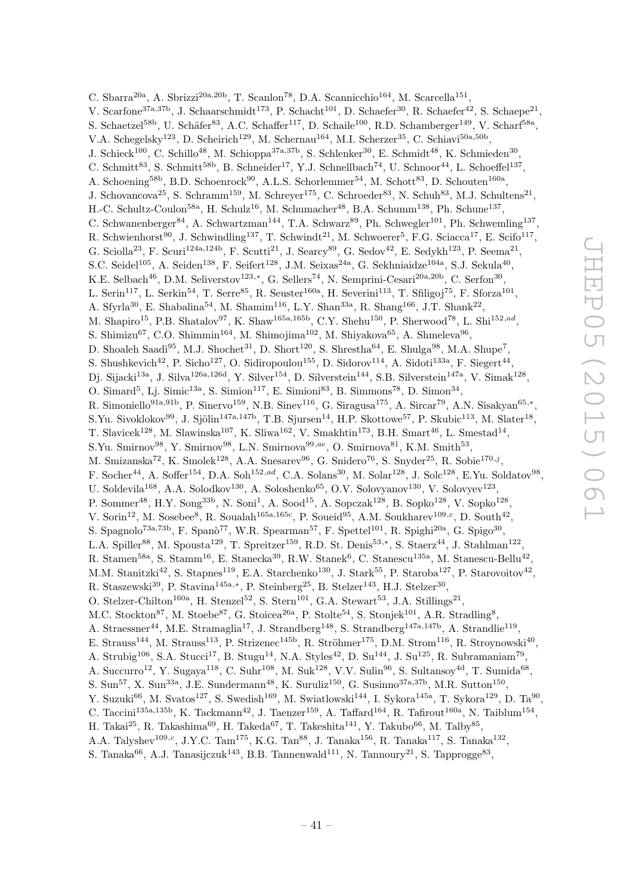C. Sbarra[20a], A. Sbrizzi[20a,20b], T. Scanlon[78], D.A. Scannicchio[164], M. Scarcella[151], V. Scarfone[37a,37b], J. Schaarschmidt[173], P. Schacht[101], D. Schaefer[30], R. Schaefer[42], S. Schaepe[21], S. Schaetzel[58b], U. Schäfer[83], A.C. Schaffer[117], D. Schaile[100], R.D. Schamberger[149], V. Scharf[58a], V.A. Schegelsky[123], D. Scheirich[129], M. Schernau[164], M.I. Scherzer[35], C. Schiavi[50a,50b], J. Schieck[100], C. Schillo[48], M. Schioppa[37a,37b], S. Schlenker[30], E. Schmidt[48], K. Schmieden[30], C. Schmitt[83], S. Schmitt[58b], B. Schneider[17], Y.J. Schnellbach[74], U. Schnoor[44], L. Schoeffel[137], A. Schoening[58b], B.D. Schoenrock[90], A.L.S. Schorlemmer[54], M. Schott[83], D. Schouten[160a], J. Schovancova[25], S. Schramm[159], M. Schreyer[175], C. Schroeder[83], N. Schuh[83], M.J. Schultens[21], H.-C. Schultz-Coulon[58a], H. Schulz[16], M. Schumacher[48], B.A. Schumm[138], Ph. Schune[137], C. Schwanenberger[84], A. Schwartzman[144], T.A. Schwarz[89], Ph. Schwegler[101], Ph. Schwemling[137], R. Schwienhorst[90], J. Schwindling[137], T. Schwindt[21], M. Schwoerer[5], F.G. Sciacca[17], E. Scifo[117], G. Sciolla[23], F. Scuri[124a,124b], F. Scutti[21], J. Searcy[89], G. Sedov[42], E. Sedykh[123], P. Seema[21], S.C. Seidel[105], A. Seiden[138], F. Seifert[128], J.M. Seixas[24a], G. Sekhniaidze[104a], S.J. Sekula[40], K.E. Selbach[46], D.M. Seliverstov[123,*], G. Sellers[74], N. Semprini-Cesari[20a,20b], C. Serfon[30], L. Serin[117], L. Serkin[54], T. Serre[85], R. Seuster[160a], H. Severini[113], T. Sfiligoj[75], F. Sforza[101], A. Sfyrla[30], E. Shabalina[54], M. Shamim[116], L.Y. Shan[33a], R. Shang[166], J.T. Shank[22], M. Shapiro[15], P.B. Shatalov[97], K. Shaw[165a,165b], C.Y. Shehu[150], P. Sherwood[78], L. Shi[152,ad], S. Shimizu[67], C.O. Shimmin[164], M. Shimojima[102], M. Shiyakova[65], A. Shmeleva[96], D. Shoaleh Saadi[95], M.J. Shochet[31], D. Short[120], S. Shrestha[64], E. Shulga[98], M.A. Shupe[7], S. Shushkevich[42], P. Sicho[127], O. Sidiropoulou[155], D. Sidorov[114], A. Sidoti[133a], F. Siegert[44], Dj. Sijacki[13a], J. Silva[126a,126d], Y. Silver[154], D. Silverstein[144], S.B. Silverstein[147a], V. Simak[128], O. Simard[5], Lj. Simic[13a], S. Simion[117], E. Simioni[83], B. Simmons[78], D. Simon[34], R. Simoniello[91a,91b], P. Sinervo[159], N.B. Sinev[116], G. Siragusa[175], A. Sircar[79], A.N. Sisakyan[65,*], S.Yu. Sivoklokov[99], J. Sjölin[147a,147b], T.B. Sjursen[14], H.P. Skottowe[57], P. Skubic[113], M. Slater[18], T. Slavicek[128], M. Slawinska[107], K. Sliwa[162], V. Smakhtin[173], B.H. Smart[46], L. Smestad[14], S.Yu. Smirnov[98], Y. Smirnov[98], L.N. Smirnova[99,ae], O. Smirnova[81], K.M. Smith[53], M. Smizanska[72], K. Smolek[128], A.A. Snesarev[96], G. Snidero[76], S. Snyder[25], R. Sobie[170,j], F. Socher[44], A. Soffer[154], D.A. Soh[152,ad], C.A. Solans[30], M. Solar[128], J. Solc[128], E.Yu. Soldatov[98], U. Soldevila[168], A.A. Solodkov[130], A. Soloshenko[65], O.V. Solovyanov[130], V. Solovyev[123], P. Sommer[48], H.Y. Song[33b], N. Soni[1], A. Sood[15], A. Sopczak[128], B. Sopko[128], V. Sopko[128], V. Sorin[12], M. Sosebee[8], R. Soualah[165a,165c], P. Soueid[95], A.M. Soukharev[109,c], D. South[42], S. Spagnolo[73a,73b], F. Spanò[77], W.R. Spearman[57], F. Spettel[101], R. Spighi[20a], G. Spigo[30], L.A. Spiller[88], M. Spousta[129], T. Spreitzer[159], R.D. St. Denis[53,*], S. Staerz[44], J. Stahlman[122], R. Stamen[58a], S. Stamm[16], E. Stanecka[39], R.W. Stanek[6], C. Stanescu[135a], M. Stanescu-Bellu[42], M.M. Stanitzki[42], S. Stapnes[119], E.A. Starchenko[130], J. Stark[55], P. Staroba[127], P. Starovoitov[42], R. Staszewski[39], P. Stavina[145a,*], P. Steinberg[25], B. Stelzer[143], H.J. Stelzer[30], O. Stelzer-Chilton[160a], H. Stenzel[52], S. Stern[101], G.A. Stewart[53], J.A. Stillings[21], M.C. Stockton[87], M. Stoebe[87], G. Stoicea[26a], P. Stolte[54], S. Stonjek[101], A.R. Stradling[8], A. Straessner[44], M.E. Stramaglia[17], J. Strandberg[148], S. Strandberg[147a,147b], A. Strandlie[119], E. Strauss[144], M. Strauss[113], P. Strizenec[145b], R. Ströhmer[175], D.M. Strom[116], R. Stroynowski[40], A. Strubig[106], S.A. Stucci[17], B. Stugu[14], N.A. Styles[42], D. Su[144], J. Su[125], R. Subramaniam[79], A. Succurro[12], Y. Sugaya[118], C. Suhr[108], M. Suk[128], V.V. Sulin[96], S. Sultansoy[4d], T. Sumida[68], S. Sun[57], X. Sun[33a], J.E. Sundermann[48], K. Suruliz[150], G. Susinno[37a,37b], M.R. Sutton[150], Y. Suzuki[66], M. Svatos[127], S. Swedish[169], M. Swiatlowski[144], I. Sykora[145a], T. Sykora[129], D. Ta[90], C. Taccini[135a,135b], K. Tackmann[42], J. Taenzer[159], A. Taffard[164], R. Tafirout[160a], N. Taiblum[154], H. Takai[25], R. Takashima[69], H. Takeda[67], T. Takeshita[141], Y. Takubo[66], M. Talby[85], A.A. Talyshev[109,c], J.Y.C. Tam[175], K.G. Tan[88], J. Tanaka[156], R. Tanaka[117], S. Tanaka[132], S. Tanaka[66], A.J. Tanasijczuk[143], B.B. Tannenwald[111], N. Tannoury[21], S. Tapprogge[83],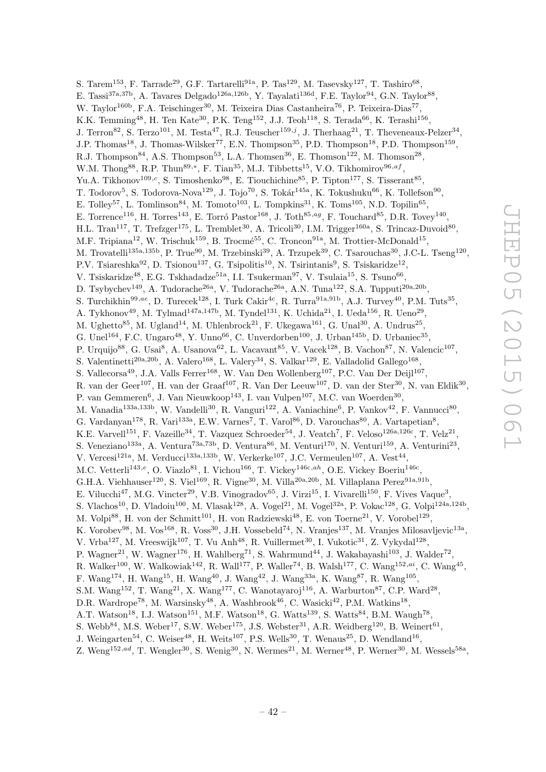S. Tarem[153], F. Tarrade[29], G.F. Tartarelli[91a], P. Tas[129], M. Tasevsky[127], T. Tashiro[68], E. Tassi[37a,37b], A. Tavares Delgado[126a,126b], Y. Tayalati[136d], F.E. Taylor[94], G.N. Taylor[88], W. Taylor[160b], F.A. Teischinger[30], M. Teixeira Dias Castanheira[76], P. Teixeira-Dias[77], K.K. Temming[48], H. Ten Kate[30], P.K. Teng[152], J.J. Teoh[118], S. Terada[66], K. Terashi[156], J. Terron[82], S. Terzo[101], M. Testa[47], R.J. Teuscher[159,j], J. Therhaag[21], T. Theveneaux-Pelzer[34], J.P. Thomas[18], J. Thomas-Wilsker[77], E.N. Thompson[35], P.D. Thompson[18], P.D. Thompson[159], R.J. Thompson[84], A.S. Thompson[53], L.A. Thomsen[36], E. Thomson[122], M. Thomson[28], W.M. Thong[88], R.P. Thun[89,*], F. Tian[35], M.J. Tibbetts[15], V.O. Tikhomirov[96,af], Yu.A. Tikhonov[109,c], S. Timoshenko[98], E. Tiouchichine[85], P. Tipton[177], S. Tisserant[85], T. Todorov[5], S. Todorova-Nova[129], J. Tojo[70], S. Tokár[145a], K. Tokushuku[66], K. Tollefson[90], E. Tolley[57], L. Tomlinson[84], M. Tomoto[103], L. Tompkins[31], K. Toms[105], N.D. Topilin[65], E. Torrence[116], H. Torres[143], E. Torró Pastor[168], J. Toth[85,ag], F. Touchard[85], D.R. Tovey[140], H.L. Tran[117], T. Trefzger[175], L. Tremblet[30], A. Tricoli[30], I.M. Trigger[160a], S. Trincaz-Duvoid[80], M.F. Tripiana[12], W. Trischuk[159], B. Trocmé[55], C. Troncon[91a], M. Trottier-McDonald[15], M. Trovatelli[135a,135b], P. True[90], M. Trzebinski[39], A. Trzupek[39], C. Tsarouchas[30], J.C-L. Tseng[120], P.V. Tsiareshka[92], D. Tsionou[137], G. Tsipolitis[10], N. Tsirintanis[9], S. Tsiskaridze[12], V. Tsiskaridze[48], E.G. Tskhadadze[51a], I.I. Tsukerman[97], V. Tsulaia[15], S. Tsuno[66], D. Tsybychev[149], A. Tudorache[26a], V. Tudorache[26a], A.N. Tuna[122], S.A. Tupputi[20a,20b], S. Turchikhin[99,ae], D. Turecek[128], I. Turk Cakir[4c], R. Turra[91a,91b], A.J. Turvey[40], P.M. Tuts[35], A. Tykhonov[49], M. Tylmad[147a,147b], M. Tyndel[131], K. Uchida[21], I. Ueda[156], R. Ueno[29], M. Ughetto[85], M. Ugland[14], M. Uhlenbrock[21], F. Ukegawa[161], G. Unal[30], A. Undrus[25], G. Unel[164], F.C. Ungaro[48], Y. Unno[66], C. Unverdorben[100], J. Urban[145b], D. Urbaniec[35], P. Urquijo[88], G. Usai[8], A. Usanova[62], L. Vacavant[85], V. Vacek[128], B. Vachon[87], N. Valencic[107], S. Valentinetti[20a,20b], A. Valero[168], L. Valery[34], S. Valkar[129], E. Valladolid Gallego[168], S. Vallecorsa[49], J.A. Valls Ferrer[168], W. Van Den Wollenberg[107], P.C. Van Der Deijl[107], R. van der Geer[107], H. van der Graaf[107], R. Van Der Leeuw[107], D. van der Ster[30], N. van Eldik[30], P. van Gemmeren[6], J. Van Nieuwkoop[143], I. van Vulpen[107], M.C. van Woerden[30], M. Vanadia[133a,133b], W. Vandelli[30], R. Vanguri[122], A. Vaniachine[6], P. Vankov[42], F. Vannucci[80], G. Vardanyan[178], R. Vari[133a], E.W. Varnes[7], T. Varol[86], D. Varouchas[80], A. Vartapetian[8], K.E. Varvell[151], F. Vazeille[34], T. Vazquez Schroeder[54], J. Veatch[7], F. Veloso[126a,126c], T. Velz[21], S. Veneziano[133a], A. Ventura[73a,73b], D. Ventura[86], M. Venturi[170], N. Venturi[159], A. Venturini[23], V. Vercesi[121a], M. Verducci[133a,133b], W. Verkerke[107], J.C. Vermeulen[107], A. Vest[44], M.C. Vetterli[143,e], O. Viazlo[81], I. Vichou[166], T. Vickey[146c,ah], O.E. Vickey Boeriu[146c], G.H.A. Viehhauser[120], S. Viel[169], R. Vigne[30], M. Villa[20a,20b], M. Villaplana Perez[91a,91b], E. Vilucchi[47], M.G. Vincter[29], V.B. Vinogradov[65], J. Virzi[15], I. Vivarelli[150], F. Vives Vaque[3], S. Vlachos[10], D. Vladoiu[100], M. Vlasak[128], A. Vogel[21], M. Vogel[32a], P. Vokac[128], G. Volpi[124a,124b], M. Volpi[88], H. von der Schmitt[101], H. von Radziewski[48], E. von Toerne[21], V. Vorobel[129], K. Vorobev[98], M. Vos[168], R. Voss[30], J.H. Vossebeld[74], N. Vranjes[137], M. Vranjes Milosavljevic[13a], V. Vrba[127], M. Vreeswijk[107], T. Vu Anh[48], R. Vuillermet[30], I. Vukotic[31], Z. Vykydal[128], P. Wagner[21], W. Wagner[176], H. Wahlberg[71], S. Wahrmund[44], J. Wakabayashi[103], J. Walder[72], R. Walker[100], W. Walkowiak[142], R. Wall[177], P. Waller[74], B. Walsh[177], C. Wang[152,ai], C. Wang[45], F. Wang[174], H. Wang[15], H. Wang[40], J. Wang[42], J. Wang[33a], K. Wang[87], R. Wang[105], S.M. Wang[152], T. Wang[21], X. Wang[177], C. Wanotayaroj[116], A. Warburton[87], C.P. Ward[28], D.R. Wardrope[78], M. Warsinsky[48], A. Washbrook[46], C. Wasicki[42], P.M. Watkins[18], A.T. Watson[18], I.J. Watson[151], M.F. Watson[18], G. Watts[139], S. Watts[84], B.M. Waugh[78], S. Webb[84], M.S. Weber[17], S.W. Weber[175], J.S. Webster[31], A.R. Weidberg[120], B. Weinert[61], J. Weingarten[54], C. Weiser[48], H. Weits[107], P.S. Wells[30], T. Wenaus[25], D. Wendland[16], Z. Weng[152,ad], T. Wengler[30], S. Wenig[30], N. Wermes[21], M. Werner[48], P. Werner[30], M. Wessels[58a],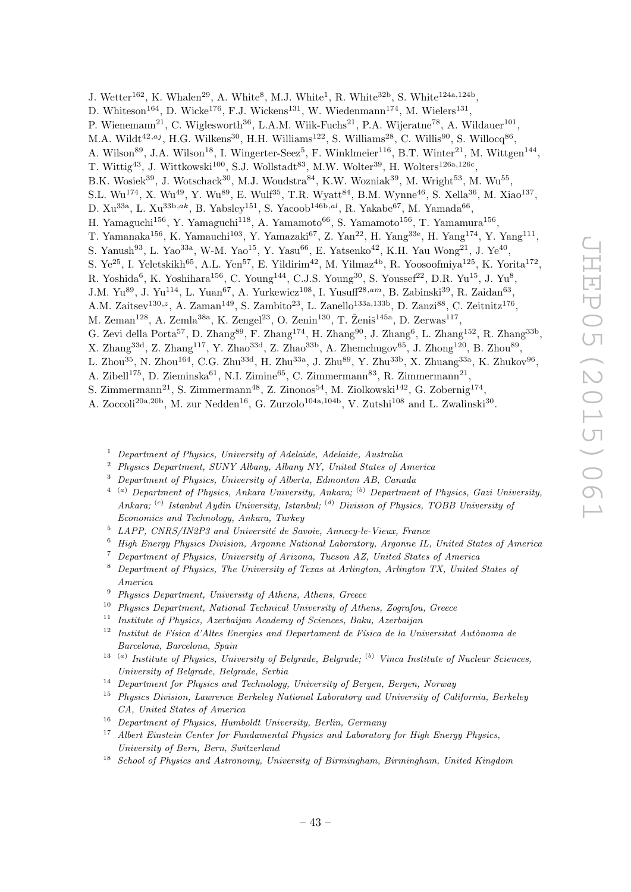J. Wetter[162], K. Whalen[29], A. White[8], M.J. White[1], R. White[32b], S. White[124a,124b], D. Whiteson[164], D. Wicke[176], F.J. Wickens[131], W. Wiedenmann[174], M. Wielers[131], P. Wienemann[21], C. Wiglesworth[36], L.A.M. Wiik-Fuchs[21], P.A. Wijeratne[78], A. Wildauer[101], M.A. Wildt[42,aj], H.G. Wilkens[30], H.H. Williams[122], S. Williams[28], C. Willis[90], S. Willocq[86], A. Wilson[89], J.A. Wilson[18], I. Wingerter-Seez[5], F. Winklmeier[116], B.T. Winter[21], M. Wittgen[144], T. Wittig[43], J. Wittkowski[100], S.J. Wollstadt[83], M.W. Wolter[39], H. Wolters[126a,126c], B.K. Wosiek[39], J. Wotschack[30], M.J. Woudstra[84], K.W. Wozniak[39], M. Wright[53], M. Wu[55], S.L. Wu[174], X. Wu[49], Y. Wu[89], E. Wulf[35], T.R. Wyatt[84], B.M. Wynne[46], S. Xella[36], M. Xiao[137], D. Xu[33a], L. Xu[33b,ak], B. Yabsley[151], S. Yacoob[146b,al], R. Yakabe[67], M. Yamada[66], H. Yamaguchi[156], Y. Yamaguchi[118], A. Yamamoto[66], S. Yamamoto[156], T. Yamamura[156], T. Yamanaka[156], K. Yamauchi[103], Y. Yamazaki[67], Z. Yan[22], H. Yang[33e], H. Yang[174], Y. Yang[111], S. Yanush[93], L. Yao[33a], W-M. Yao[15], Y. Yasu[66], E. Yatsenko[42], K.H. Yau Wong[21], J. Ye[40], S. Ye[25], I. Yeletskikh[65], A.L. Yen[57], E. Yildirim[42], M. Yilmaz[4b], R. Yoosoofmiya[125], K. Yorita[172], R. Yoshida[6], K. Yoshihara[156], C. Young[144], C.J.S. Young[30], S. Youssef[22], D.R. Yu[15], J. Yu[8], J.M. Yu[89], J. Yu[114], L. Yuan[67], A. Yurkewicz[108], I. Yusuff[28,am], B. Zabinski[39], R. Zaidan[63], A.M. Zaitsev[130,z], A. Zaman[149], S. Zambito[23], L. Zanello[133a,133b], D. Zanzi[88], C. Zeitnitz[176], M. Zeman[128], A. Zemla[38a], K. Zengel[23], O. Zenin[130], T. Ženiš[145a], D. Zerwas[117], G. Zevi della Porta[57], D. Zhang[89], F. Zhang[174], H. Zhang[90], J. Zhang[6], L. Zhang[152], R. Zhang[33b], X. Zhang[33d], Z. Zhang[117], Y. Zhao[33d], Z. Zhao[33b], A. Zhemchugov[65], J. Zhong[120], B. Zhou[89], L. Zhou[35], N. Zhou[164], C.G. Zhu[33d], H. Zhu[33a], J. Zhu[89], Y. Zhu[33b], X. Zhuang[33a], K. Zhukov[96], A. Zibell[175], D. Zieminska[61], N.I. Zimine[65], C. Zimmermann[83], R. Zimmermann[21], S. Zimmermann[21], S. Zimmermann[48], Z. Zinonos[54], M. Ziolkowski[142], G. Zobernig[174], A. Zoccoli[20a,20b], M. zur Nedden[16], G. Zurzolo[104a,104b], V. Zutshi[108] and L. Zwalinski[30].

[1] *Department of Physics, University of Adelaide, Adelaide, Australia*

[2] *Physics Department, SUNY Albany, Albany NY, United States of America*

[3] *Department of Physics, University of Alberta, Edmonton AB, Canada*

[4] [(a)] *Department of Physics, Ankara University, Ankara;* [(b)] *Department of Physics, Gazi University, Ankara;* [(c)] *Istanbul Aydin University, Istanbul;* [(d)] *Division of Physics, TOBB University of Economics and Technology, Ankara, Turkey*

[5] *LAPP, CNRS/IN2P3 and Université de Savoie, Annecy-le-Vieux, France*

[6] *High Energy Physics Division, Argonne National Laboratory, Argonne IL, United States of America*

[7] *Department of Physics, University of Arizona, Tucson AZ, United States of America*

[8] *Department of Physics, The University of Texas at Arlington, Arlington TX, United States of America*

[9] *Physics Department, University of Athens, Athens, Greece*

[10] *Physics Department, National Technical University of Athens, Zografou, Greece*

[11] *Institute of Physics, Azerbaijan Academy of Sciences, Baku, Azerbaijan*

[12] *Institut de Física d'Altes Energies and Departament de Física de la Universitat Autònoma de Barcelona, Barcelona, Spain*

[13] [(a)] *Institute of Physics, University of Belgrade, Belgrade;* [(b)] *Vinca Institute of Nuclear Sciences, University of Belgrade, Belgrade, Serbia*

[14] *Department for Physics and Technology, University of Bergen, Bergen, Norway*

[15] *Physics Division, Lawrence Berkeley National Laboratory and University of California, Berkeley CA, United States of America*

[16] *Department of Physics, Humboldt University, Berlin, Germany*

[17] *Albert Einstein Center for Fundamental Physics and Laboratory for High Energy Physics, University of Bern, Bern, Switzerland*

[18] *School of Physics and Astronomy, University of Birmingham, Birmingham, United Kingdom*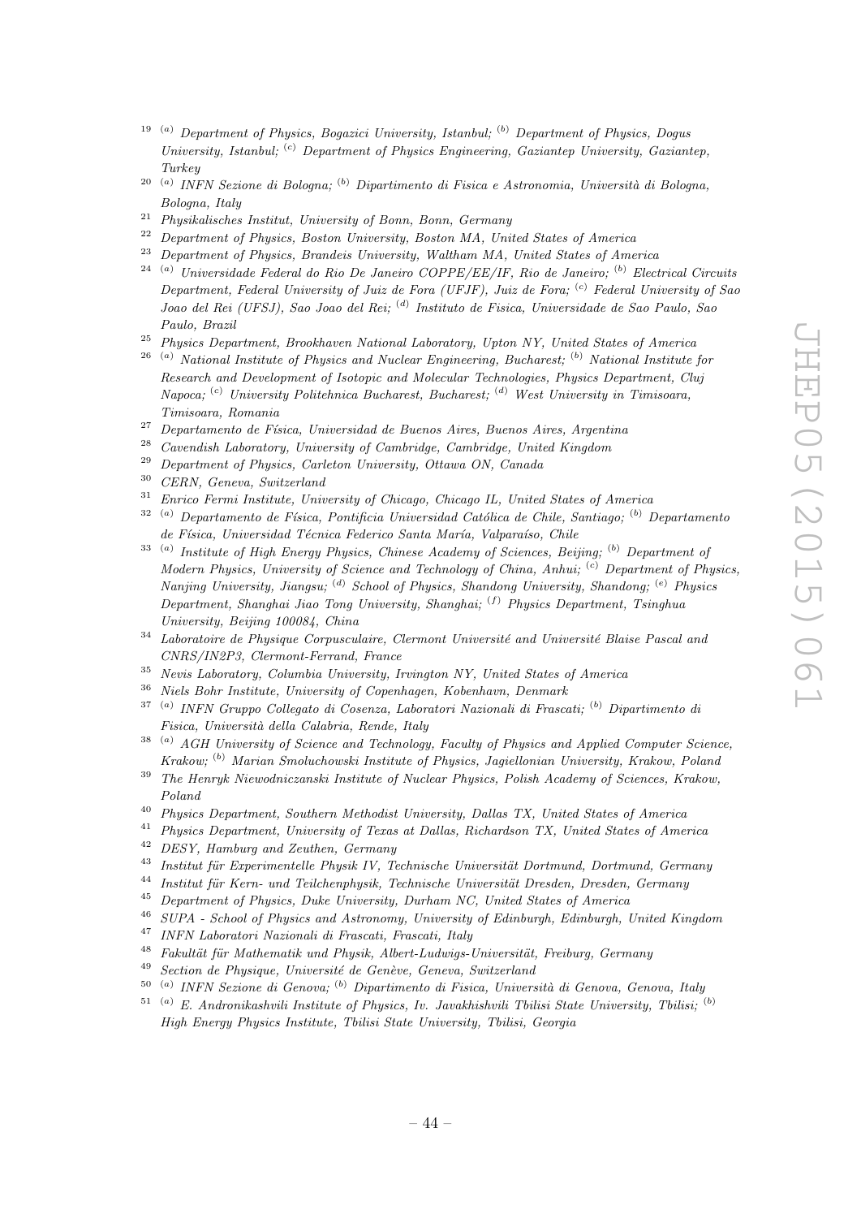[19] [(a)] Department of Physics, Bogazici University, Istanbul; [(b)] Department of Physics, Dogus University, Istanbul; [(c)] Department of Physics Engineering, Gaziantep University, Gaziantep, Turkey

[20] [(a)] INFN Sezione di Bologna; [(b)] Dipartimento di Fisica e Astronomia, Università di Bologna, Bologna, Italy

[21] Physikalisches Institut, University of Bonn, Bonn, Germany

[22] Department of Physics, Boston University, Boston MA, United States of America

[23] Department of Physics, Brandeis University, Waltham MA, United States of America

[24] [(a)] Universidade Federal do Rio De Janeiro COPPE/EE/IF, Rio de Janeiro; [(b)] Electrical Circuits Department, Federal University of Juiz de Fora (UFJF), Juiz de Fora; [(c)] Federal University of Sao Joao del Rei (UFSJ), Sao Joao del Rei; [(d)] Instituto de Fisica, Universidade de Sao Paulo, Sao Paulo, Brazil

[25] Physics Department, Brookhaven National Laboratory, Upton NY, United States of America

[26] [(a)] National Institute of Physics and Nuclear Engineering, Bucharest; [(b)] National Institute for Research and Development of Isotopic and Molecular Technologies, Physics Department, Cluj Napoca; [(c)] University Politehnica Bucharest, Bucharest; [(d)] West University in Timisoara, Timisoara, Romania

[27] Departamento de Física, Universidad de Buenos Aires, Buenos Aires, Argentina

[28] Cavendish Laboratory, University of Cambridge, Cambridge, United Kingdom

[29] Department of Physics, Carleton University, Ottawa ON, Canada

[30] CERN, Geneva, Switzerland

[31] Enrico Fermi Institute, University of Chicago, Chicago IL, United States of America

[32] [(a)] Departamento de Física, Pontificia Universidad Católica de Chile, Santiago; [(b)] Departamento de Física, Universidad Técnica Federico Santa María, Valparaíso, Chile

[33] [(a)] Institute of High Energy Physics, Chinese Academy of Sciences, Beijing; [(b)] Department of Modern Physics, University of Science and Technology of China, Anhui; [(c)] Department of Physics, Nanjing University, Jiangsu; [(d)] School of Physics, Shandong University, Shandong; [(e)] Physics Department, Shanghai Jiao Tong University, Shanghai; [(f)] Physics Department, Tsinghua University, Beijing 100084, China

[34] Laboratoire de Physique Corpusculaire, Clermont Université and Université Blaise Pascal and CNRS/IN2P3, Clermont-Ferrand, France

[35] Nevis Laboratory, Columbia University, Irvington NY, United States of America

[36] Niels Bohr Institute, University of Copenhagen, Kobenhavn, Denmark

[37] [(a)] INFN Gruppo Collegato di Cosenza, Laboratori Nazionali di Frascati; [(b)] Dipartimento di Fisica, Università della Calabria, Rende, Italy

[38] [(a)] AGH University of Science and Technology, Faculty of Physics and Applied Computer Science, Krakow; [(b)] Marian Smoluchowski Institute of Physics, Jagiellonian University, Krakow, Poland

[39] The Henryk Niewodniczanski Institute of Nuclear Physics, Polish Academy of Sciences, Krakow, Poland

[40] Physics Department, Southern Methodist University, Dallas TX, United States of America

[41] Physics Department, University of Texas at Dallas, Richardson TX, United States of America

[42] DESY, Hamburg and Zeuthen, Germany

[43] Institut für Experimentelle Physik IV, Technische Universität Dortmund, Dortmund, Germany

[44] Institut für Kern- und Teilchenphysik, Technische Universität Dresden, Dresden, Germany

[45] Department of Physics, Duke University, Durham NC, United States of America

[46] SUPA - School of Physics and Astronomy, University of Edinburgh, Edinburgh, United Kingdom

[47] INFN Laboratori Nazionali di Frascati, Frascati, Italy

[48] Fakultät für Mathematik und Physik, Albert-Ludwigs-Universität, Freiburg, Germany

[49] Section de Physique, Université de Genève, Geneva, Switzerland

[50] [(a)] INFN Sezione di Genova; [(b)] Dipartimento di Fisica, Università di Genova, Genova, Italy

[51] [(a)] E. Andronikashvili Institute of Physics, Iv. Javakhishvili Tbilisi State University, Tbilisi; [(b)] High Energy Physics Institute, Tbilisi State University, Tbilisi, Georgia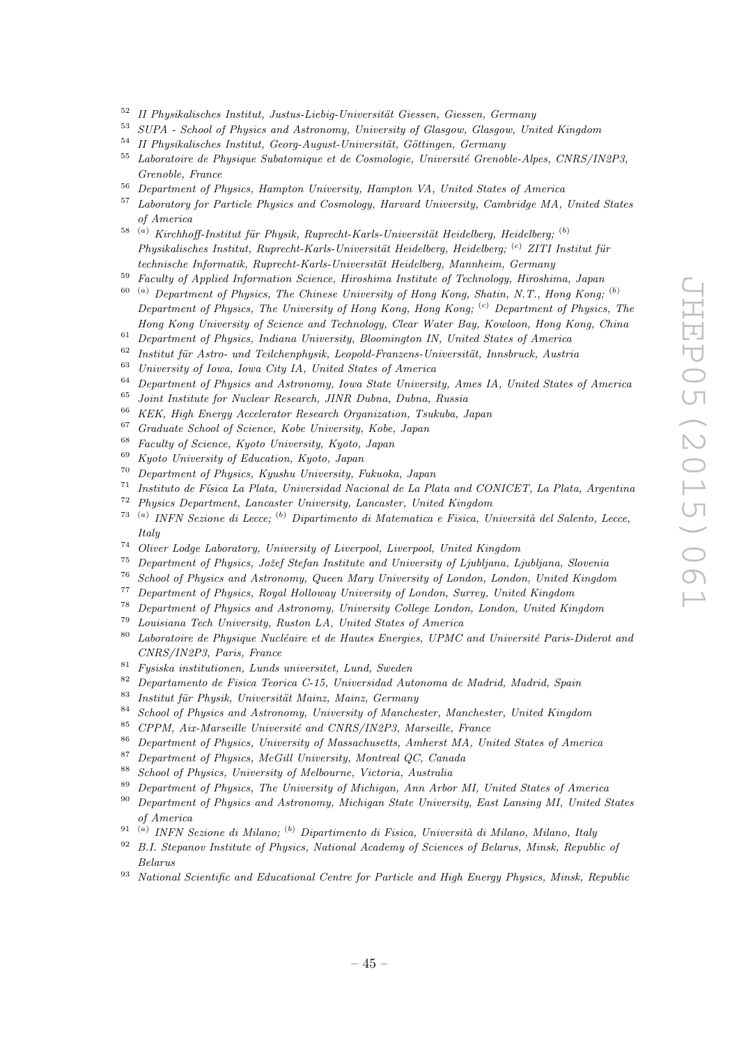[52] *II Physikalisches Institut, Justus-Liebig-Universität Giessen, Giessen, Germany*
[53] *SUPA - School of Physics and Astronomy, University of Glasgow, Glasgow, United Kingdom*
[54] *II Physikalisches Institut, Georg-August-Universität, Göttingen, Germany*
[55] *Laboratoire de Physique Subatomique et de Cosmologie, Université Grenoble-Alpes, CNRS/IN2P3, Grenoble, France*
[56] *Department of Physics, Hampton University, Hampton VA, United States of America*
[57] *Laboratory for Particle Physics and Cosmology, Harvard University, Cambridge MA, United States of America*
[58] [(a)] *Kirchhoff-Institut für Physik, Ruprecht-Karls-Universität Heidelberg, Heidelberg;* [(b)] *Physikalisches Institut, Ruprecht-Karls-Universität Heidelberg, Heidelberg;* [(c)] *ZITI Institut für technische Informatik, Ruprecht-Karls-Universität Heidelberg, Mannheim, Germany*
[59] *Faculty of Applied Information Science, Hiroshima Institute of Technology, Hiroshima, Japan*
[60] [(a)] *Department of Physics, The Chinese University of Hong Kong, Shatin, N.T., Hong Kong;* [(b)] *Department of Physics, The University of Hong Kong, Hong Kong;* [(c)] *Department of Physics, The Hong Kong University of Science and Technology, Clear Water Bay, Kowloon, Hong Kong, China*
[61] *Department of Physics, Indiana University, Bloomington IN, United States of America*
[62] *Institut für Astro- und Teilchenphysik, Leopold-Franzens-Universität, Innsbruck, Austria*
[63] *University of Iowa, Iowa City IA, United States of America*
[64] *Department of Physics and Astronomy, Iowa State University, Ames IA, United States of America*
[65] *Joint Institute for Nuclear Research, JINR Dubna, Dubna, Russia*
[66] *KEK, High Energy Accelerator Research Organization, Tsukuba, Japan*
[67] *Graduate School of Science, Kobe University, Kobe, Japan*
[68] *Faculty of Science, Kyoto University, Kyoto, Japan*
[69] *Kyoto University of Education, Kyoto, Japan*
[70] *Department of Physics, Kyushu University, Fukuoka, Japan*
[71] *Instituto de Física La Plata, Universidad Nacional de La Plata and CONICET, La Plata, Argentina*
[72] *Physics Department, Lancaster University, Lancaster, United Kingdom*
[73] [(a)] *INFN Sezione di Lecce;* [(b)] *Dipartimento di Matematica e Fisica, Università del Salento, Lecce, Italy*
[74] *Oliver Lodge Laboratory, University of Liverpool, Liverpool, United Kingdom*
[75] *Department of Physics, Jožef Stefan Institute and University of Ljubljana, Ljubljana, Slovenia*
[76] *School of Physics and Astronomy, Queen Mary University of London, London, United Kingdom*
[77] *Department of Physics, Royal Holloway University of London, Surrey, United Kingdom*
[78] *Department of Physics and Astronomy, University College London, London, United Kingdom*
[79] *Louisiana Tech University, Ruston LA, United States of America*
[80] *Laboratoire de Physique Nucléaire et de Hautes Energies, UPMC and Université Paris-Diderot and CNRS/IN2P3, Paris, France*
[81] *Fysiska institutionen, Lunds universitet, Lund, Sweden*
[82] *Departamento de Fisica Teorica C-15, Universidad Autonoma de Madrid, Madrid, Spain*
[83] *Institut für Physik, Universität Mainz, Mainz, Germany*
[84] *School of Physics and Astronomy, University of Manchester, Manchester, United Kingdom*
[85] *CPPM, Aix-Marseille Université and CNRS/IN2P3, Marseille, France*
[86] *Department of Physics, University of Massachusetts, Amherst MA, United States of America*
[87] *Department of Physics, McGill University, Montreal QC, Canada*
[88] *School of Physics, University of Melbourne, Victoria, Australia*
[89] *Department of Physics, The University of Michigan, Ann Arbor MI, United States of America*
[90] *Department of Physics and Astronomy, Michigan State University, East Lansing MI, United States of America*
[91] [(a)] *INFN Sezione di Milano;* [(b)] *Dipartimento di Fisica, Università di Milano, Milano, Italy*
[92] *B.I. Stepanov Institute of Physics, National Academy of Sciences of Belarus, Minsk, Republic of Belarus*
[93] *National Scientific and Educational Centre for Particle and High Energy Physics, Minsk, Republic*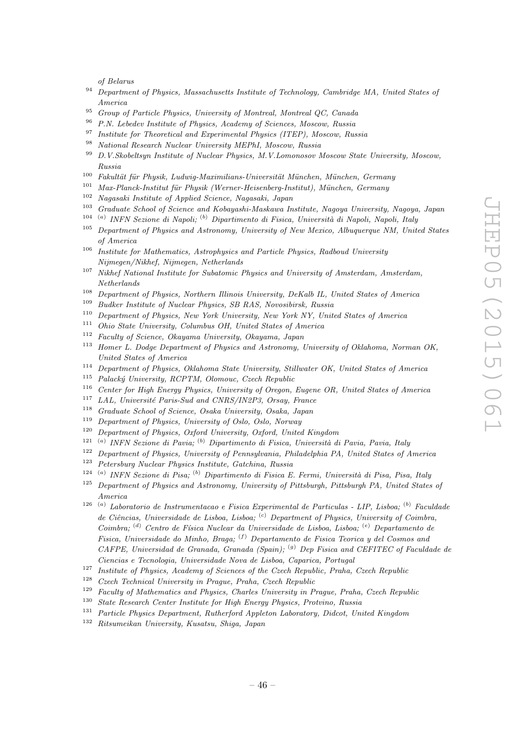*of Belarus*

[94] *Department of Physics, Massachusetts Institute of Technology, Cambridge MA, United States of America*

[95] *Group of Particle Physics, University of Montreal, Montreal QC, Canada*

[96] *P.N. Lebedev Institute of Physics, Academy of Sciences, Moscow, Russia*

[97] *Institute for Theoretical and Experimental Physics (ITEP), Moscow, Russia*

[98] *National Research Nuclear University MEPhI, Moscow, Russia*

[99] *D.V.Skobeltsyn Institute of Nuclear Physics, M.V.Lomonosov Moscow State University, Moscow, Russia*

[100] *Fakultät für Physik, Ludwig-Maximilians-Universität München, München, Germany*

[101] *Max-Planck-Institut für Physik (Werner-Heisenberg-Institut), München, Germany*

[102] *Nagasaki Institute of Applied Science, Nagasaki, Japan*

[103] *Graduate School of Science and Kobayashi-Maskawa Institute, Nagoya University, Nagoya, Japan*

[104] [(a)] *INFN Sezione di Napoli;* [(b)] *Dipartimento di Fisica, Università di Napoli, Napoli, Italy*

[105] *Department of Physics and Astronomy, University of New Mexico, Albuquerque NM, United States of America*

[106] *Institute for Mathematics, Astrophysics and Particle Physics, Radboud University Nijmegen/Nikhef, Nijmegen, Netherlands*

[107] *Nikhef National Institute for Subatomic Physics and University of Amsterdam, Amsterdam, Netherlands*

[108] *Department of Physics, Northern Illinois University, DeKalb IL, United States of America*

[109] *Budker Institute of Nuclear Physics, SB RAS, Novosibirsk, Russia*

[110] *Department of Physics, New York University, New York NY, United States of America*

[111] *Ohio State University, Columbus OH, United States of America*

[112] *Faculty of Science, Okayama University, Okayama, Japan*

[113] *Homer L. Dodge Department of Physics and Astronomy, University of Oklahoma, Norman OK, United States of America*

[114] *Department of Physics, Oklahoma State University, Stillwater OK, United States of America*

[115] *Palacký University, RCPTM, Olomouc, Czech Republic*

[116] *Center for High Energy Physics, University of Oregon, Eugene OR, United States of America*

[117] *LAL, Université Paris-Sud and CNRS/IN2P3, Orsay, France*

[118] *Graduate School of Science, Osaka University, Osaka, Japan*

[119] *Department of Physics, University of Oslo, Oslo, Norway*

[120] *Department of Physics, Oxford University, Oxford, United Kingdom*

[121] [(a)] *INFN Sezione di Pavia;* [(b)] *Dipartimento di Fisica, Università di Pavia, Pavia, Italy*

[122] *Department of Physics, University of Pennsylvania, Philadelphia PA, United States of America*

[123] *Petersburg Nuclear Physics Institute, Gatchina, Russia*

[124] [(a)] *INFN Sezione di Pisa;* [(b)] *Dipartimento di Fisica E. Fermi, Università di Pisa, Pisa, Italy*

[125] *Department of Physics and Astronomy, University of Pittsburgh, Pittsburgh PA, United States of America*

[126] [(a)] *Laboratorio de Instrumentacao e Fisica Experimental de Particulas - LIP, Lisboa;* [(b)] *Faculdade de Ciências, Universidade de Lisboa, Lisboa;* [(c)] *Department of Physics, University of Coimbra, Coimbra;* [(d)] *Centro de Física Nuclear da Universidade de Lisboa, Lisboa;* [(e)] *Departamento de Fisica, Universidade do Minho, Braga;* [(f)] *Departamento de Fisica Teorica y del Cosmos and CAFPE, Universidad de Granada, Granada (Spain);* [(g)] *Dep Fisica and CEFITEC of Faculdade de Ciencias e Tecnologia, Universidade Nova de Lisboa, Caparica, Portugal*

[127] *Institute of Physics, Academy of Sciences of the Czech Republic, Praha, Czech Republic*

[128] *Czech Technical University in Prague, Praha, Czech Republic*

[129] *Faculty of Mathematics and Physics, Charles University in Prague, Praha, Czech Republic*

[130] *State Research Center Institute for High Energy Physics, Protvino, Russia*

[131] *Particle Physics Department, Rutherford Appleton Laboratory, Didcot, United Kingdom*

[132] *Ritsumeikan University, Kusatsu, Shiga, Japan*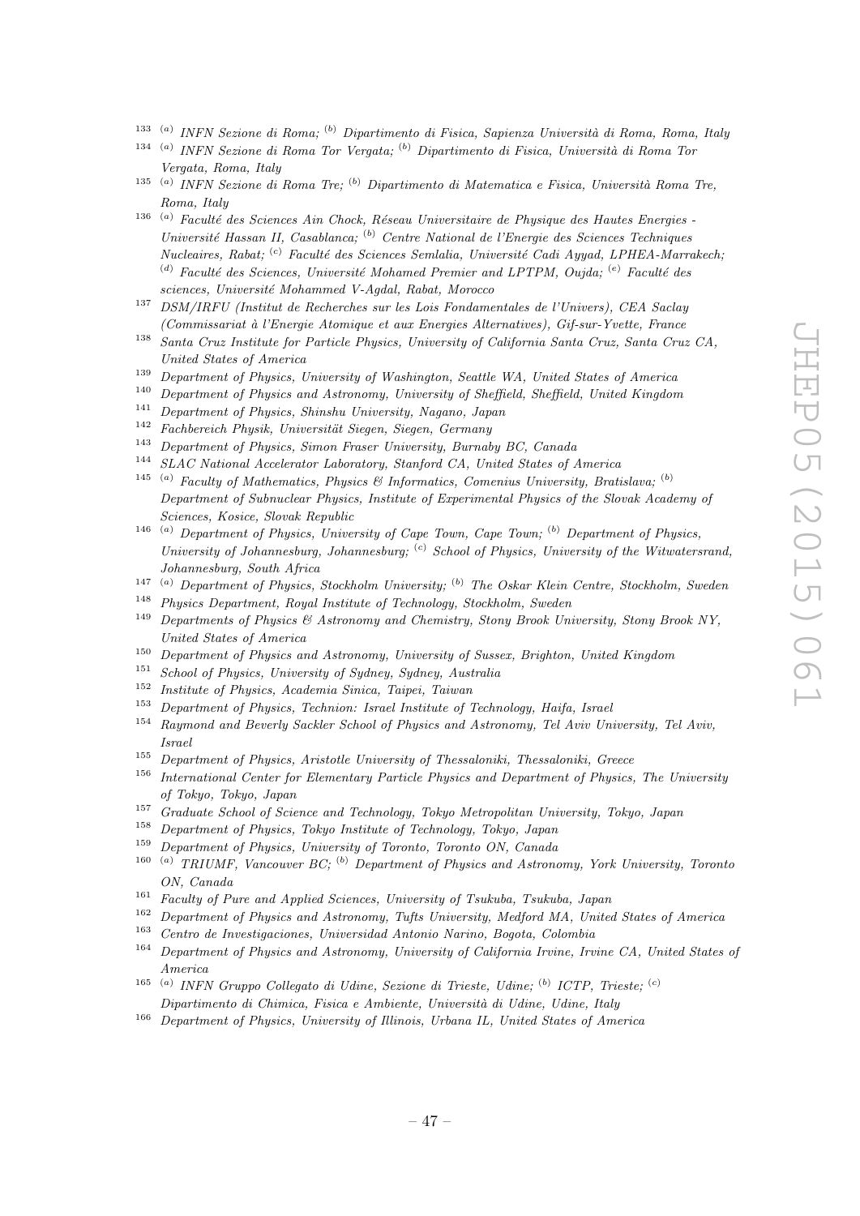[133] [(a)] INFN Sezione di Roma; [(b)] Dipartimento di Fisica, Sapienza Università di Roma, Roma, Italy

[134] [(a)] INFN Sezione di Roma Tor Vergata; [(b)] Dipartimento di Fisica, Università di Roma Tor Vergata, Roma, Italy

[135] [(a)] INFN Sezione di Roma Tre; [(b)] Dipartimento di Matematica e Fisica, Università Roma Tre, Roma, Italy

[136] [(a)] Faculté des Sciences Ain Chock, Réseau Universitaire de Physique des Hautes Energies - Université Hassan II, Casablanca; [(b)] Centre National de l'Energie des Sciences Techniques Nucleaires, Rabat; [(c)] Faculté des Sciences Semlalia, Université Cadi Ayyad, LPHEA-Marrakech; [(d)] Faculté des Sciences, Université Mohamed Premier and LPTPM, Oujda; [(e)] Faculté des sciences, Université Mohammed V-Agdal, Rabat, Morocco

[137] DSM/IRFU (Institut de Recherches sur les Lois Fondamentales de l'Univers), CEA Saclay (Commissariat à l'Energie Atomique et aux Energies Alternatives), Gif-sur-Yvette, France

[138] Santa Cruz Institute for Particle Physics, University of California Santa Cruz, Santa Cruz CA, United States of America

[139] Department of Physics, University of Washington, Seattle WA, United States of America

[140] Department of Physics and Astronomy, University of Sheffield, Sheffield, United Kingdom

[141] Department of Physics, Shinshu University, Nagano, Japan

[142] Fachbereich Physik, Universität Siegen, Siegen, Germany

[143] Department of Physics, Simon Fraser University, Burnaby BC, Canada

[144] SLAC National Accelerator Laboratory, Stanford CA, United States of America

[145] [(a)] Faculty of Mathematics, Physics & Informatics, Comenius University, Bratislava; [(b)] Department of Subnuclear Physics, Institute of Experimental Physics of the Slovak Academy of Sciences, Kosice, Slovak Republic

[146] [(a)] Department of Physics, University of Cape Town, Cape Town; [(b)] Department of Physics, University of Johannesburg, Johannesburg; [(c)] School of Physics, University of the Witwatersrand, Johannesburg, South Africa

[147] [(a)] Department of Physics, Stockholm University; [(b)] The Oskar Klein Centre, Stockholm, Sweden

[148] Physics Department, Royal Institute of Technology, Stockholm, Sweden

[149] Departments of Physics & Astronomy and Chemistry, Stony Brook University, Stony Brook NY, United States of America

[150] Department of Physics and Astronomy, University of Sussex, Brighton, United Kingdom

[151] School of Physics, University of Sydney, Sydney, Australia

[152] Institute of Physics, Academia Sinica, Taipei, Taiwan

[153] Department of Physics, Technion: Israel Institute of Technology, Haifa, Israel

[154] Raymond and Beverly Sackler School of Physics and Astronomy, Tel Aviv University, Tel Aviv, Israel

[155] Department of Physics, Aristotle University of Thessaloniki, Thessaloniki, Greece

[156] International Center for Elementary Particle Physics and Department of Physics, The University of Tokyo, Tokyo, Japan

[157] Graduate School of Science and Technology, Tokyo Metropolitan University, Tokyo, Japan

[158] Department of Physics, Tokyo Institute of Technology, Tokyo, Japan

[159] Department of Physics, University of Toronto, Toronto ON, Canada

[160] [(a)] TRIUMF, Vancouver BC; [(b)] Department of Physics and Astronomy, York University, Toronto ON, Canada

[161] Faculty of Pure and Applied Sciences, University of Tsukuba, Tsukuba, Japan

[162] Department of Physics and Astronomy, Tufts University, Medford MA, United States of America

[163] Centro de Investigaciones, Universidad Antonio Narino, Bogota, Colombia

[164] Department of Physics and Astronomy, University of California Irvine, Irvine CA, United States of America

[165] [(a)] INFN Gruppo Collegato di Udine, Sezione di Trieste, Udine; [(b)] ICTP, Trieste; [(c)] Dipartimento di Chimica, Fisica e Ambiente, Università di Udine, Udine, Italy

[166] Department of Physics, University of Illinois, Urbana IL, United States of America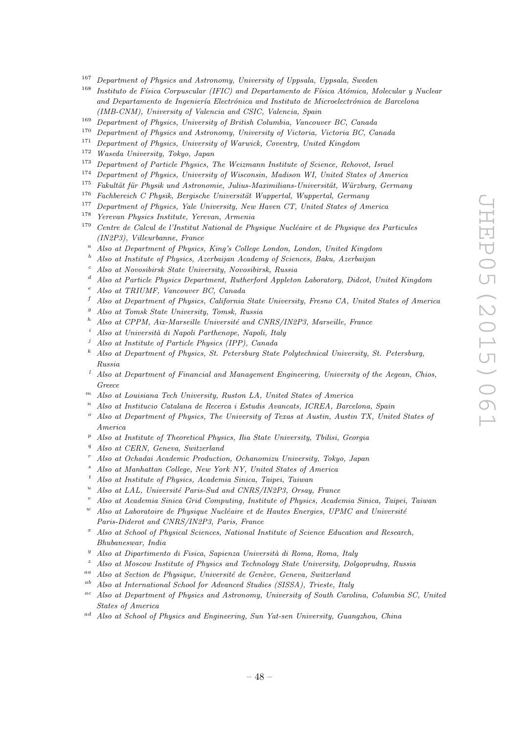[167] *Department of Physics and Astronomy, University of Uppsala, Uppsala, Sweden*
[168] *Instituto de Física Corpuscular (IFIC) and Departamento de Física Atómica, Molecular y Nuclear and Departamento de Ingeniería Electrónica and Instituto de Microelectrónica de Barcelona (IMB-CNM), University of Valencia and CSIC, Valencia, Spain*
[169] *Department of Physics, University of British Columbia, Vancouver BC, Canada*
[170] *Department of Physics and Astronomy, University of Victoria, Victoria BC, Canada*
[171] *Department of Physics, University of Warwick, Coventry, United Kingdom*
[172] *Waseda University, Tokyo, Japan*
[173] *Department of Particle Physics, The Weizmann Institute of Science, Rehovot, Israel*
[174] *Department of Physics, University of Wisconsin, Madison WI, United States of America*
[175] *Fakultät für Physik und Astronomie, Julius-Maximilians-Universität, Würzburg, Germany*
[176] *Fachbereich C Physik, Bergische Universität Wuppertal, Wuppertal, Germany*
[177] *Department of Physics, Yale University, New Haven CT, United States of America*
[178] *Yerevan Physics Institute, Yerevan, Armenia*
[179] *Centre de Calcul de l'Institut National de Physique Nucléaire et de Physique des Particules (IN2P3), Villeurbanne, France*
[a] *Also at Department of Physics, King's College London, London, United Kingdom*
[b] *Also at Institute of Physics, Azerbaijan Academy of Sciences, Baku, Azerbaijan*
[c] *Also at Novosibirsk State University, Novosibirsk, Russia*
[d] *Also at Particle Physics Department, Rutherford Appleton Laboratory, Didcot, United Kingdom*
[e] *Also at TRIUMF, Vancouver BC, Canada*
[f] *Also at Department of Physics, California State University, Fresno CA, United States of America*
[g] *Also at Tomsk State University, Tomsk, Russia*
[h] *Also at CPPM, Aix-Marseille Université and CNRS/IN2P3, Marseille, France*
[i] *Also at Università di Napoli Parthenope, Napoli, Italy*
[j] *Also at Institute of Particle Physics (IPP), Canada*
[k] *Also at Department of Physics, St. Petersburg State Polytechnical University, St. Petersburg, Russia*
[l] *Also at Department of Financial and Management Engineering, University of the Aegean, Chios, Greece*
[m] *Also at Louisiana Tech University, Ruston LA, United States of America*
[n] *Also at Institucio Catalana de Recerca i Estudis Avancats, ICREA, Barcelona, Spain*
[o] *Also at Department of Physics, The University of Texas at Austin, Austin TX, United States of America*
[p] *Also at Institute of Theoretical Physics, Ilia State University, Tbilisi, Georgia*
[q] *Also at CERN, Geneva, Switzerland*
[r] *Also at Ochadai Academic Production, Ochanomizu University, Tokyo, Japan*
[s] *Also at Manhattan College, New York NY, United States of America*
[t] *Also at Institute of Physics, Academia Sinica, Taipei, Taiwan*
[u] *Also at LAL, Université Paris-Sud and CNRS/IN2P3, Orsay, France*
[v] *Also at Academia Sinica Grid Computing, Institute of Physics, Academia Sinica, Taipei, Taiwan*
[w] *Also at Laboratoire de Physique Nucléaire et de Hautes Energies, UPMC and Université Paris-Diderot and CNRS/IN2P3, Paris, France*
[x] *Also at School of Physical Sciences, National Institute of Science Education and Research, Bhubaneswar, India*
[y] *Also at Dipartimento di Fisica, Sapienza Università di Roma, Roma, Italy*
[z] *Also at Moscow Institute of Physics and Technology State University, Dolgoprudny, Russia*
[aa] *Also at Section de Physique, Université de Genève, Geneva, Switzerland*
[ab] *Also at International School for Advanced Studies (SISSA), Trieste, Italy*
[ac] *Also at Department of Physics and Astronomy, University of South Carolina, Columbia SC, United States of America*
[ad] *Also at School of Physics and Engineering, Sun Yat-sen University, Guangzhou, China*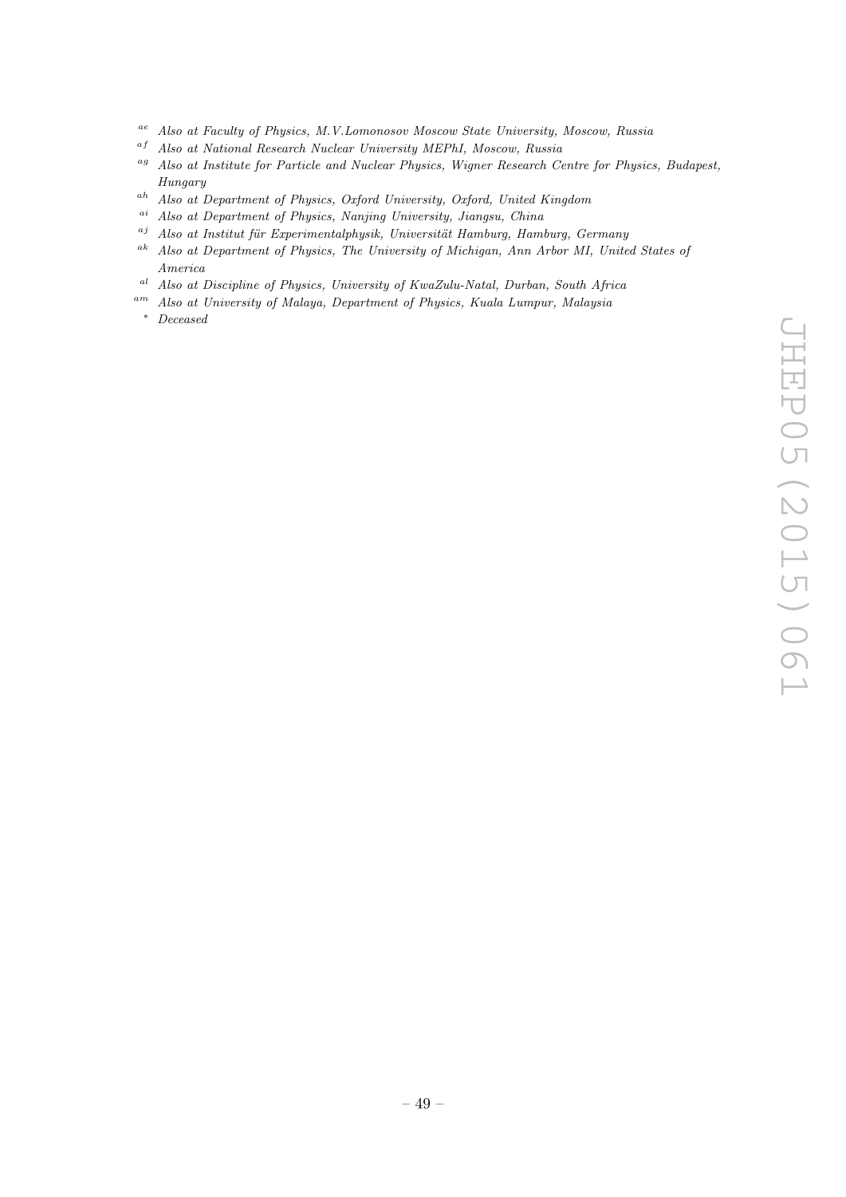[ae] *Also at Faculty of Physics, M.V.Lomonosov Moscow State University, Moscow, Russia*

[af] *Also at National Research Nuclear University MEPhI, Moscow, Russia*

[ag] *Also at Institute for Particle and Nuclear Physics, Wigner Research Centre for Physics, Budapest, Hungary*

[ah] *Also at Department of Physics, Oxford University, Oxford, United Kingdom*

[ai] *Also at Department of Physics, Nanjing University, Jiangsu, China*

[aj] *Also at Institut für Experimentalphysik, Universität Hamburg, Hamburg, Germany*

[ak] *Also at Department of Physics, The University of Michigan, Ann Arbor MI, United States of America*

[al] *Also at Discipline of Physics, University of KwaZulu-Natal, Durban, South Africa*

[am] *Also at University of Malaya, Department of Physics, Kuala Lumpur, Malaysia*

[*] *Deceased*